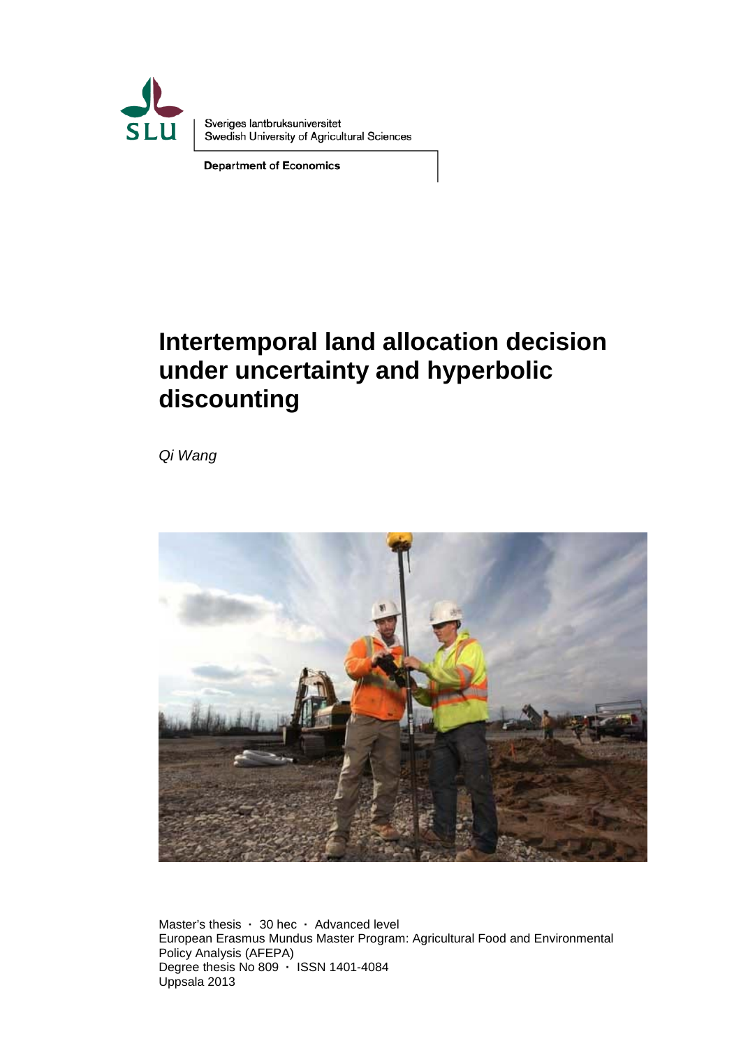Sveriges lantbruksuniversitet
Swedish University of Agricultural Sciences

**Department of Economics**

# Intertemporal land allocation decision under uncertainty and hyperbolic discounting

*Qi Wang*

Master's thesis · 30 hec · Advanced level
European Erasmus Mundus Master Program: Agricultural Food and Environmental Policy Analysis (AFEPA)
Degree thesis No 809 · ISSN 1401-4084
Uppsala 2013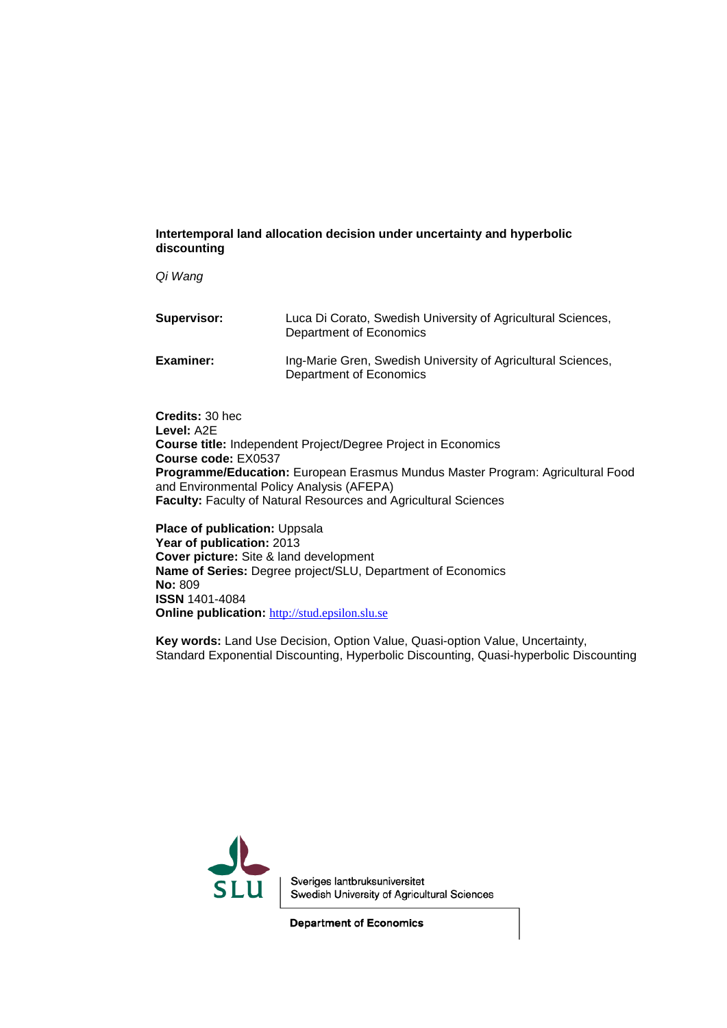**Intertemporal land allocation decision under uncertainty and hyperbolic discounting**

*Qi Wang*

| | |
|---|---|
| **Supervisor:** | Luca Di Corato, Swedish University of Agricultural Sciences, Department of Economics |
| **Examiner:** | Ing-Marie Gren, Swedish University of Agricultural Sciences, Department of Economics |

**Credits:** 30 hec
**Level:** A2E
**Course title:** Independent Project/Degree Project in Economics
**Course code:** EX0537
**Programme/Education:** European Erasmus Mundus Master Program: Agricultural Food and Environmental Policy Analysis (AFEPA)
**Faculty:** Faculty of Natural Resources and Agricultural Sciences

**Place of publication:** Uppsala
**Year of publication:** 2013
**Cover picture:** Site & land development
**Name of Series:** Degree project/SLU, Department of Economics
**No:** 809
**ISSN** 1401-4084
**Online publication:** http://stud.epsilon.slu.se

**Key words:** Land Use Decision, Option Value, Quasi-option Value, Uncertainty, Standard Exponential Discounting, Hyperbolic Discounting, Quasi-hyperbolic Discounting

Sveriges lantbruksuniversitet
Swedish University of Agricultural Sciences

**Department of Economics**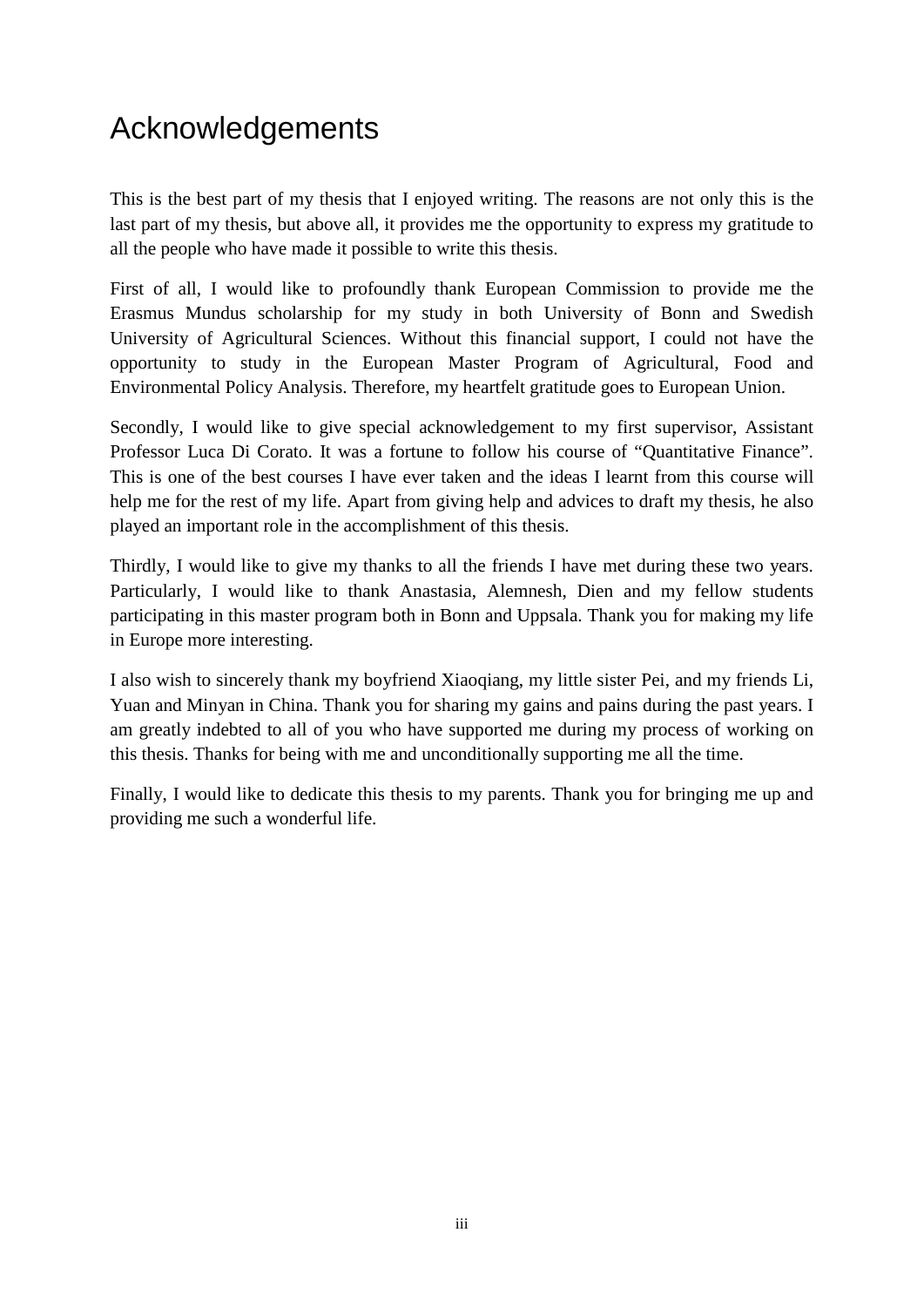# Acknowledgements

This is the best part of my thesis that I enjoyed writing. The reasons are not only this is the last part of my thesis, but above all, it provides me the opportunity to express my gratitude to all the people who have made it possible to write this thesis.

First of all, I would like to profoundly thank European Commission to provide me the Erasmus Mundus scholarship for my study in both University of Bonn and Swedish University of Agricultural Sciences. Without this financial support, I could not have the opportunity to study in the European Master Program of Agricultural, Food and Environmental Policy Analysis. Therefore, my heartfelt gratitude goes to European Union.

Secondly, I would like to give special acknowledgement to my first supervisor, Assistant Professor Luca Di Corato. It was a fortune to follow his course of "Quantitative Finance". This is one of the best courses I have ever taken and the ideas I learnt from this course will help me for the rest of my life. Apart from giving help and advices to draft my thesis, he also played an important role in the accomplishment of this thesis.

Thirdly, I would like to give my thanks to all the friends I have met during these two years. Particularly, I would like to thank Anastasia, Alemnesh, Dien and my fellow students participating in this master program both in Bonn and Uppsala. Thank you for making my life in Europe more interesting.

I also wish to sincerely thank my boyfriend Xiaoqiang, my little sister Pei, and my friends Li, Yuan and Minyan in China. Thank you for sharing my gains and pains during the past years. I am greatly indebted to all of you who have supported me during my process of working on this thesis. Thanks for being with me and unconditionally supporting me all the time.

Finally, I would like to dedicate this thesis to my parents. Thank you for bringing me up and providing me such a wonderful life.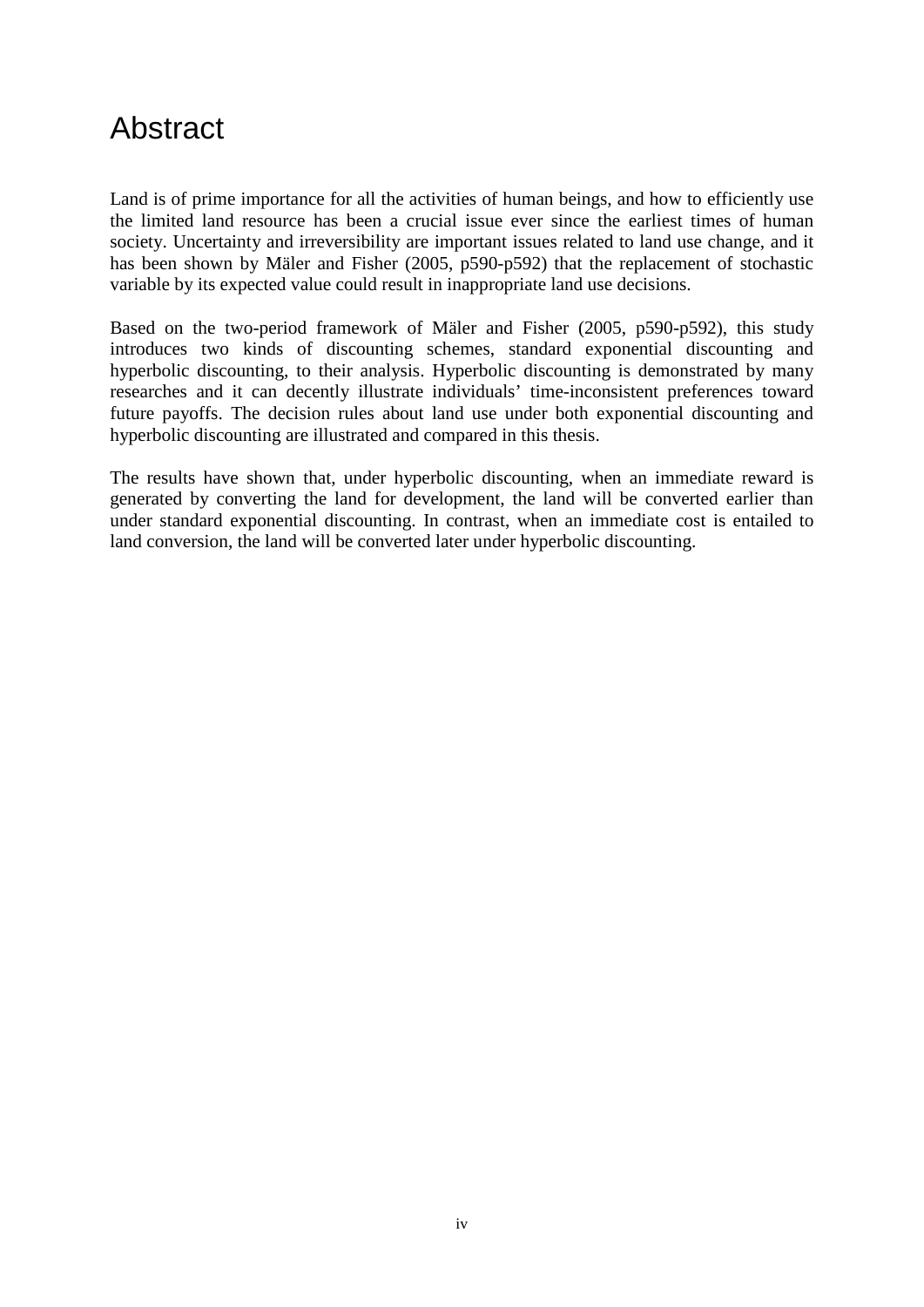# Abstract

Land is of prime importance for all the activities of human beings, and how to efficiently use the limited land resource has been a crucial issue ever since the earliest times of human society. Uncertainty and irreversibility are important issues related to land use change, and it has been shown by Mäler and Fisher (2005, p590-p592) that the replacement of stochastic variable by its expected value could result in inappropriate land use decisions.

Based on the two-period framework of Mäler and Fisher (2005, p590-p592), this study introduces two kinds of discounting schemes, standard exponential discounting and hyperbolic discounting, to their analysis. Hyperbolic discounting is demonstrated by many researches and it can decently illustrate individuals' time-inconsistent preferences toward future payoffs. The decision rules about land use under both exponential discounting and hyperbolic discounting are illustrated and compared in this thesis.

The results have shown that, under hyperbolic discounting, when an immediate reward is generated by converting the land for development, the land will be converted earlier than under standard exponential discounting. In contrast, when an immediate cost is entailed to land conversion, the land will be converted later under hyperbolic discounting.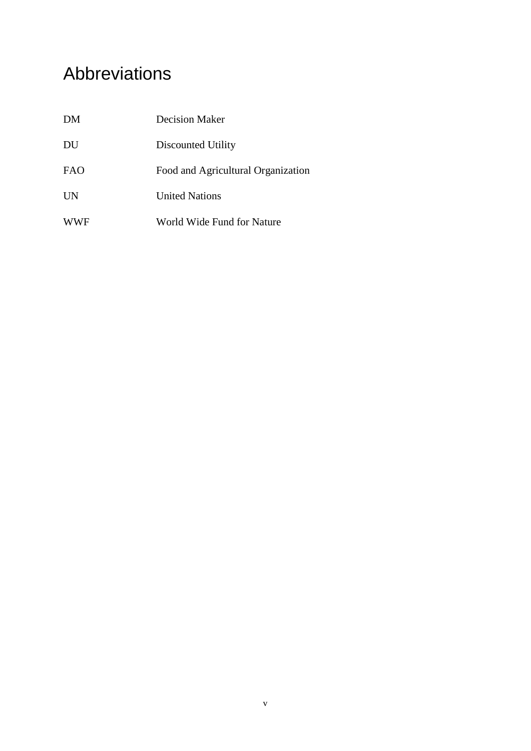# Abbreviations

| | |
|---|---|
| DM | Decision Maker |
| DU | Discounted Utility |
| FAO | Food and Agricultural Organization |
| UN | United Nations |
| WWF | World Wide Fund for Nature |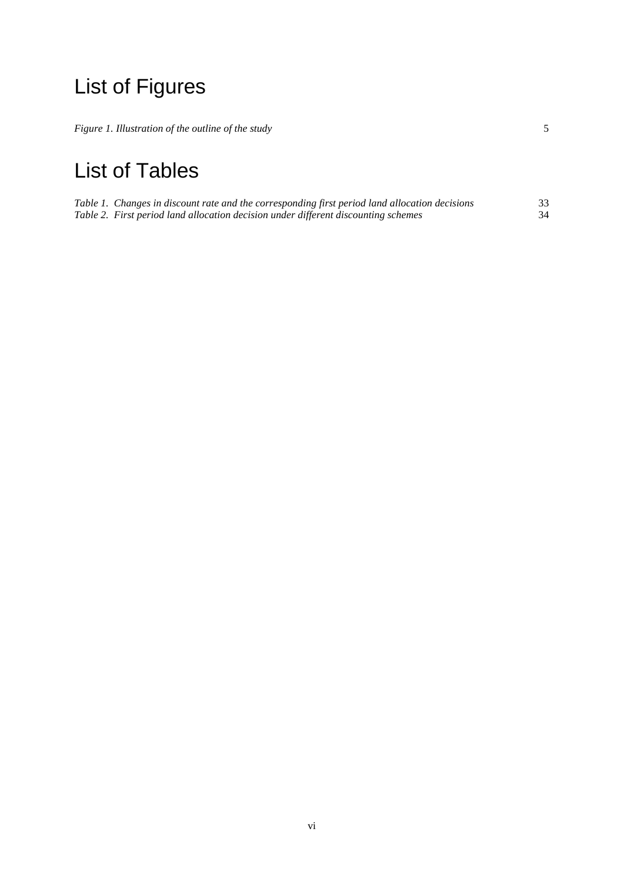# List of Figures

*Figure 1. Illustration of the outline of the study* 5

# List of Tables

*Table 1. Changes in discount rate and the corresponding first period land allocation decisions* 33

*Table 2. First period land allocation decision under different discounting schemes* 34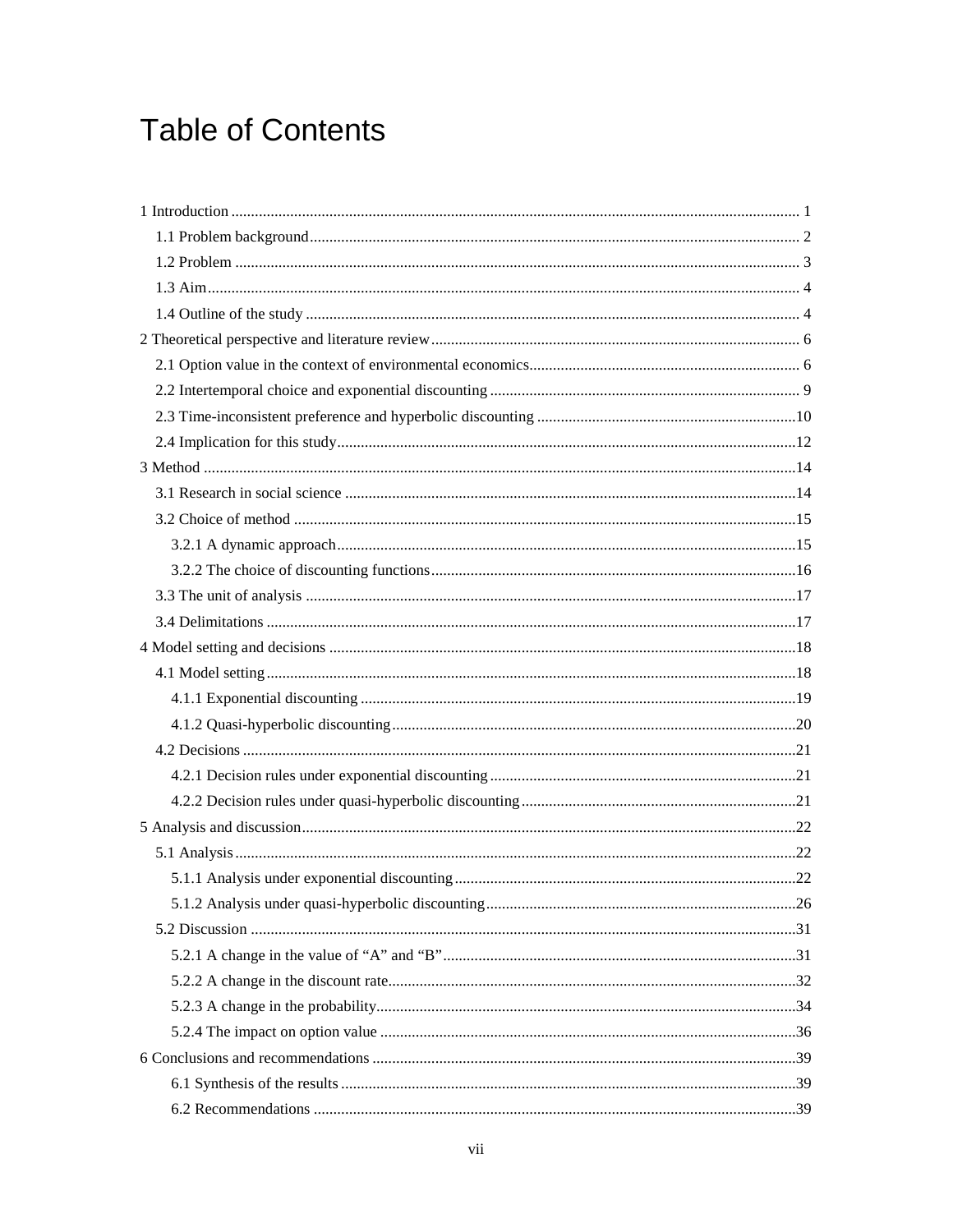# Table of Contents

1 Introduction ... 1

- 1.1 Problem background ... 2
- 1.2 Problem ... 3
- 1.3 Aim ... 4
- 1.4 Outline of the study ... 4

2 Theoretical perspective and literature review ... 6

- 2.1 Option value in the context of environmental economics ... 6
- 2.2 Intertemporal choice and exponential discounting ... 9
- 2.3 Time-inconsistent preference and hyperbolic discounting ... 10
- 2.4 Implication for this study ... 12

3 Method ... 14

- 3.1 Research in social science ... 14
- 3.2 Choice of method ... 15
  - 3.2.1 A dynamic approach ... 15
  - 3.2.2 The choice of discounting functions ... 16
- 3.3 The unit of analysis ... 17
- 3.4 Delimitations ... 17

4 Model setting and decisions ... 18

- 4.1 Model setting ... 18
  - 4.1.1 Exponential discounting ... 19
  - 4.1.2 Quasi-hyperbolic discounting ... 20
- 4.2 Decisions ... 21
  - 4.2.1 Decision rules under exponential discounting ... 21
  - 4.2.2 Decision rules under quasi-hyperbolic discounting ... 21

5 Analysis and discussion ... 22

- 5.1 Analysis ... 22
  - 5.1.1 Analysis under exponential discounting ... 22
  - 5.1.2 Analysis under quasi-hyperbolic discounting ... 26
- 5.2 Discussion ... 31
  - 5.2.1 A change in the value of “A” and “B” ... 31
  - 5.2.2 A change in the discount rate ... 32
  - 5.2.3 A change in the probability ... 34
  - 5.2.4 The impact on option value ... 36

6 Conclusions and recommendations ... 39

- 6.1 Synthesis of the results ... 39
- 6.2 Recommendations ... 39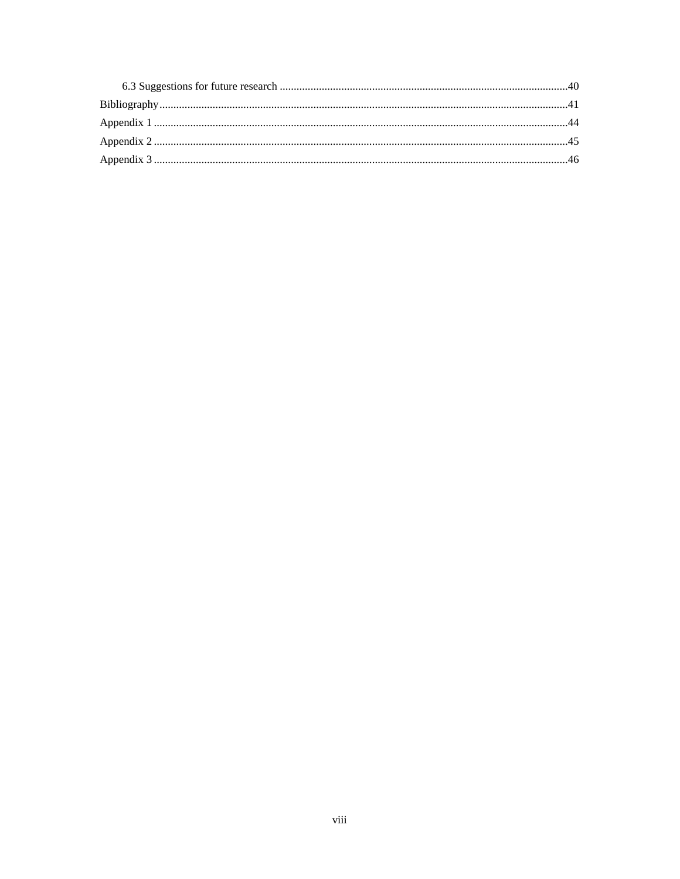6.3 Suggestions for future research ....................................................................................................40
Bibliography.................................................................................................................................................41
Appendix 1 ...................................................................................................................................................44
Appendix 2 ...................................................................................................................................................45
Appendix 3 ...................................................................................................................................................46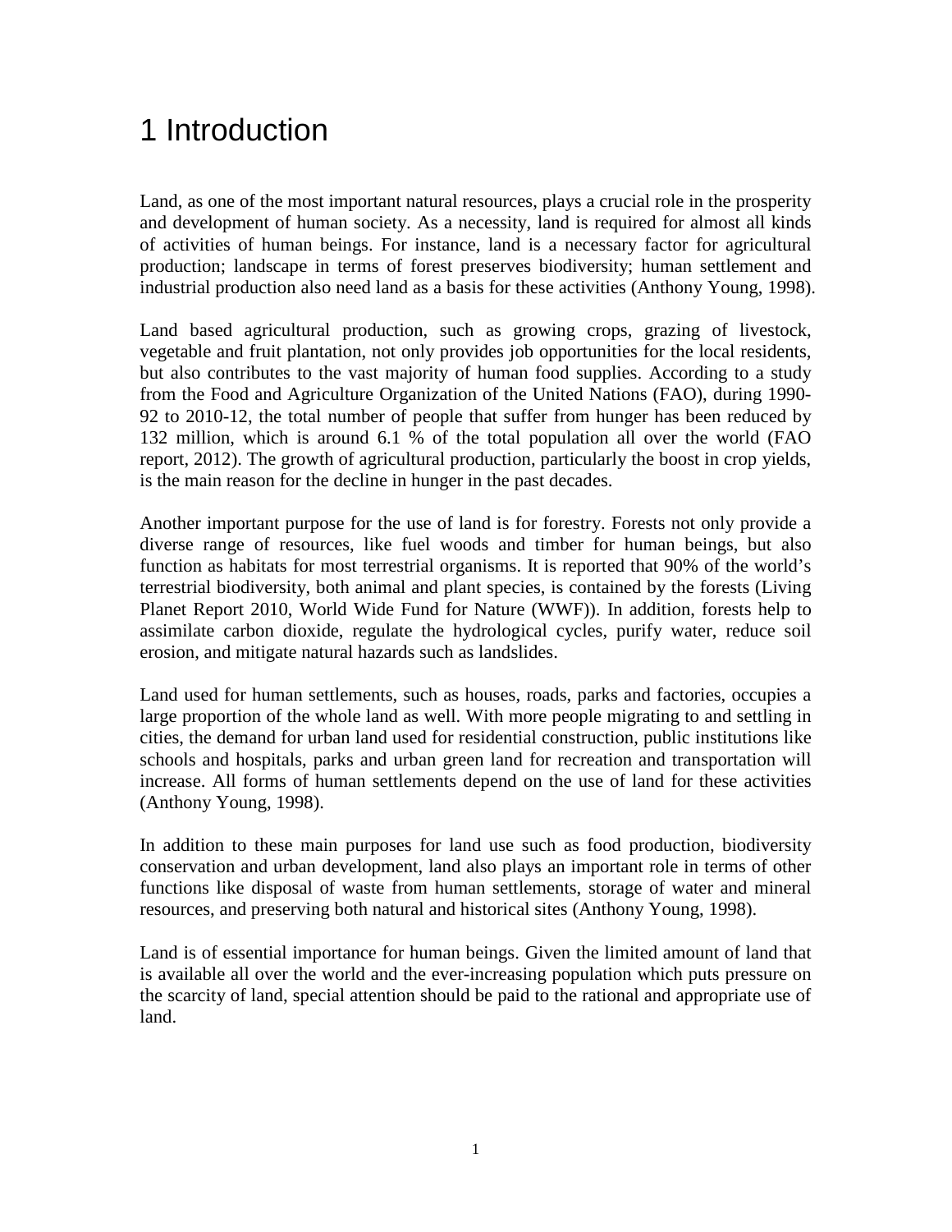# 1 Introduction

Land, as one of the most important natural resources, plays a crucial role in the prosperity and development of human society. As a necessity, land is required for almost all kinds of activities of human beings. For instance, land is a necessary factor for agricultural production; landscape in terms of forest preserves biodiversity; human settlement and industrial production also need land as a basis for these activities (Anthony Young, 1998).

Land based agricultural production, such as growing crops, grazing of livestock, vegetable and fruit plantation, not only provides job opportunities for the local residents, but also contributes to the vast majority of human food supplies. According to a study from the Food and Agriculture Organization of the United Nations (FAO), during 1990-92 to 2010-12, the total number of people that suffer from hunger has been reduced by 132 million, which is around 6.1 % of the total population all over the world (FAO report, 2012). The growth of agricultural production, particularly the boost in crop yields, is the main reason for the decline in hunger in the past decades.

Another important purpose for the use of land is for forestry. Forests not only provide a diverse range of resources, like fuel woods and timber for human beings, but also function as habitats for most terrestrial organisms. It is reported that 90% of the world's terrestrial biodiversity, both animal and plant species, is contained by the forests (Living Planet Report 2010, World Wide Fund for Nature (WWF)). In addition, forests help to assimilate carbon dioxide, regulate the hydrological cycles, purify water, reduce soil erosion, and mitigate natural hazards such as landslides.

Land used for human settlements, such as houses, roads, parks and factories, occupies a large proportion of the whole land as well. With more people migrating to and settling in cities, the demand for urban land used for residential construction, public institutions like schools and hospitals, parks and urban green land for recreation and transportation will increase. All forms of human settlements depend on the use of land for these activities (Anthony Young, 1998).

In addition to these main purposes for land use such as food production, biodiversity conservation and urban development, land also plays an important role in terms of other functions like disposal of waste from human settlements, storage of water and mineral resources, and preserving both natural and historical sites (Anthony Young, 1998).

Land is of essential importance for human beings. Given the limited amount of land that is available all over the world and the ever-increasing population which puts pressure on the scarcity of land, special attention should be paid to the rational and appropriate use of land.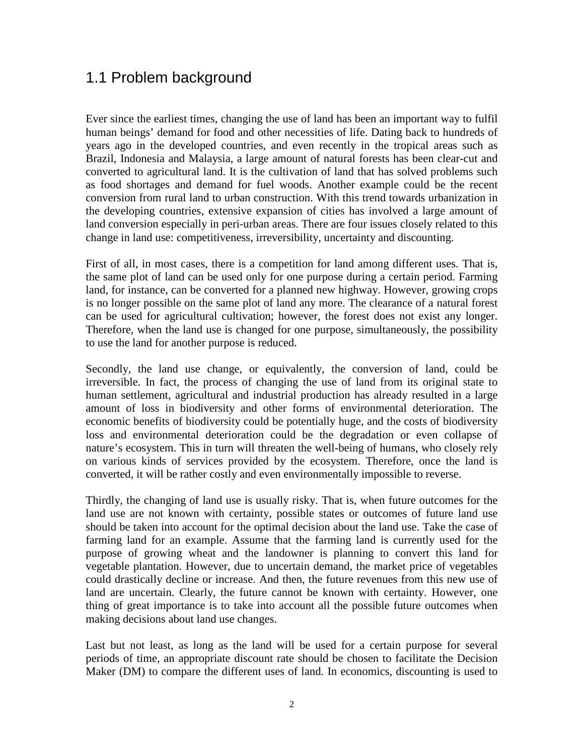## 1.1 Problem background

Ever since the earliest times, changing the use of land has been an important way to fulfil human beings' demand for food and other necessities of life. Dating back to hundreds of years ago in the developed countries, and even recently in the tropical areas such as Brazil, Indonesia and Malaysia, a large amount of natural forests has been clear-cut and converted to agricultural land. It is the cultivation of land that has solved problems such as food shortages and demand for fuel woods. Another example could be the recent conversion from rural land to urban construction. With this trend towards urbanization in the developing countries, extensive expansion of cities has involved a large amount of land conversion especially in peri-urban areas. There are four issues closely related to this change in land use: competitiveness, irreversibility, uncertainty and discounting.

First of all, in most cases, there is a competition for land among different uses. That is, the same plot of land can be used only for one purpose during a certain period. Farming land, for instance, can be converted for a planned new highway. However, growing crops is no longer possible on the same plot of land any more. The clearance of a natural forest can be used for agricultural cultivation; however, the forest does not exist any longer. Therefore, when the land use is changed for one purpose, simultaneously, the possibility to use the land for another purpose is reduced.

Secondly, the land use change, or equivalently, the conversion of land, could be irreversible. In fact, the process of changing the use of land from its original state to human settlement, agricultural and industrial production has already resulted in a large amount of loss in biodiversity and other forms of environmental deterioration. The economic benefits of biodiversity could be potentially huge, and the costs of biodiversity loss and environmental deterioration could be the degradation or even collapse of nature's ecosystem. This in turn will threaten the well-being of humans, who closely rely on various kinds of services provided by the ecosystem. Therefore, once the land is converted, it will be rather costly and even environmentally impossible to reverse.

Thirdly, the changing of land use is usually risky. That is, when future outcomes for the land use are not known with certainty, possible states or outcomes of future land use should be taken into account for the optimal decision about the land use. Take the case of farming land for an example. Assume that the farming land is currently used for the purpose of growing wheat and the landowner is planning to convert this land for vegetable plantation. However, due to uncertain demand, the market price of vegetables could drastically decline or increase. And then, the future revenues from this new use of land are uncertain. Clearly, the future cannot be known with certainty. However, one thing of great importance is to take into account all the possible future outcomes when making decisions about land use changes.

Last but not least, as long as the land will be used for a certain purpose for several periods of time, an appropriate discount rate should be chosen to facilitate the Decision Maker (DM) to compare the different uses of land. In economics, discounting is used to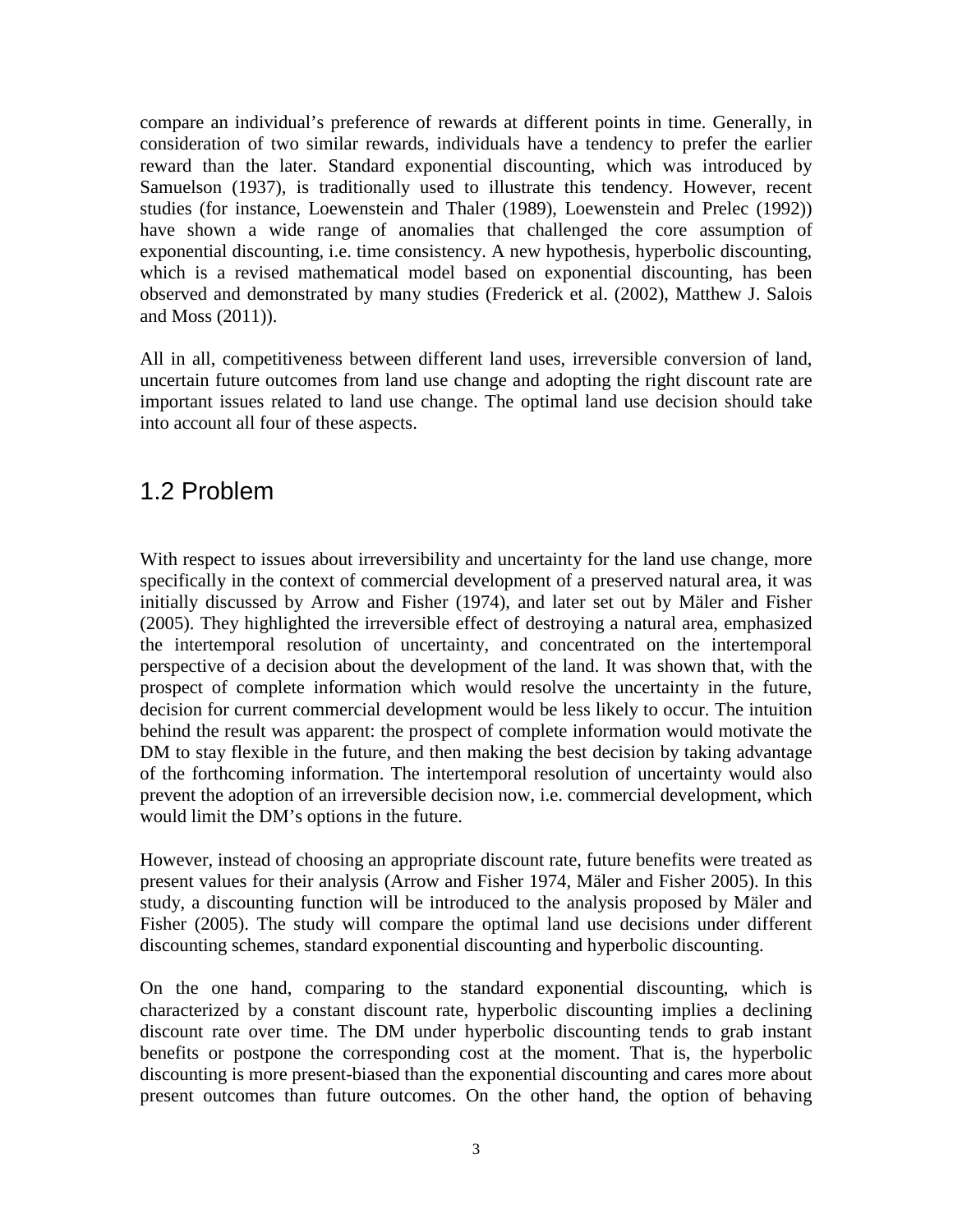compare an individual's preference of rewards at different points in time. Generally, in consideration of two similar rewards, individuals have a tendency to prefer the earlier reward than the later. Standard exponential discounting, which was introduced by Samuelson (1937), is traditionally used to illustrate this tendency. However, recent studies (for instance, Loewenstein and Thaler (1989), Loewenstein and Prelec (1992)) have shown a wide range of anomalies that challenged the core assumption of exponential discounting, i.e. time consistency. A new hypothesis, hyperbolic discounting, which is a revised mathematical model based on exponential discounting, has been observed and demonstrated by many studies (Frederick et al. (2002), Matthew J. Salois and Moss (2011)).

All in all, competitiveness between different land uses, irreversible conversion of land, uncertain future outcomes from land use change and adopting the right discount rate are important issues related to land use change. The optimal land use decision should take into account all four of these aspects.

## 1.2 Problem

With respect to issues about irreversibility and uncertainty for the land use change, more specifically in the context of commercial development of a preserved natural area, it was initially discussed by Arrow and Fisher (1974), and later set out by Mäler and Fisher (2005). They highlighted the irreversible effect of destroying a natural area, emphasized the intertemporal resolution of uncertainty, and concentrated on the intertemporal perspective of a decision about the development of the land. It was shown that, with the prospect of complete information which would resolve the uncertainty in the future, decision for current commercial development would be less likely to occur. The intuition behind the result was apparent: the prospect of complete information would motivate the DM to stay flexible in the future, and then making the best decision by taking advantage of the forthcoming information. The intertemporal resolution of uncertainty would also prevent the adoption of an irreversible decision now, i.e. commercial development, which would limit the DM's options in the future.

However, instead of choosing an appropriate discount rate, future benefits were treated as present values for their analysis (Arrow and Fisher 1974, Mäler and Fisher 2005). In this study, a discounting function will be introduced to the analysis proposed by Mäler and Fisher (2005). The study will compare the optimal land use decisions under different discounting schemes, standard exponential discounting and hyperbolic discounting.

On the one hand, comparing to the standard exponential discounting, which is characterized by a constant discount rate, hyperbolic discounting implies a declining discount rate over time. The DM under hyperbolic discounting tends to grab instant benefits or postpone the corresponding cost at the moment. That is, the hyperbolic discounting is more present-biased than the exponential discounting and cares more about present outcomes than future outcomes. On the other hand, the option of behaving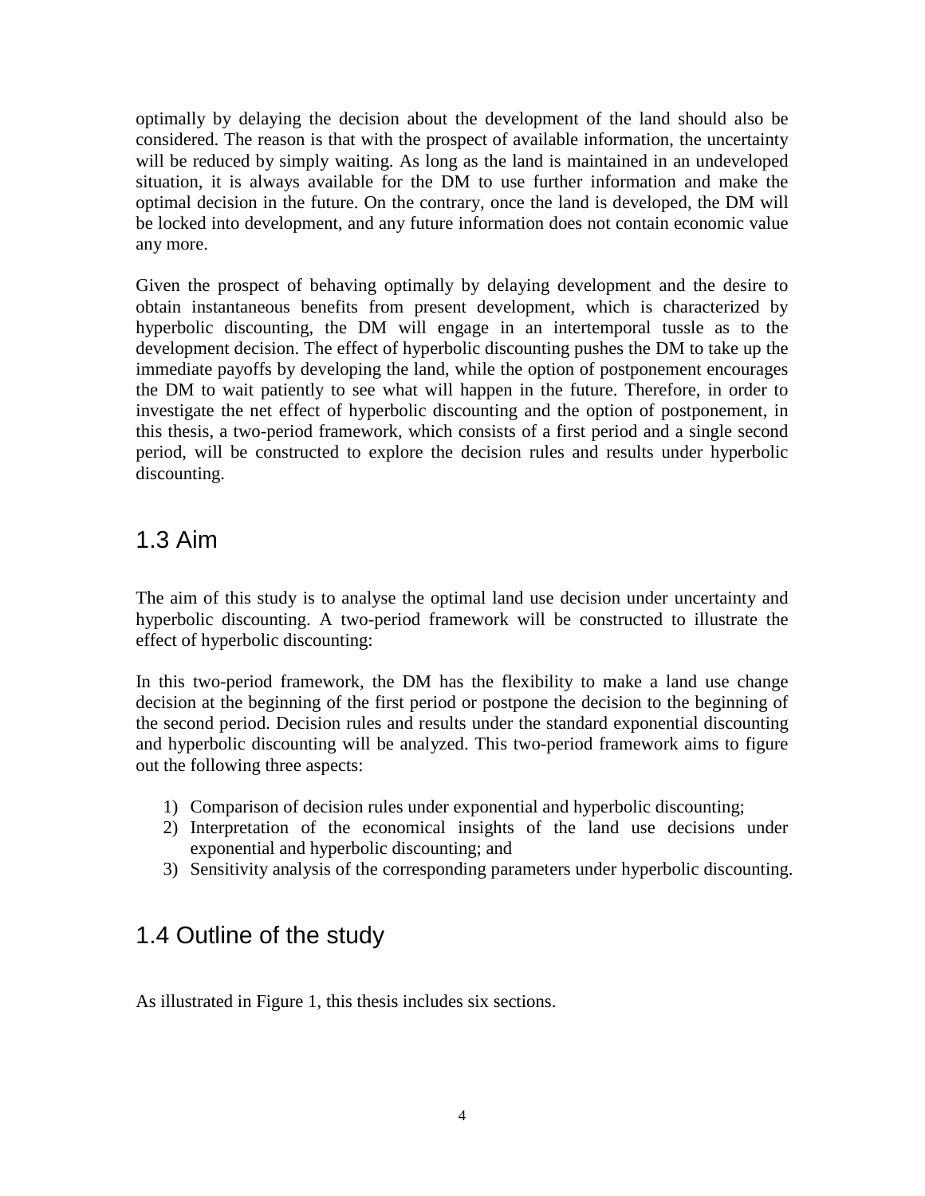optimally by delaying the decision about the development of the land should also be considered. The reason is that with the prospect of available information, the uncertainty will be reduced by simply waiting. As long as the land is maintained in an undeveloped situation, it is always available for the DM to use further information and make the optimal decision in the future. On the contrary, once the land is developed, the DM will be locked into development, and any future information does not contain economic value any more.

Given the prospect of behaving optimally by delaying development and the desire to obtain instantaneous benefits from present development, which is characterized by hyperbolic discounting, the DM will engage in an intertemporal tussle as to the development decision. The effect of hyperbolic discounting pushes the DM to take up the immediate payoffs by developing the land, while the option of postponement encourages the DM to wait patiently to see what will happen in the future. Therefore, in order to investigate the net effect of hyperbolic discounting and the option of postponement, in this thesis, a two-period framework, which consists of a first period and a single second period, will be constructed to explore the decision rules and results under hyperbolic discounting.

## 1.3 Aim

The aim of this study is to analyse the optimal land use decision under uncertainty and hyperbolic discounting. A two-period framework will be constructed to illustrate the effect of hyperbolic discounting:

In this two-period framework, the DM has the flexibility to make a land use change decision at the beginning of the first period or postpone the decision to the beginning of the second period. Decision rules and results under the standard exponential discounting and hyperbolic discounting will be analyzed. This two-period framework aims to figure out the following three aspects:

1) Comparison of decision rules under exponential and hyperbolic discounting;
2) Interpretation of the economical insights of the land use decisions under exponential and hyperbolic discounting; and
3) Sensitivity analysis of the corresponding parameters under hyperbolic discounting.

## 1.4 Outline of the study

As illustrated in Figure 1, this thesis includes six sections.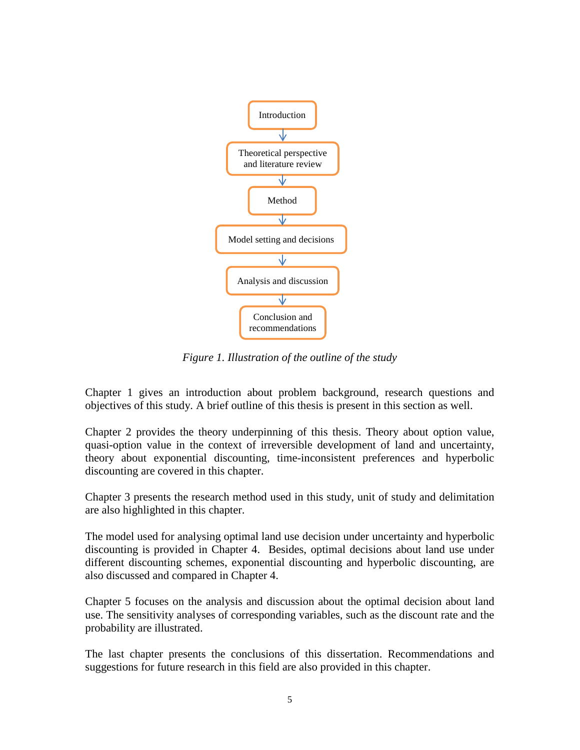Introduction → Theoretical perspective and literature review → Method → Model setting and decisions → Analysis and discussion → Conclusion and recommendations

*Figure 1. Illustration of the outline of the study*

Chapter 1 gives an introduction about problem background, research questions and objectives of this study. A brief outline of this thesis is present in this section as well.

Chapter 2 provides the theory underpinning of this thesis. Theory about option value, quasi-option value in the context of irreversible development of land and uncertainty, theory about exponential discounting, time-inconsistent preferences and hyperbolic discounting are covered in this chapter.

Chapter 3 presents the research method used in this study, unit of study and delimitation are also highlighted in this chapter.

The model used for analysing optimal land use decision under uncertainty and hyperbolic discounting is provided in Chapter 4. Besides, optimal decisions about land use under different discounting schemes, exponential discounting and hyperbolic discounting, are also discussed and compared in Chapter 4.

Chapter 5 focuses on the analysis and discussion about the optimal decision about land use. The sensitivity analyses of corresponding variables, such as the discount rate and the probability are illustrated.

The last chapter presents the conclusions of this dissertation. Recommendations and suggestions for future research in this field are also provided in this chapter.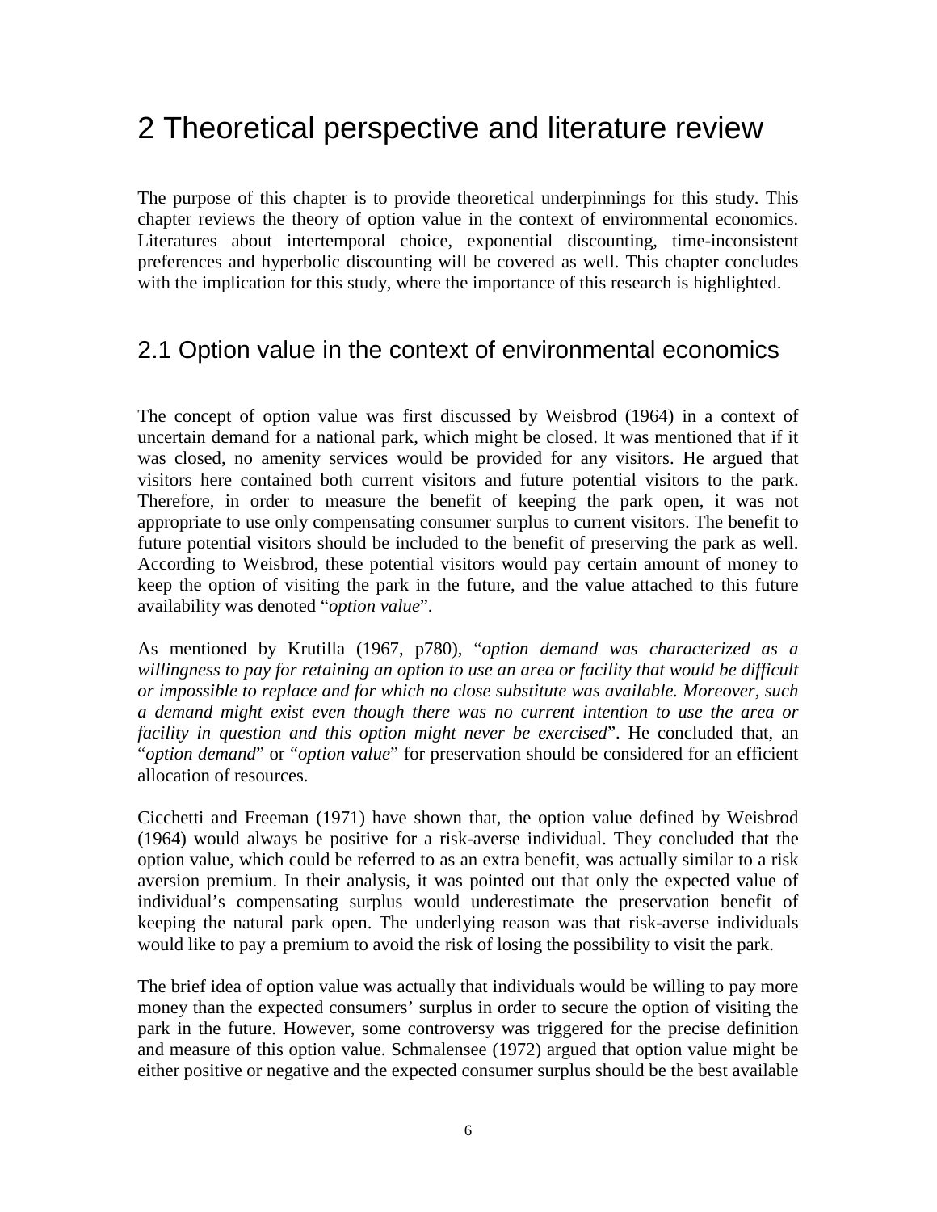# 2 Theoretical perspective and literature review

The purpose of this chapter is to provide theoretical underpinnings for this study. This chapter reviews the theory of option value in the context of environmental economics. Literatures about intertemporal choice, exponential discounting, time-inconsistent preferences and hyperbolic discounting will be covered as well. This chapter concludes with the implication for this study, where the importance of this research is highlighted.

## 2.1 Option value in the context of environmental economics

The concept of option value was first discussed by Weisbrod (1964) in a context of uncertain demand for a national park, which might be closed. It was mentioned that if it was closed, no amenity services would be provided for any visitors. He argued that visitors here contained both current visitors and future potential visitors to the park. Therefore, in order to measure the benefit of keeping the park open, it was not appropriate to use only compensating consumer surplus to current visitors. The benefit to future potential visitors should be included to the benefit of preserving the park as well. According to Weisbrod, these potential visitors would pay certain amount of money to keep the option of visiting the park in the future, and the value attached to this future availability was denoted "*option value*".

As mentioned by Krutilla (1967, p780), "*option demand was characterized as a willingness to pay for retaining an option to use an area or facility that would be difficult or impossible to replace and for which no close substitute was available. Moreover, such a demand might exist even though there was no current intention to use the area or facility in question and this option might never be exercised*". He concluded that, an "*option demand*" or "*option value*" for preservation should be considered for an efficient allocation of resources.

Cicchetti and Freeman (1971) have shown that, the option value defined by Weisbrod (1964) would always be positive for a risk-averse individual. They concluded that the option value, which could be referred to as an extra benefit, was actually similar to a risk aversion premium. In their analysis, it was pointed out that only the expected value of individual's compensating surplus would underestimate the preservation benefit of keeping the natural park open. The underlying reason was that risk-averse individuals would like to pay a premium to avoid the risk of losing the possibility to visit the park.

The brief idea of option value was actually that individuals would be willing to pay more money than the expected consumers' surplus in order to secure the option of visiting the park in the future. However, some controversy was triggered for the precise definition and measure of this option value. Schmalensee (1972) argued that option value might be either positive or negative and the expected consumer surplus should be the best available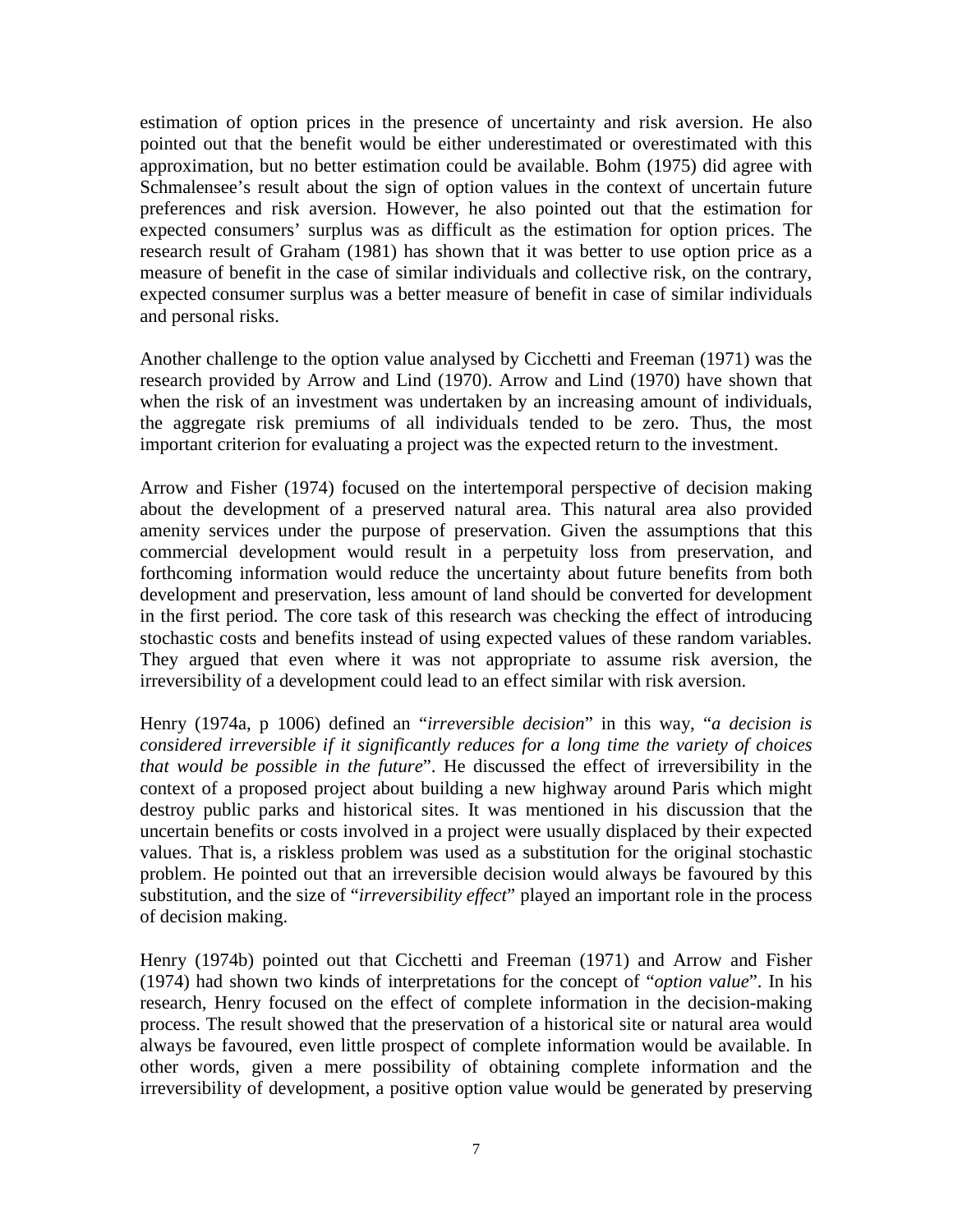estimation of option prices in the presence of uncertainty and risk aversion. He also pointed out that the benefit would be either underestimated or overestimated with this approximation, but no better estimation could be available. Bohm (1975) did agree with Schmalensee's result about the sign of option values in the context of uncertain future preferences and risk aversion. However, he also pointed out that the estimation for expected consumers' surplus was as difficult as the estimation for option prices. The research result of Graham (1981) has shown that it was better to use option price as a measure of benefit in the case of similar individuals and collective risk, on the contrary, expected consumer surplus was a better measure of benefit in case of similar individuals and personal risks.

Another challenge to the option value analysed by Cicchetti and Freeman (1971) was the research provided by Arrow and Lind (1970). Arrow and Lind (1970) have shown that when the risk of an investment was undertaken by an increasing amount of individuals, the aggregate risk premiums of all individuals tended to be zero. Thus, the most important criterion for evaluating a project was the expected return to the investment.

Arrow and Fisher (1974) focused on the intertemporal perspective of decision making about the development of a preserved natural area. This natural area also provided amenity services under the purpose of preservation. Given the assumptions that this commercial development would result in a perpetuity loss from preservation, and forthcoming information would reduce the uncertainty about future benefits from both development and preservation, less amount of land should be converted for development in the first period. The core task of this research was checking the effect of introducing stochastic costs and benefits instead of using expected values of these random variables. They argued that even where it was not appropriate to assume risk aversion, the irreversibility of a development could lead to an effect similar with risk aversion.

Henry (1974a, p 1006) defined an "*irreversible decision*" in this way, "*a decision is considered irreversible if it significantly reduces for a long time the variety of choices that would be possible in the future*". He discussed the effect of irreversibility in the context of a proposed project about building a new highway around Paris which might destroy public parks and historical sites. It was mentioned in his discussion that the uncertain benefits or costs involved in a project were usually displaced by their expected values. That is, a riskless problem was used as a substitution for the original stochastic problem. He pointed out that an irreversible decision would always be favoured by this substitution, and the size of "*irreversibility effect*" played an important role in the process of decision making.

Henry (1974b) pointed out that Cicchetti and Freeman (1971) and Arrow and Fisher (1974) had shown two kinds of interpretations for the concept of "*option value*". In his research, Henry focused on the effect of complete information in the decision-making process. The result showed that the preservation of a historical site or natural area would always be favoured, even little prospect of complete information would be available. In other words, given a mere possibility of obtaining complete information and the irreversibility of development, a positive option value would be generated by preserving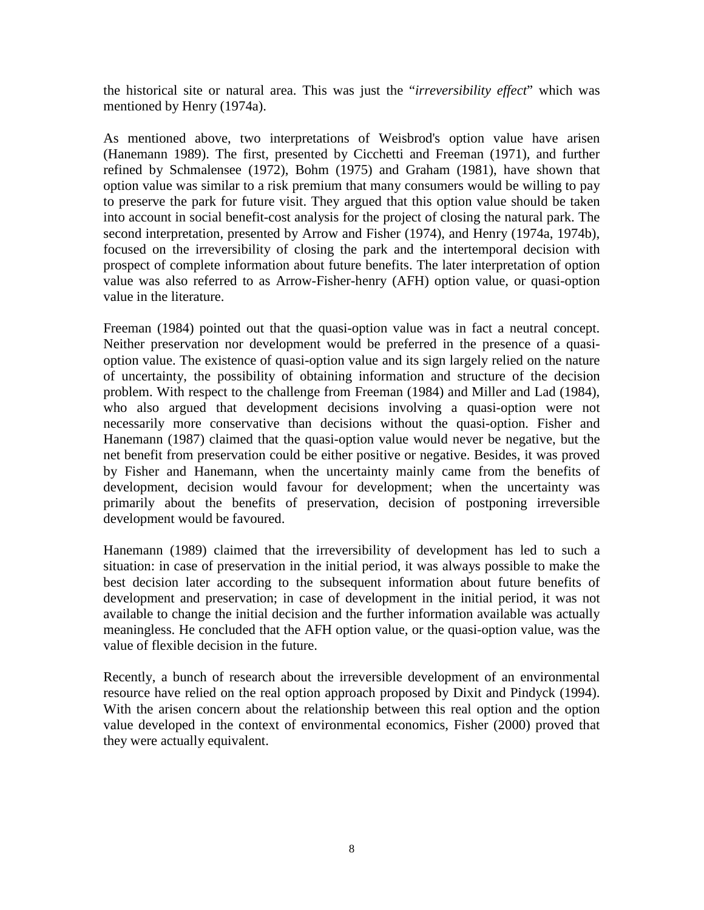the historical site or natural area. This was just the "*irreversibility effect*" which was mentioned by Henry (1974a).

As mentioned above, two interpretations of Weisbrod's option value have arisen (Hanemann 1989). The first, presented by Cicchetti and Freeman (1971), and further refined by Schmalensee (1972), Bohm (1975) and Graham (1981), have shown that option value was similar to a risk premium that many consumers would be willing to pay to preserve the park for future visit. They argued that this option value should be taken into account in social benefit-cost analysis for the project of closing the natural park. The second interpretation, presented by Arrow and Fisher (1974), and Henry (1974a, 1974b), focused on the irreversibility of closing the park and the intertemporal decision with prospect of complete information about future benefits. The later interpretation of option value was also referred to as Arrow-Fisher-henry (AFH) option value, or quasi-option value in the literature.

Freeman (1984) pointed out that the quasi-option value was in fact a neutral concept. Neither preservation nor development would be preferred in the presence of a quasi-option value. The existence of quasi-option value and its sign largely relied on the nature of uncertainty, the possibility of obtaining information and structure of the decision problem. With respect to the challenge from Freeman (1984) and Miller and Lad (1984), who also argued that development decisions involving a quasi-option were not necessarily more conservative than decisions without the quasi-option. Fisher and Hanemann (1987) claimed that the quasi-option value would never be negative, but the net benefit from preservation could be either positive or negative. Besides, it was proved by Fisher and Hanemann, when the uncertainty mainly came from the benefits of development, decision would favour for development; when the uncertainty was primarily about the benefits of preservation, decision of postponing irreversible development would be favoured.

Hanemann (1989) claimed that the irreversibility of development has led to such a situation: in case of preservation in the initial period, it was always possible to make the best decision later according to the subsequent information about future benefits of development and preservation; in case of development in the initial period, it was not available to change the initial decision and the further information available was actually meaningless. He concluded that the AFH option value, or the quasi-option value, was the value of flexible decision in the future.

Recently, a bunch of research about the irreversible development of an environmental resource have relied on the real option approach proposed by Dixit and Pindyck (1994). With the arisen concern about the relationship between this real option and the option value developed in the context of environmental economics, Fisher (2000) proved that they were actually equivalent.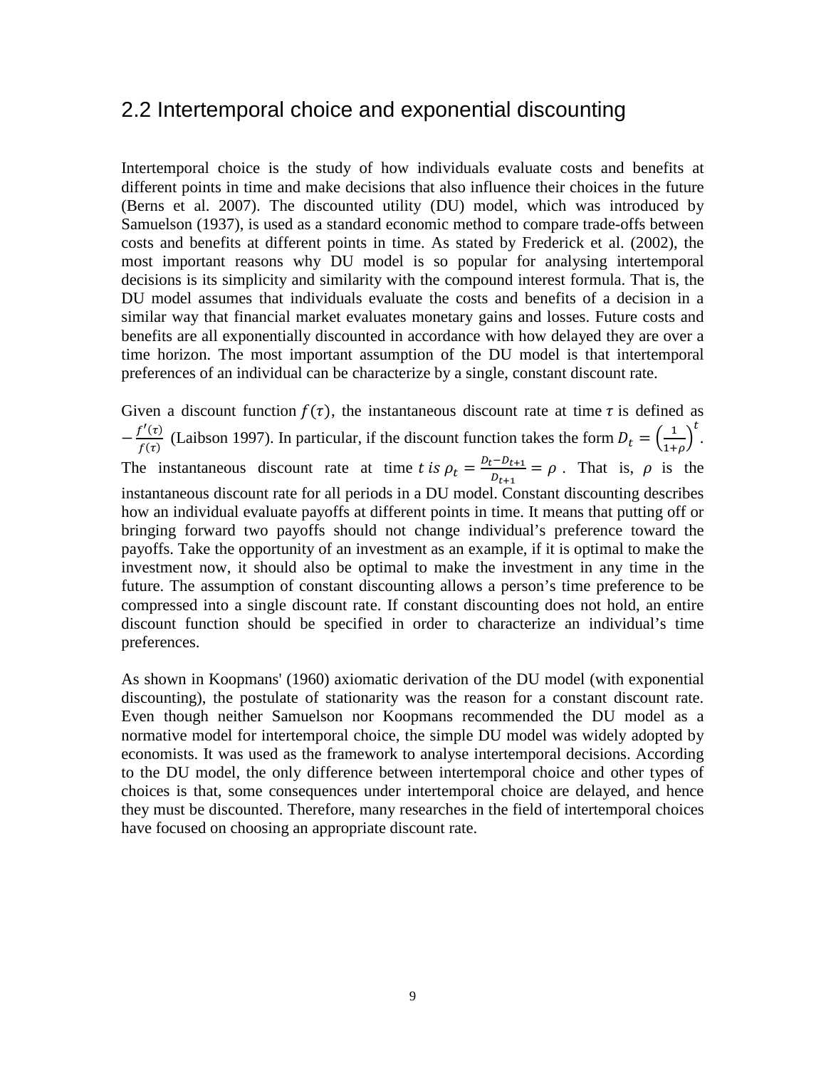## 2.2 Intertemporal choice and exponential discounting

Intertemporal choice is the study of how individuals evaluate costs and benefits at different points in time and make decisions that also influence their choices in the future (Berns et al. 2007). The discounted utility (DU) model, which was introduced by Samuelson (1937), is used as a standard economic method to compare trade-offs between costs and benefits at different points in time. As stated by Frederick et al. (2002), the most important reasons why DU model is so popular for analysing intertemporal decisions is its simplicity and similarity with the compound interest formula. That is, the DU model assumes that individuals evaluate the costs and benefits of a decision in a similar way that financial market evaluates monetary gains and losses. Future costs and benefits are all exponentially discounted in accordance with how delayed they are over a time horizon. The most important assumption of the DU model is that intertemporal preferences of an individual can be characterize by a single, constant discount rate.

Given a discount function $f(\tau)$, the instantaneous discount rate at time $\tau$ is defined as $-\frac{f'(\tau)}{f(\tau)}$ (Laibson 1997). In particular, if the discount function takes the form $D_t = \left(\frac{1}{1+\rho}\right)^t$. The instantaneous discount rate at time $t$ is $\rho_t = \frac{D_t - D_{t+1}}{D_{t+1}} = \rho$ . That is, $\rho$ is the instantaneous discount rate for all periods in a DU model. Constant discounting describes how an individual evaluate payoffs at different points in time. It means that putting off or bringing forward two payoffs should not change individual's preference toward the payoffs. Take the opportunity of an investment as an example, if it is optimal to make the investment now, it should also be optimal to make the investment in any time in the future. The assumption of constant discounting allows a person's time preference to be compressed into a single discount rate. If constant discounting does not hold, an entire discount function should be specified in order to characterize an individual's time preferences.

As shown in Koopmans' (1960) axiomatic derivation of the DU model (with exponential discounting), the postulate of stationarity was the reason for a constant discount rate. Even though neither Samuelson nor Koopmans recommended the DU model as a normative model for intertemporal choice, the simple DU model was widely adopted by economists. It was used as the framework to analyse intertemporal decisions. According to the DU model, the only difference between intertemporal choice and other types of choices is that, some consequences under intertemporal choice are delayed, and hence they must be discounted. Therefore, many researches in the field of intertemporal choices have focused on choosing an appropriate discount rate.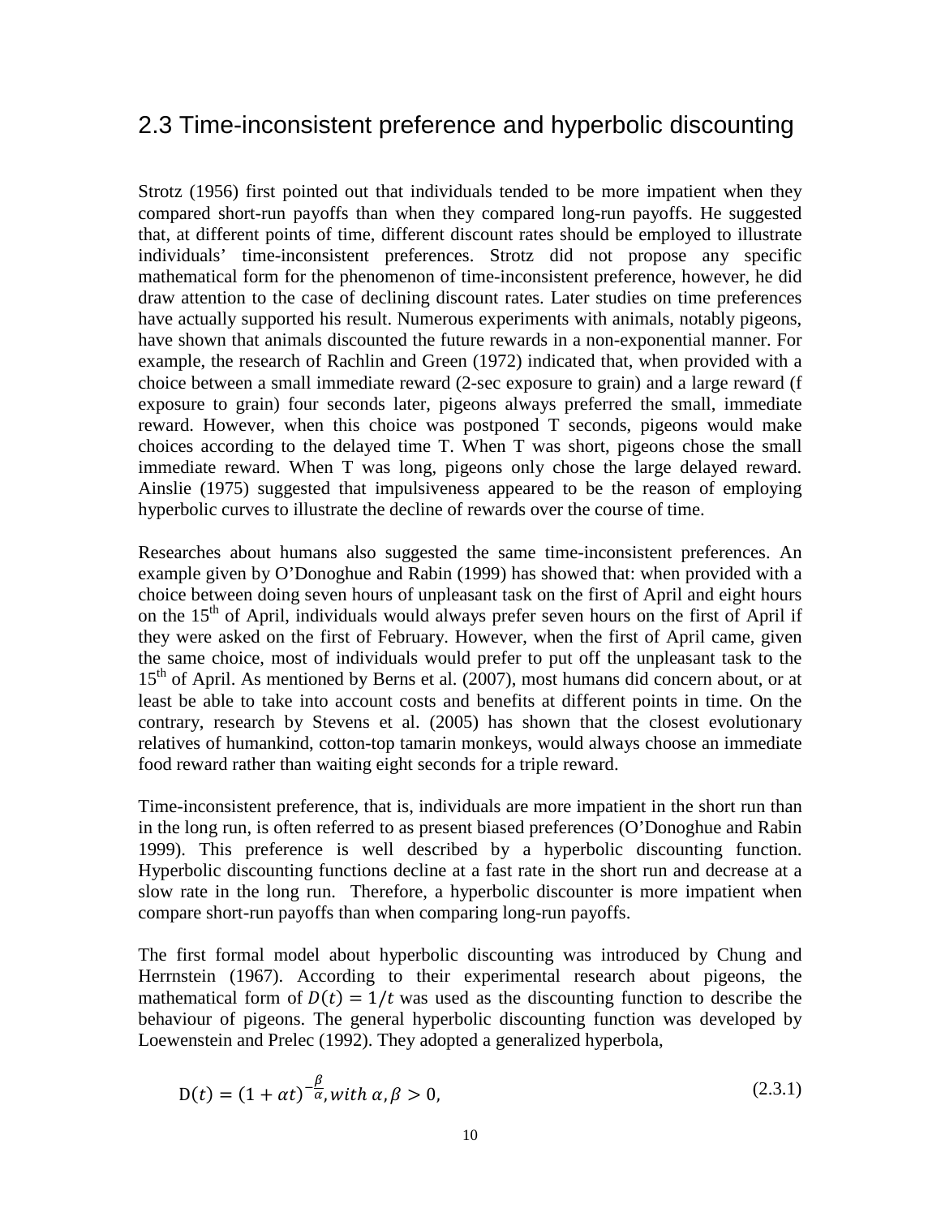## 2.3 Time-inconsistent preference and hyperbolic discounting

Strotz (1956) first pointed out that individuals tended to be more impatient when they compared short-run payoffs than when they compared long-run payoffs. He suggested that, at different points of time, different discount rates should be employed to illustrate individuals' time-inconsistent preferences. Strotz did not propose any specific mathematical form for the phenomenon of time-inconsistent preference, however, he did draw attention to the case of declining discount rates. Later studies on time preferences have actually supported his result. Numerous experiments with animals, notably pigeons, have shown that animals discounted the future rewards in a non-exponential manner. For example, the research of Rachlin and Green (1972) indicated that, when provided with a choice between a small immediate reward (2-sec exposure to grain) and a large reward (f exposure to grain) four seconds later, pigeons always preferred the small, immediate reward. However, when this choice was postponed T seconds, pigeons would make choices according to the delayed time T. When T was short, pigeons chose the small immediate reward. When T was long, pigeons only chose the large delayed reward. Ainslie (1975) suggested that impulsiveness appeared to be the reason of employing hyperbolic curves to illustrate the decline of rewards over the course of time.

Researches about humans also suggested the same time-inconsistent preferences. An example given by O'Donoghue and Rabin (1999) has showed that: when provided with a choice between doing seven hours of unpleasant task on the first of April and eight hours on the 15th of April, individuals would always prefer seven hours on the first of April if they were asked on the first of February. However, when the first of April came, given the same choice, most of individuals would prefer to put off the unpleasant task to the 15th of April. As mentioned by Berns et al. (2007), most humans did concern about, or at least be able to take into account costs and benefits at different points in time. On the contrary, research by Stevens et al. (2005) has shown that the closest evolutionary relatives of humankind, cotton-top tamarin monkeys, would always choose an immediate food reward rather than waiting eight seconds for a triple reward.

Time-inconsistent preference, that is, individuals are more impatient in the short run than in the long run, is often referred to as present biased preferences (O'Donoghue and Rabin 1999). This preference is well described by a hyperbolic discounting function. Hyperbolic discounting functions decline at a fast rate in the short run and decrease at a slow rate in the long run. Therefore, a hyperbolic discounter is more impatient when compare short-run payoffs than when comparing long-run payoffs.

The first formal model about hyperbolic discounting was introduced by Chung and Herrnstein (1967). According to their experimental research about pigeons, the mathematical form of $D(t) = 1/t$ was used as the discounting function to describe the behaviour of pigeons. The general hyperbolic discounting function was developed by Loewenstein and Prelec (1992). They adopted a generalized hyperbola,

$$\mathrm{D}(t) = (1 + \alpha t)^{-\frac{\beta}{\alpha}}, with\ \alpha, \beta > 0, \tag{2.3.1}$$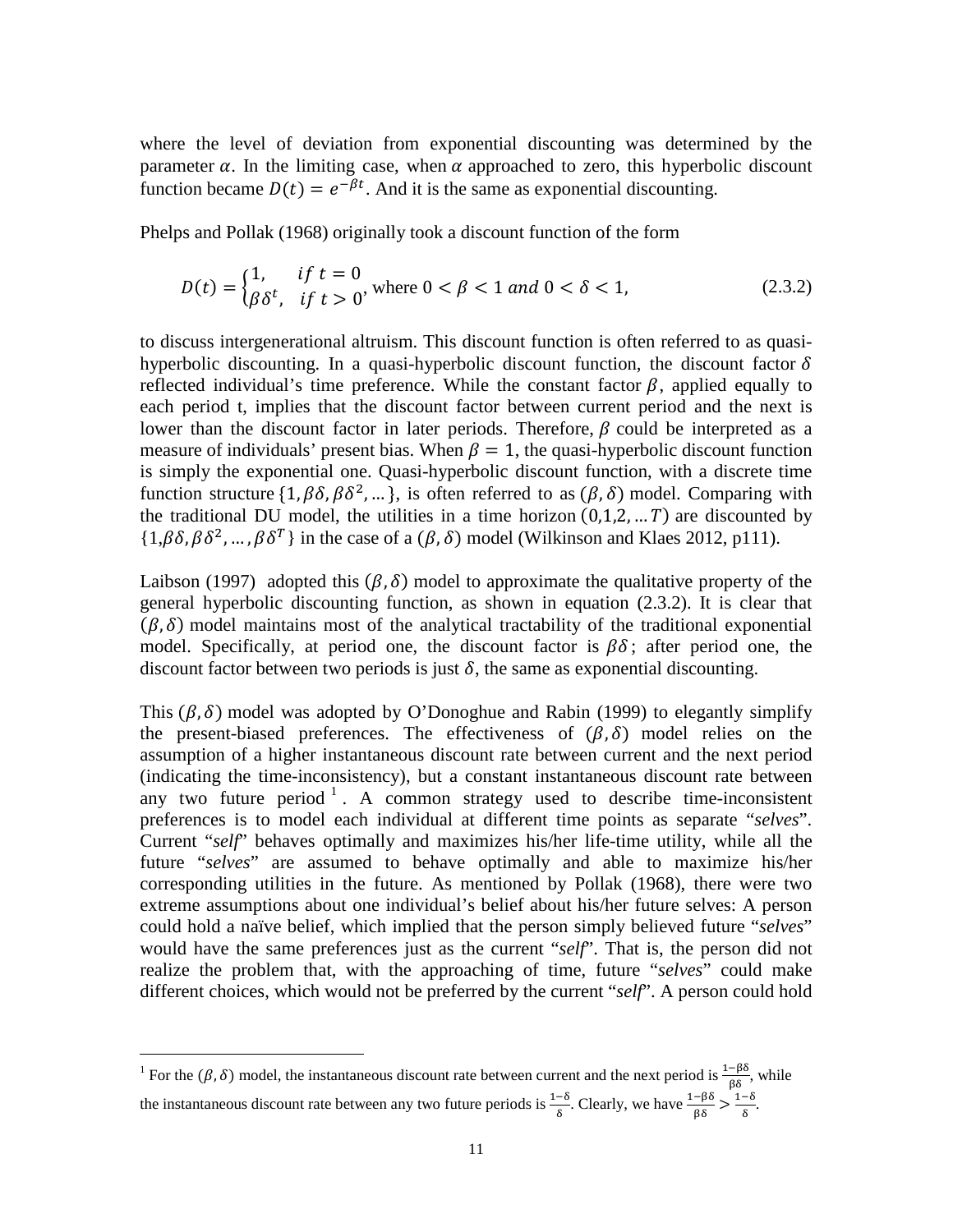where the level of deviation from exponential discounting was determined by the parameter $\alpha$. In the limiting case, when $\alpha$ approached to zero, this hyperbolic discount function became $D(t) = e^{-\beta t}$. And it is the same as exponential discounting.

Phelps and Pollak (1968) originally took a discount function of the form

$$D(t) = \begin{cases} 1, & if\ t = 0 \\ \beta\delta^t, & if\ t > 0 \end{cases}, \text{ where } 0 < \beta < 1 \text{ and } 0 < \delta < 1, \tag{2.3.2}$$

to discuss intergenerational altruism. This discount function is often referred to as quasi-hyperbolic discounting. In a quasi-hyperbolic discount function, the discount factor $\delta$ reflected individual's time preference. While the constant factor $\beta$, applied equally to each period t, implies that the discount factor between current period and the next is lower than the discount factor in later periods. Therefore, $\beta$ could be interpreted as a measure of individuals' present bias. When $\beta = 1$, the quasi-hyperbolic discount function is simply the exponential one. Quasi-hyperbolic discount function, with a discrete time function structure $\{1, \beta\delta, \beta\delta^2, \ldots\}$, is often referred to as $(\beta, \delta)$ model. Comparing with the traditional DU model, the utilities in a time horizon $(0,1,2, \ldots T)$ are discounted by $\{1, \beta\delta, \beta\delta^2, \ldots, \beta\delta^T\}$ in the case of a $(\beta, \delta)$ model (Wilkinson and Klaes 2012, p111).

Laibson (1997) adopted this $(\beta, \delta)$ model to approximate the qualitative property of the general hyperbolic discounting function, as shown in equation (2.3.2). It is clear that $(\beta, \delta)$ model maintains most of the analytical tractability of the traditional exponential model. Specifically, at period one, the discount factor is $\beta\delta$; after period one, the discount factor between two periods is just $\delta$, the same as exponential discounting.

This $(\beta, \delta)$ model was adopted by O'Donoghue and Rabin (1999) to elegantly simplify the present-biased preferences. The effectiveness of $(\beta, \delta)$ model relies on the assumption of a higher instantaneous discount rate between current and the next period (indicating the time-inconsistency), but a constant instantaneous discount rate between any two future period[1]. A common strategy used to describe time-inconsistent preferences is to model each individual at different time points as separate "*selves*". Current "*self*" behaves optimally and maximizes his/her life-time utility, while all the future "*selves*" are assumed to behave optimally and able to maximize his/her corresponding utilities in the future. As mentioned by Pollak (1968), there were two extreme assumptions about one individual's belief about his/her future selves: A person could hold a naïve belief, which implied that the person simply believed future "*selves*" would have the same preferences just as the current "*self*". That is, the person did not realize the problem that, with the approaching of time, future "*selves*" could make different choices, which would not be preferred by the current "*self*". A person could hold

[1] For the $(\beta, \delta)$ model, the instantaneous discount rate between current and the next period is $\frac{1-\beta\delta}{\beta\delta}$, while the instantaneous discount rate between any two future periods is $\frac{1-\delta}{\delta}$. Clearly, we have $\frac{1-\beta\delta}{\beta\delta} > \frac{1-\delta}{\delta}$.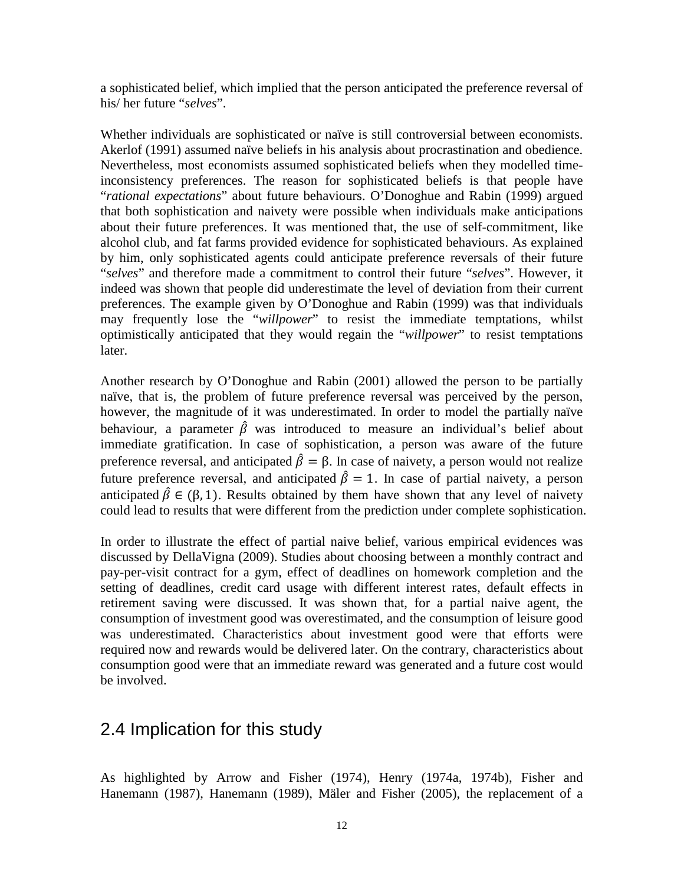a sophisticated belief, which implied that the person anticipated the preference reversal of his/ her future "*selves*".

Whether individuals are sophisticated or naïve is still controversial between economists. Akerlof (1991) assumed naïve beliefs in his analysis about procrastination and obedience. Nevertheless, most economists assumed sophisticated beliefs when they modelled time-inconsistency preferences. The reason for sophisticated beliefs is that people have "*rational expectations*" about future behaviours. O'Donoghue and Rabin (1999) argued that both sophistication and naivety were possible when individuals make anticipations about their future preferences. It was mentioned that, the use of self-commitment, like alcohol club, and fat farms provided evidence for sophisticated behaviours. As explained by him, only sophisticated agents could anticipate preference reversals of their future "*selves*" and therefore made a commitment to control their future "*selves*". However, it indeed was shown that people did underestimate the level of deviation from their current preferences. The example given by O'Donoghue and Rabin (1999) was that individuals may frequently lose the "*willpower*" to resist the immediate temptations, whilst optimistically anticipated that they would regain the "*willpower*" to resist temptations later.

Another research by O'Donoghue and Rabin (2001) allowed the person to be partially naïve, that is, the problem of future preference reversal was perceived by the person, however, the magnitude of it was underestimated. In order to model the partially naïve behaviour, a parameter $\hat{\beta}$ was introduced to measure an individual's belief about immediate gratification. In case of sophistication, a person was aware of the future preference reversal, and anticipated $\hat{\beta} = \beta$. In case of naivety, a person would not realize future preference reversal, and anticipated $\hat{\beta} = 1$. In case of partial naivety, a person anticipated $\hat{\beta} \in (\beta, 1)$. Results obtained by them have shown that any level of naivety could lead to results that were different from the prediction under complete sophistication.

In order to illustrate the effect of partial naive belief, various empirical evidences was discussed by DellaVigna (2009). Studies about choosing between a monthly contract and pay-per-visit contract for a gym, effect of deadlines on homework completion and the setting of deadlines, credit card usage with different interest rates, default effects in retirement saving were discussed. It was shown that, for a partial naive agent, the consumption of investment good was overestimated, and the consumption of leisure good was underestimated. Characteristics about investment good were that efforts were required now and rewards would be delivered later. On the contrary, characteristics about consumption good were that an immediate reward was generated and a future cost would be involved.

## 2.4 Implication for this study

As highlighted by Arrow and Fisher (1974), Henry (1974a, 1974b), Fisher and Hanemann (1987), Hanemann (1989), Mäler and Fisher (2005), the replacement of a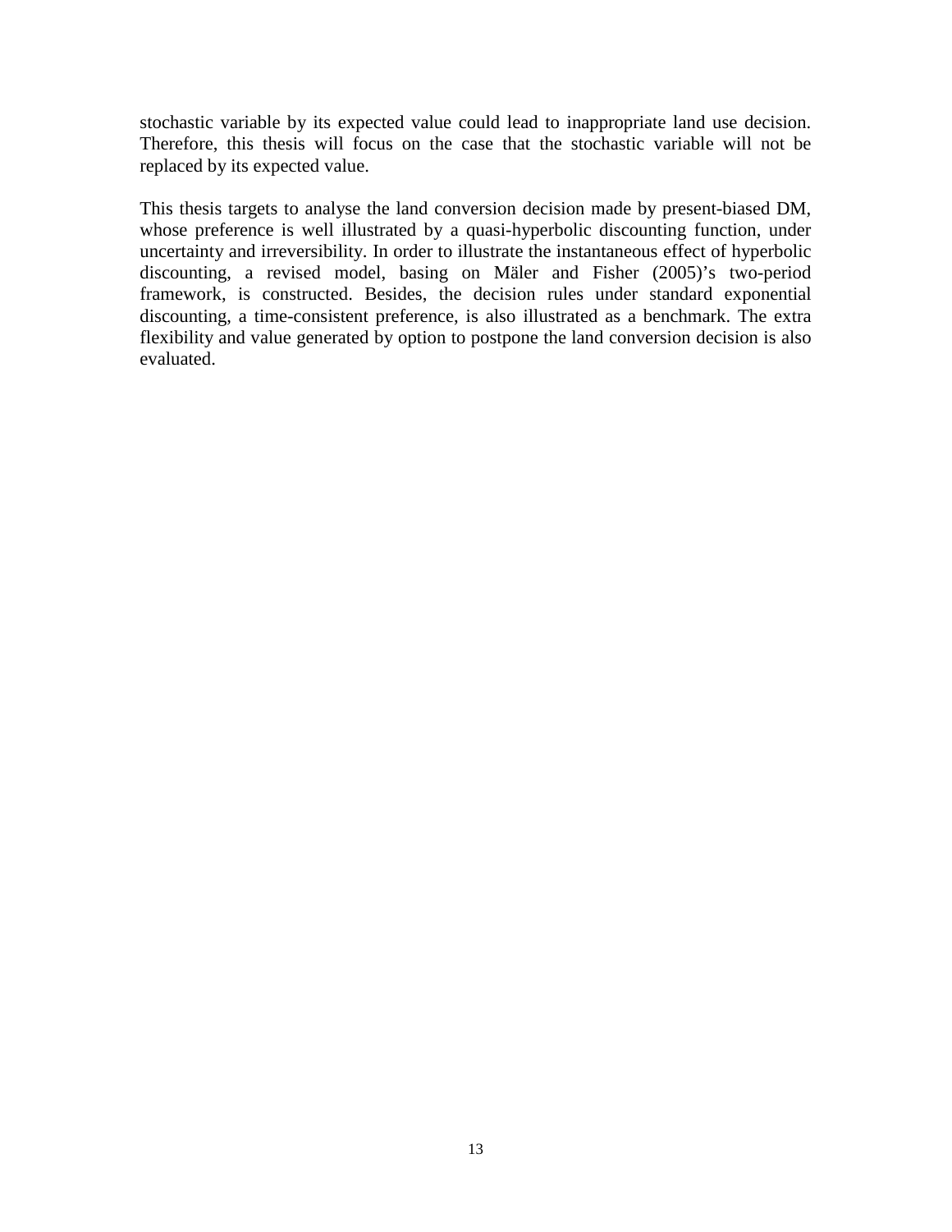stochastic variable by its expected value could lead to inappropriate land use decision. Therefore, this thesis will focus on the case that the stochastic variable will not be replaced by its expected value.

This thesis targets to analyse the land conversion decision made by present-biased DM, whose preference is well illustrated by a quasi-hyperbolic discounting function, under uncertainty and irreversibility. In order to illustrate the instantaneous effect of hyperbolic discounting, a revised model, basing on Mäler and Fisher (2005)'s two-period framework, is constructed. Besides, the decision rules under standard exponential discounting, a time-consistent preference, is also illustrated as a benchmark. The extra flexibility and value generated by option to postpone the land conversion decision is also evaluated.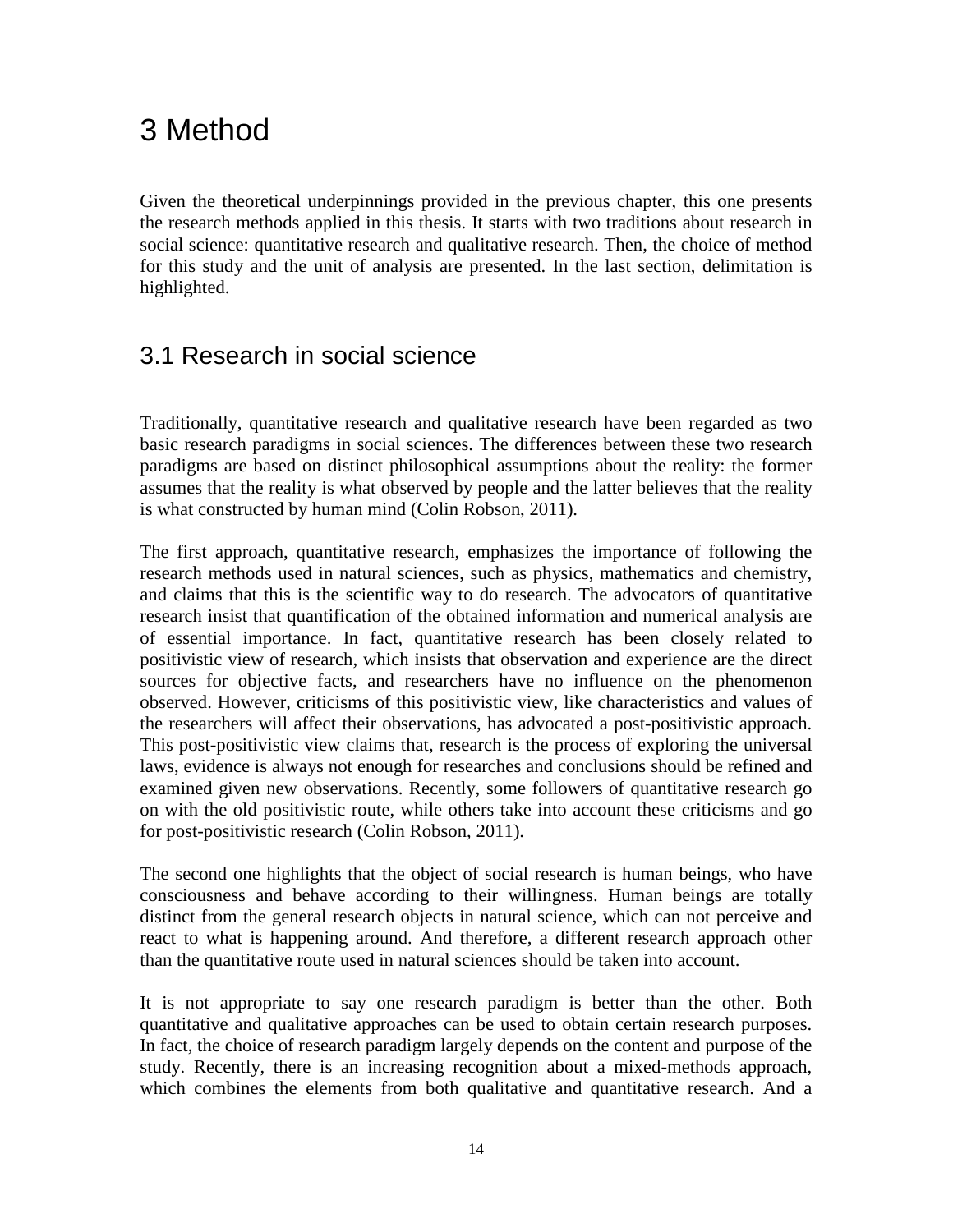# 3 Method

Given the theoretical underpinnings provided in the previous chapter, this one presents the research methods applied in this thesis. It starts with two traditions about research in social science: quantitative research and qualitative research. Then, the choice of method for this study and the unit of analysis are presented. In the last section, delimitation is highlighted.

## 3.1 Research in social science

Traditionally, quantitative research and qualitative research have been regarded as two basic research paradigms in social sciences. The differences between these two research paradigms are based on distinct philosophical assumptions about the reality: the former assumes that the reality is what observed by people and the latter believes that the reality is what constructed by human mind (Colin Robson, 2011).

The first approach, quantitative research, emphasizes the importance of following the research methods used in natural sciences, such as physics, mathematics and chemistry, and claims that this is the scientific way to do research. The advocators of quantitative research insist that quantification of the obtained information and numerical analysis are of essential importance. In fact, quantitative research has been closely related to positivistic view of research, which insists that observation and experience are the direct sources for objective facts, and researchers have no influence on the phenomenon observed. However, criticisms of this positivistic view, like characteristics and values of the researchers will affect their observations, has advocated a post-positivistic approach. This post-positivistic view claims that, research is the process of exploring the universal laws, evidence is always not enough for researches and conclusions should be refined and examined given new observations. Recently, some followers of quantitative research go on with the old positivistic route, while others take into account these criticisms and go for post-positivistic research (Colin Robson, 2011).

The second one highlights that the object of social research is human beings, who have consciousness and behave according to their willingness. Human beings are totally distinct from the general research objects in natural science, which can not perceive and react to what is happening around. And therefore, a different research approach other than the quantitative route used in natural sciences should be taken into account.

It is not appropriate to say one research paradigm is better than the other. Both quantitative and qualitative approaches can be used to obtain certain research purposes. In fact, the choice of research paradigm largely depends on the content and purpose of the study. Recently, there is an increasing recognition about a mixed-methods approach, which combines the elements from both qualitative and quantitative research. And a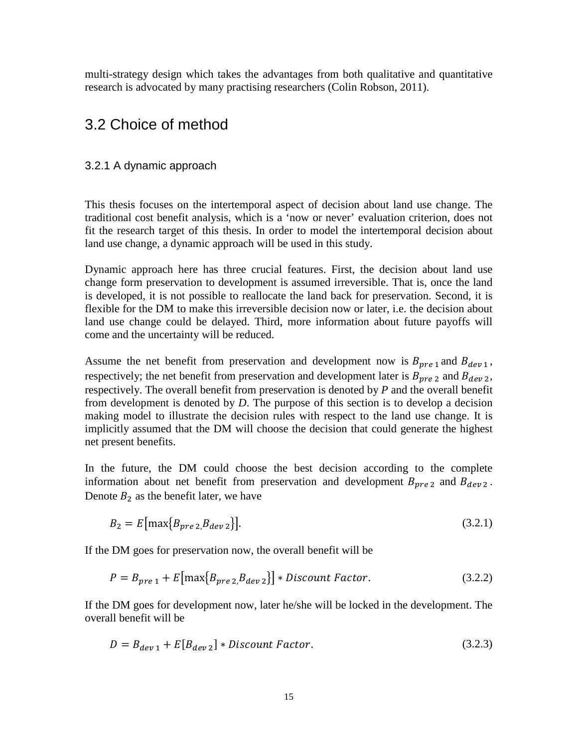multi-strategy design which takes the advantages from both qualitative and quantitative research is advocated by many practising researchers (Colin Robson, 2011).

## 3.2 Choice of method

### 3.2.1 A dynamic approach

This thesis focuses on the intertemporal aspect of decision about land use change. The traditional cost benefit analysis, which is a 'now or never' evaluation criterion, does not fit the research target of this thesis. In order to model the intertemporal decision about land use change, a dynamic approach will be used in this study.

Dynamic approach here has three crucial features. First, the decision about land use change form preservation to development is assumed irreversible. That is, once the land is developed, it is not possible to reallocate the land back for preservation. Second, it is flexible for the DM to make this irreversible decision now or later, i.e. the decision about land use change could be delayed. Third, more information about future payoffs will come and the uncertainty will be reduced.

Assume the net benefit from preservation and development now is $B_{pre\,1}$ and $B_{dev\,1}$, respectively; the net benefit from preservation and development later is $B_{pre\,2}$ and $B_{dev\,2}$, respectively. The overall benefit from preservation is denoted by *P* and the overall benefit from development is denoted by *D*. The purpose of this section is to develop a decision making model to illustrate the decision rules with respect to the land use change. It is implicitly assumed that the DM will choose the decision that could generate the highest net present benefits.

In the future, the DM could choose the best decision according to the complete information about net benefit from preservation and development $B_{pre\,2}$ and $B_{dev\,2}$. Denote $B_2$ as the benefit later, we have

$$B_2 = E\left[\max\left\{B_{pre\,2,} B_{dev\,2}\right\}\right]. \tag{3.2.1}$$

If the DM goes for preservation now, the overall benefit will be

$$P = B_{pre\,1} + E\left[\max\left\{B_{pre\,2,} B_{dev\,2}\right\}\right] * Discount\ Factor. \tag{3.2.2}$$

If the DM goes for development now, later he/she will be locked in the development. The overall benefit will be

$$D = B_{dev\,1} + E[B_{dev\,2}] * Discount\ Factor. \tag{3.2.3}$$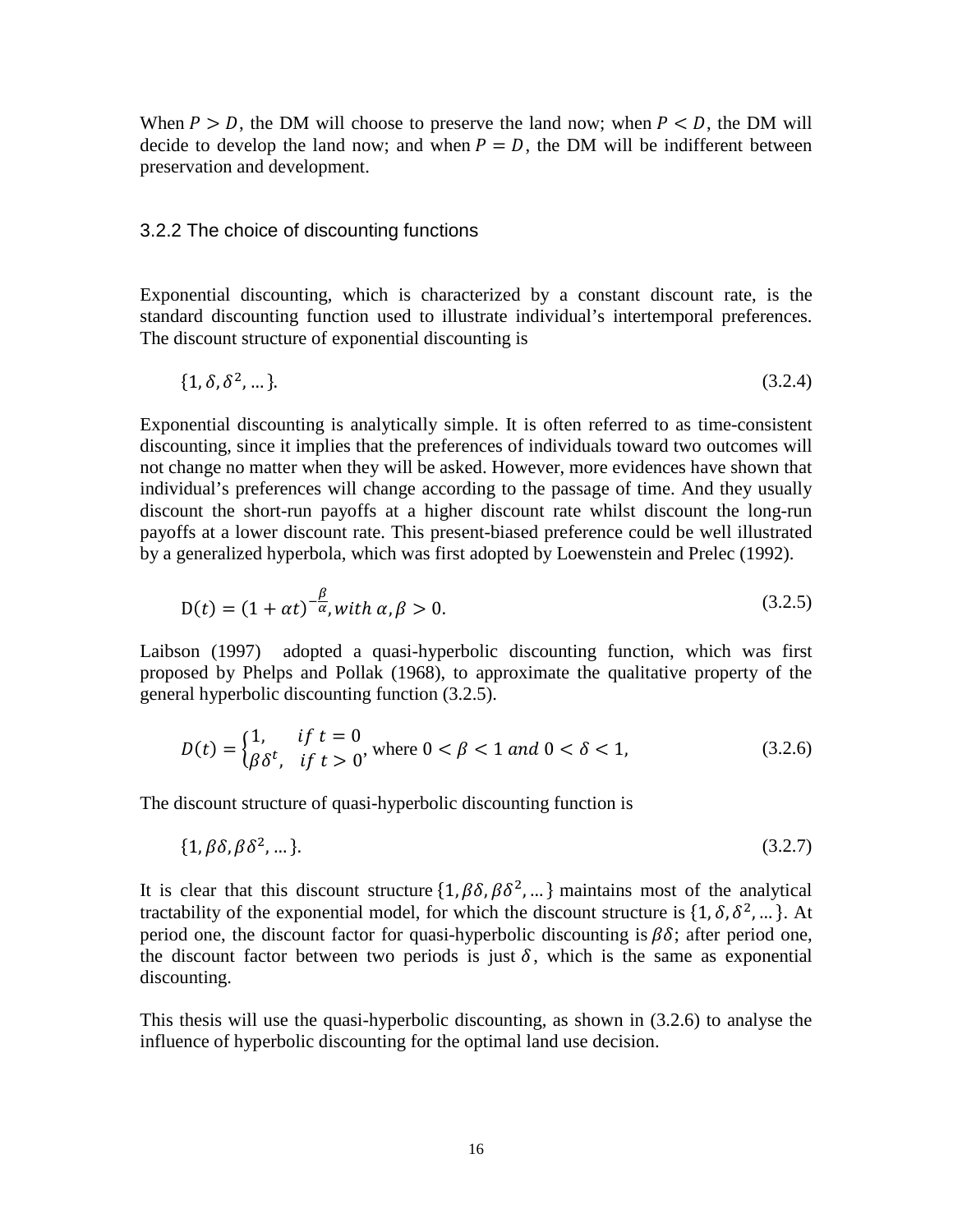When $P > D$, the DM will choose to preserve the land now; when $P < D$, the DM will decide to develop the land now; and when $P = D$, the DM will be indifferent between preservation and development.

### 3.2.2 The choice of discounting functions

Exponential discounting, which is characterized by a constant discount rate, is the standard discounting function used to illustrate individual's intertemporal preferences. The discount structure of exponential discounting is

$$\{1, \delta, \delta^2, \dots\}. \tag{3.2.4}$$

Exponential discounting is analytically simple. It is often referred to as time-consistent discounting, since it implies that the preferences of individuals toward two outcomes will not change no matter when they will be asked. However, more evidences have shown that individual's preferences will change according to the passage of time. And they usually discount the short-run payoffs at a higher discount rate whilst discount the long-run payoffs at a lower discount rate. This present-biased preference could be well illustrated by a generalized hyperbola, which was first adopted by Loewenstein and Prelec (1992).

$$\mathrm{D}(t) = (1 + \alpha t)^{-\frac{\beta}{\alpha}}, with\ \alpha, \beta > 0. \tag{3.2.5}$$

Laibson (1997) adopted a quasi-hyperbolic discounting function, which was first proposed by Phelps and Pollak (1968), to approximate the qualitative property of the general hyperbolic discounting function (3.2.5).

$$D(t) = \begin{cases} 1, & if\ t = 0 \\ \beta\delta^t, & if\ t > 0 \end{cases}, \text{ where } 0 < \beta < 1\ and\ 0 < \delta < 1, \tag{3.2.6}$$

The discount structure of quasi-hyperbolic discounting function is

$$\{1, \beta\delta, \beta\delta^2, \dots\}. \tag{3.2.7}$$

It is clear that this discount structure $\{1, \beta\delta, \beta\delta^2, \dots\}$ maintains most of the analytical tractability of the exponential model, for which the discount structure is $\{1, \delta, \delta^2, \dots\}$. At period one, the discount factor for quasi-hyperbolic discounting is $\beta\delta$; after period one, the discount factor between two periods is just $\delta$, which is the same as exponential discounting.

This thesis will use the quasi-hyperbolic discounting, as shown in (3.2.6) to analyse the influence of hyperbolic discounting for the optimal land use decision.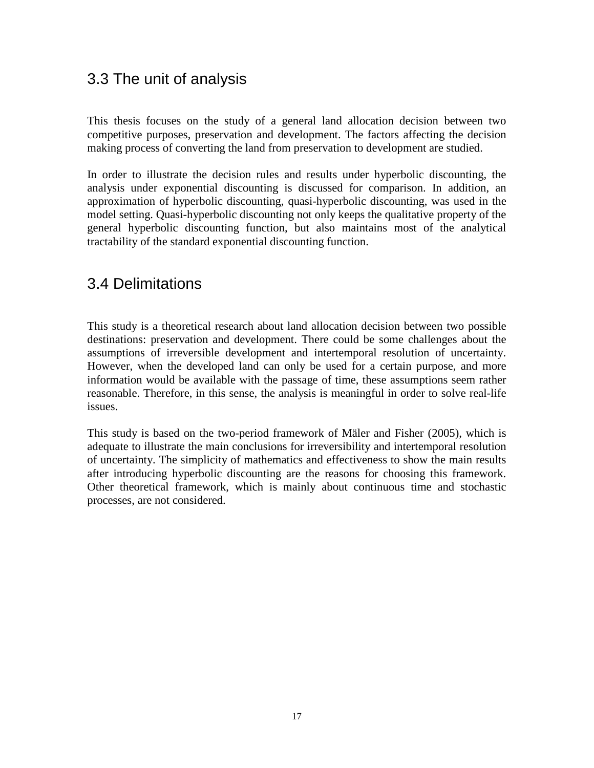## 3.3 The unit of analysis

This thesis focuses on the study of a general land allocation decision between two competitive purposes, preservation and development. The factors affecting the decision making process of converting the land from preservation to development are studied.

In order to illustrate the decision rules and results under hyperbolic discounting, the analysis under exponential discounting is discussed for comparison. In addition, an approximation of hyperbolic discounting, quasi-hyperbolic discounting, was used in the model setting. Quasi-hyperbolic discounting not only keeps the qualitative property of the general hyperbolic discounting function, but also maintains most of the analytical tractability of the standard exponential discounting function.

## 3.4 Delimitations

This study is a theoretical research about land allocation decision between two possible destinations: preservation and development. There could be some challenges about the assumptions of irreversible development and intertemporal resolution of uncertainty. However, when the developed land can only be used for a certain purpose, and more information would be available with the passage of time, these assumptions seem rather reasonable. Therefore, in this sense, the analysis is meaningful in order to solve real-life issues.

This study is based on the two-period framework of Mäler and Fisher (2005), which is adequate to illustrate the main conclusions for irreversibility and intertemporal resolution of uncertainty. The simplicity of mathematics and effectiveness to show the main results after introducing hyperbolic discounting are the reasons for choosing this framework. Other theoretical framework, which is mainly about continuous time and stochastic processes, are not considered.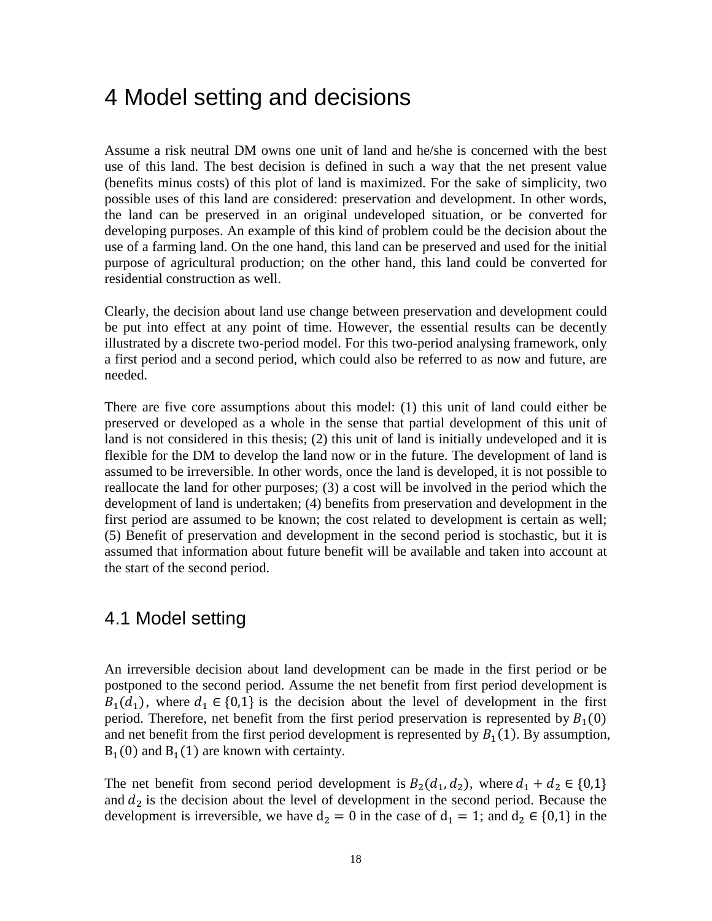# 4 Model setting and decisions

Assume a risk neutral DM owns one unit of land and he/she is concerned with the best use of this land. The best decision is defined in such a way that the net present value (benefits minus costs) of this plot of land is maximized. For the sake of simplicity, two possible uses of this land are considered: preservation and development. In other words, the land can be preserved in an original undeveloped situation, or be converted for developing purposes. An example of this kind of problem could be the decision about the use of a farming land. On the one hand, this land can be preserved and used for the initial purpose of agricultural production; on the other hand, this land could be converted for residential construction as well.

Clearly, the decision about land use change between preservation and development could be put into effect at any point of time. However, the essential results can be decently illustrated by a discrete two-period model. For this two-period analysing framework, only a first period and a second period, which could also be referred to as now and future, are needed.

There are five core assumptions about this model: (1) this unit of land could either be preserved or developed as a whole in the sense that partial development of this unit of land is not considered in this thesis; (2) this unit of land is initially undeveloped and it is flexible for the DM to develop the land now or in the future. The development of land is assumed to be irreversible. In other words, once the land is developed, it is not possible to reallocate the land for other purposes; (3) a cost will be involved in the period which the development of land is undertaken; (4) benefits from preservation and development in the first period are assumed to be known; the cost related to development is certain as well; (5) Benefit of preservation and development in the second period is stochastic, but it is assumed that information about future benefit will be available and taken into account at the start of the second period.

## 4.1 Model setting

An irreversible decision about land development can be made in the first period or be postponed to the second period. Assume the net benefit from first period development is $B_1(d_1)$, where $d_1 \in \{0,1\}$ is the decision about the level of development in the first period. Therefore, net benefit from the first period preservation is represented by $B_1(0)$ and net benefit from the first period development is represented by $B_1(1)$. By assumption, $B_1(0)$ and $B_1(1)$ are known with certainty.

The net benefit from second period development is $B_2(d_1, d_2)$, where $d_1 + d_2 \in \{0,1\}$ and $d_2$ is the decision about the level of development in the second period. Because the development is irreversible, we have $d_2 = 0$ in the case of $d_1 = 1$; and $d_2 \in \{0,1\}$ in the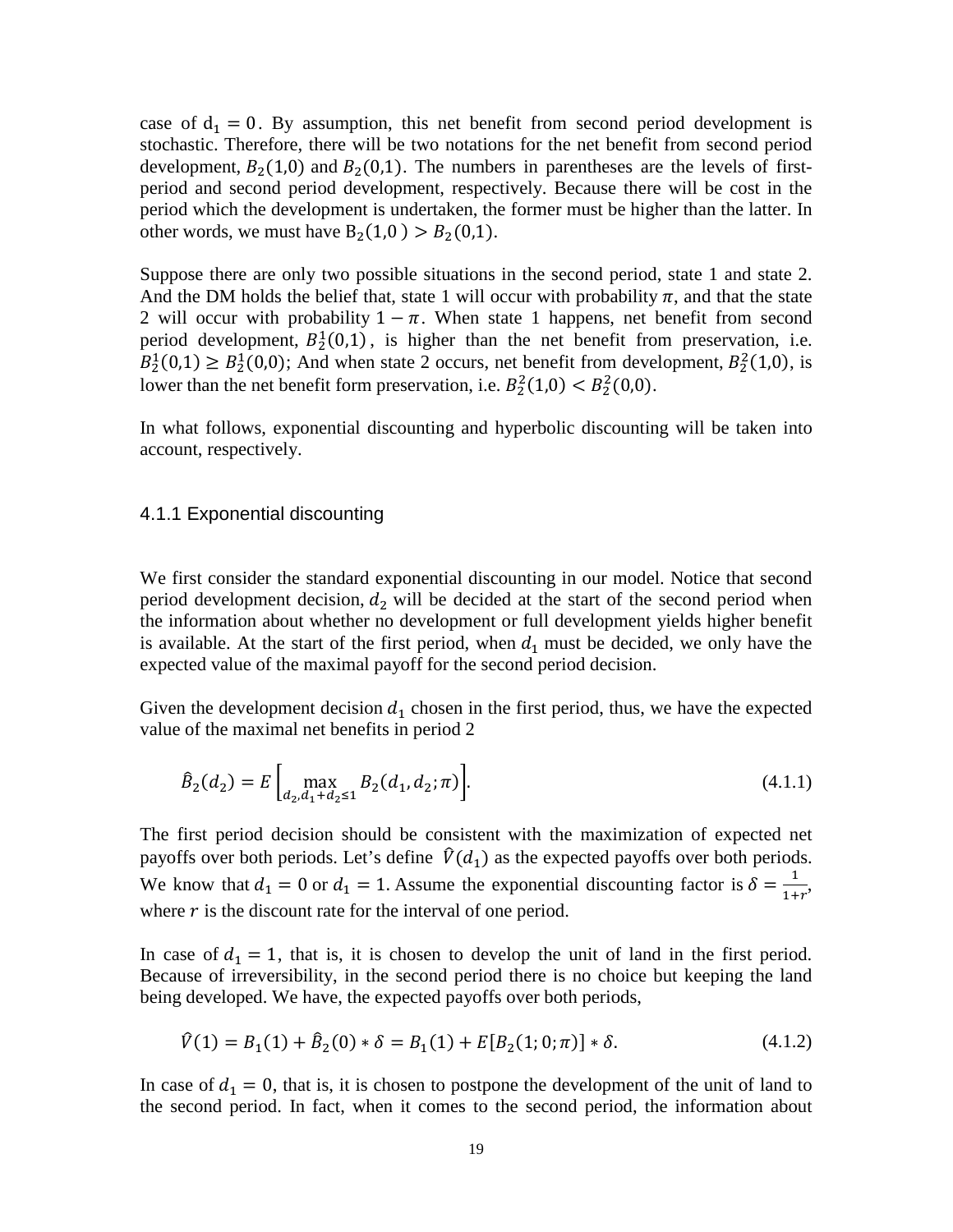case of $\mathrm{d}_1 = 0$. By assumption, this net benefit from second period development is stochastic. Therefore, there will be two notations for the net benefit from second period development, $B_2(1,0)$ and $B_2(0,1)$. The numbers in parentheses are the levels of first-period and second period development, respectively. Because there will be cost in the period which the development is undertaken, the former must be higher than the latter. In other words, we must have $\mathrm{B}_2(1,0\,) > B_2(0,1)$.

Suppose there are only two possible situations in the second period, state 1 and state 2. And the DM holds the belief that, state 1 will occur with probability $\pi$, and that the state 2 will occur with probability $1-\pi$. When state 1 happens, net benefit from second period development, $B_2^1(0,1)$, is higher than the net benefit from preservation, i.e. $B_2^1(0,1) \geq B_2^1(0,0)$; And when state 2 occurs, net benefit from development, $B_2^2(1,0)$, is lower than the net benefit form preservation, i.e. $B_2^2(1,0) < B_2^2(0,0)$.

In what follows, exponential discounting and hyperbolic discounting will be taken into account, respectively.

### 4.1.1 Exponential discounting

We first consider the standard exponential discounting in our model. Notice that second period development decision, $d_2$ will be decided at the start of the second period when the information about whether no development or full development yields higher benefit is available. At the start of the first period, when $d_1$ must be decided, we only have the expected value of the maximal payoff for the second period decision.

Given the development decision $d_1$ chosen in the first period, thus, we have the expected value of the maximal net benefits in period 2

$$\hat{B}_2(d_2) = E\left[\max_{d_2, d_1+d_2 \leq 1} B_2(d_1, d_2; \pi)\right]. \tag{4.1.1}$$

The first period decision should be consistent with the maximization of expected net payoffs over both periods. Let's define $\hat{V}(d_1)$ as the expected payoffs over both periods. We know that $d_1 = 0$ or $d_1 = 1$. Assume the exponential discounting factor is $\delta = \frac{1}{1+r}$, where $r$ is the discount rate for the interval of one period.

In case of $d_1 = 1$, that is, it is chosen to develop the unit of land in the first period. Because of irreversibility, in the second period there is no choice but keeping the land being developed. We have, the expected payoffs over both periods,

$$\hat{V}(1) = B_1(1) + \hat{B}_2(0) * \delta = B_1(1) + E[B_2(1;0;\pi)] * \delta. \tag{4.1.2}$$

In case of $d_1 = 0$, that is, it is chosen to postpone the development of the unit of land to the second period. In fact, when it comes to the second period, the information about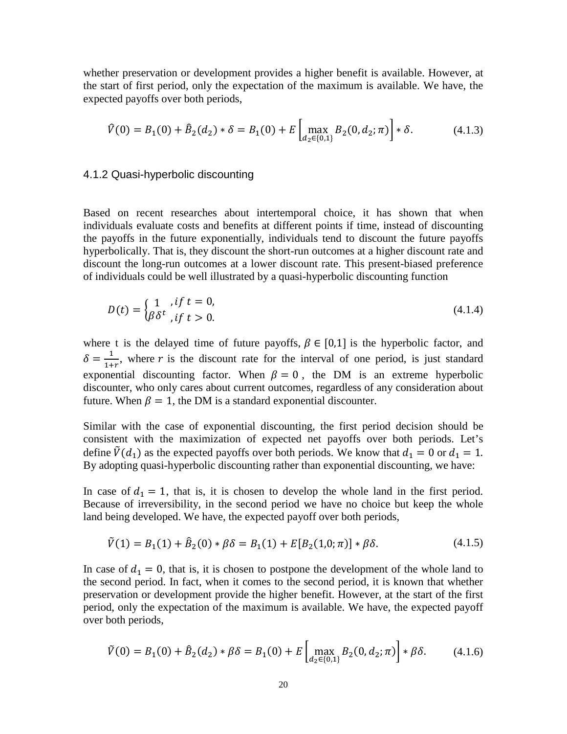whether preservation or development provides a higher benefit is available. However, at the start of first period, only the expectation of the maximum is available. We have, the expected payoffs over both periods,

$$\hat{V}(0) = B_1(0) + \hat{B}_2(d_2) * \delta = B_1(0) + E\left[\max_{d_2 \in \{0,1\}} B_2(0, d_2; \pi)\right] * \delta. \tag{4.1.3}$$

### 4.1.2 Quasi-hyperbolic discounting

Based on recent researches about intertemporal choice, it has shown that when individuals evaluate costs and benefits at different points if time, instead of discounting the payoffs in the future exponentially, individuals tend to discount the future payoffs hyperbolically. That is, they discount the short-run outcomes at a higher discount rate and discount the long-run outcomes at a lower discount rate. This present-biased preference of individuals could be well illustrated by a quasi-hyperbolic discounting function

$$D(t) = \begin{cases} 1 & , if\ t = 0, \\ \beta\delta^t & , if\ t > 0. \end{cases} \tag{4.1.4}$$

where t is the delayed time of future payoffs, $\beta \in [0,1]$ is the hyperbolic factor, and $\delta = \frac{1}{1+r}$, where $r$ is the discount rate for the interval of one period, is just standard exponential discounting factor. When $\beta = 0$, the DM is an extreme hyperbolic discounter, who only cares about current outcomes, regardless of any consideration about future. When $\beta = 1$, the DM is a standard exponential discounter.

Similar with the case of exponential discounting, the first period decision should be consistent with the maximization of expected net payoffs over both periods. Let's define $\tilde{V}(d_1)$ as the expected payoffs over both periods. We know that $d_1 = 0$ or $d_1 = 1$. By adopting quasi-hyperbolic discounting rather than exponential discounting, we have:

In case of $d_1 = 1$, that is, it is chosen to develop the whole land in the first period. Because of irreversibility, in the second period we have no choice but keep the whole land being developed. We have, the expected payoff over both periods,

$$\tilde{V}(1) = B_1(1) + \hat{B}_2(0) * \beta\delta = B_1(1) + E[B_2(1,0;\pi)] * \beta\delta. \tag{4.1.5}$$

In case of $d_1 = 0$, that is, it is chosen to postpone the development of the whole land to the second period. In fact, when it comes to the second period, it is known that whether preservation or development provide the higher benefit. However, at the start of the first period, only the expectation of the maximum is available. We have, the expected payoff over both periods,

$$\tilde{V}(0) = B_1(0) + \hat{B}_2(d_2) * \beta\delta = B_1(0) + E\left[\max_{d_2 \in \{0,1\}} B_2(0, d_2; \pi)\right] * \beta\delta. \tag{4.1.6}$$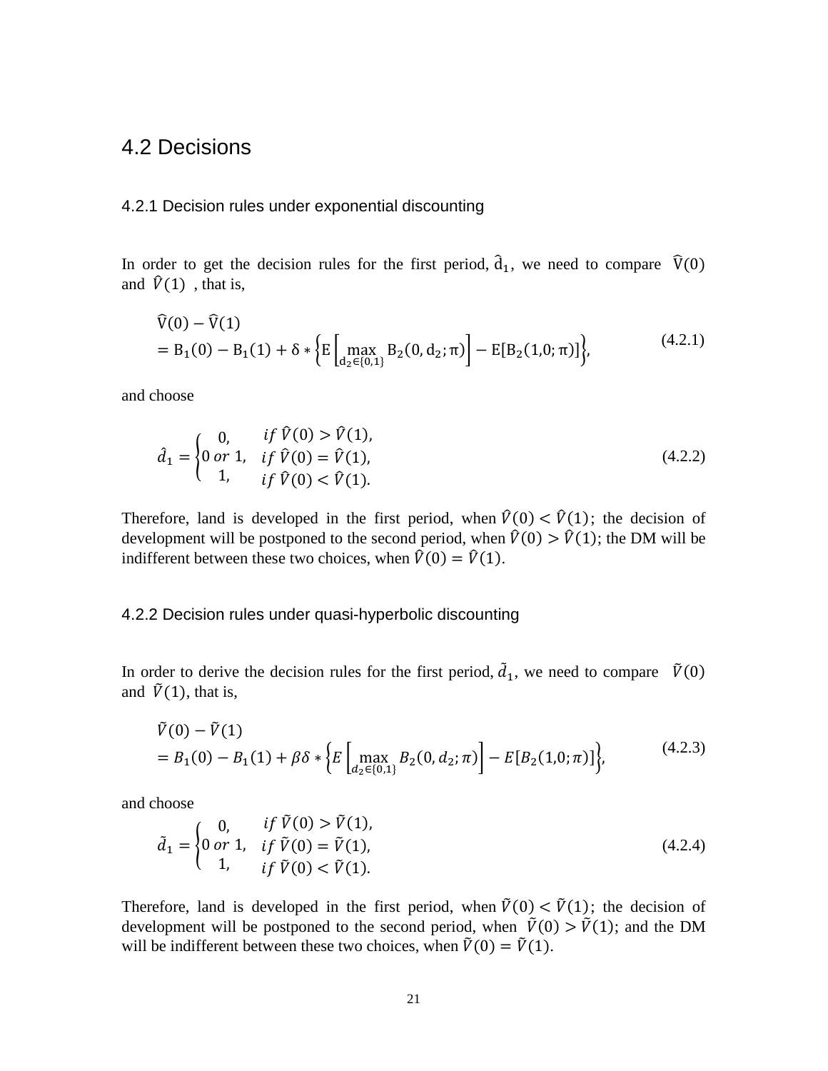## 4.2 Decisions

### 4.2.1 Decision rules under exponential discounting

In order to get the decision rules for the first period, $\hat{d}_1$, we need to compare $\hat{V}(0)$ and $\hat{V}(1)$ , that is,

$$
\begin{aligned}
&\hat{V}(0) - \hat{V}(1) \\
&= B_1(0) - B_1(1) + \delta * \left\{ E\left[\max_{d_2 \in \{0,1\}} B_2(0, d_2; \pi)\right] - E[B_2(1,0; \pi)] \right\},
\end{aligned}
\tag{4.2.1}
$$

and choose

$$
\hat{d}_1 = \begin{cases} 0, & if\ \hat{V}(0) > \hat{V}(1), \\ 0\ or\ 1, & if\ \hat{V}(0) = \hat{V}(1), \\ 1, & if\ \hat{V}(0) < \hat{V}(1). \end{cases}
\tag{4.2.2}
$$

Therefore, land is developed in the first period, when $\hat{V}(0) < \hat{V}(1)$; the decision of development will be postponed to the second period, when $\hat{V}(0) > \hat{V}(1)$; the DM will be indifferent between these two choices, when $\hat{V}(0) = \hat{V}(1)$.

### 4.2.2 Decision rules under quasi-hyperbolic discounting

In order to derive the decision rules for the first period, $\tilde{d}_1$, we need to compare $\tilde{V}(0)$ and $\tilde{V}(1)$, that is,

$$
\begin{aligned}
&\tilde{V}(0) - \tilde{V}(1) \\
&= B_1(0) - B_1(1) + \beta\delta * \left\{ E\left[\max_{d_2 \in \{0,1\}} B_2(0, d_2; \pi)\right] - E[B_2(1,0; \pi)] \right\},
\end{aligned}
\tag{4.2.3}
$$

and choose

$$
\tilde{d}_1 = \begin{cases} 0, & if\ \tilde{V}(0) > \tilde{V}(1), \\ 0\ or\ 1, & if\ \tilde{V}(0) = \tilde{V}(1), \\ 1, & if\ \tilde{V}(0) < \tilde{V}(1). \end{cases}
\tag{4.2.4}
$$

Therefore, land is developed in the first period, when $\tilde{V}(0) < \tilde{V}(1)$; the decision of development will be postponed to the second period, when $\tilde{V}(0) > \tilde{V}(1)$; and the DM will be indifferent between these two choices, when $\tilde{V}(0) = \tilde{V}(1)$.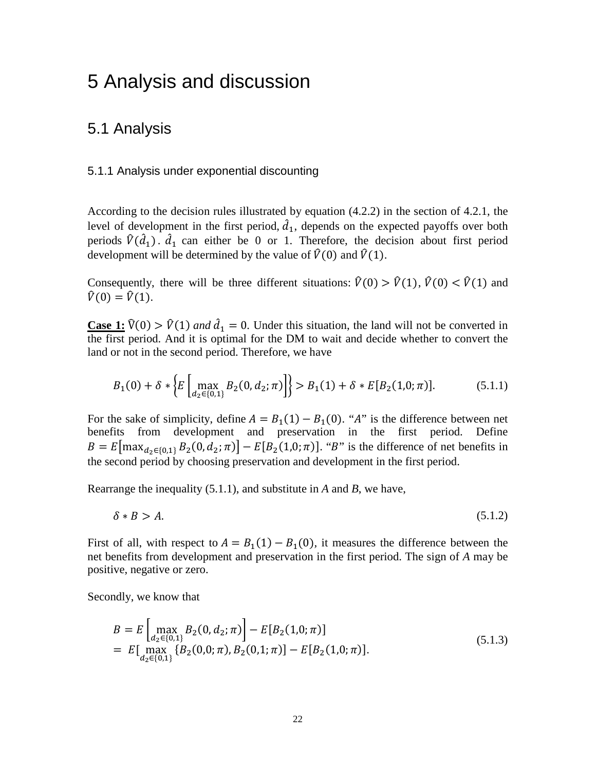# 5 Analysis and discussion

## 5.1 Analysis

### 5.1.1 Analysis under exponential discounting

According to the decision rules illustrated by equation (4.2.2) in the section of 4.2.1, the level of development in the first period, $\hat{d}_1$, depends on the expected payoffs over both periods $\hat{V}(\hat{d}_1)$. $\hat{d}_1$ can either be 0 or 1. Therefore, the decision about first period development will be determined by the value of $\hat{V}(0)$ and $\hat{V}(1)$.

Consequently, there will be three different situations: $\hat{V}(0) > \hat{V}(1)$, $\hat{V}(0) < \hat{V}(1)$ and $\hat{V}(0) = \hat{V}(1)$.

**Case 1:** $\hat{V}(0) > \hat{V}(1)$ *and* $\hat{d}_1 = 0$. Under this situation, the land will not be converted in the first period. And it is optimal for the DM to wait and decide whether to convert the land or not in the second period. Therefore, we have

$$B_1(0) + \delta * \left\{E\left[\max_{d_2 \in \{0,1\}} B_2(0, d_2; \pi)\right]\right\} > B_1(1) + \delta * E[B_2(1,0; \pi)]. \tag{5.1.1}$$

For the sake of simplicity, define $A = B_1(1) - B_1(0)$. "*A*" is the difference between net benefits from development and preservation in the first period. Define $B = E\left[\max_{d_2 \in \{0,1\}} B_2(0, d_2; \pi)\right] - E[B_2(1,0; \pi)]$. "*B*" is the difference of net benefits in the second period by choosing preservation and development in the first period.

Rearrange the inequality (5.1.1), and substitute in *A* and *B*, we have,

$$\delta * B > A. \tag{5.1.2}$$

First of all, with respect to $A = B_1(1) - B_1(0)$, it measures the difference between the net benefits from development and preservation in the first period. The sign of *A* may be positive, negative or zero.

Secondly, we know that

$$\begin{aligned} B &= E\left[\max_{d_2 \in \{0,1\}} B_2(0, d_2; \pi)\right] - E[B_2(1,0; \pi)] \\ &= E[\max_{d_2 \in \{0,1\}} \{B_2(0,0; \pi), B_2(0,1; \pi)] - E[B_2(1,0; \pi)]. \end{aligned} \tag{5.1.3}$$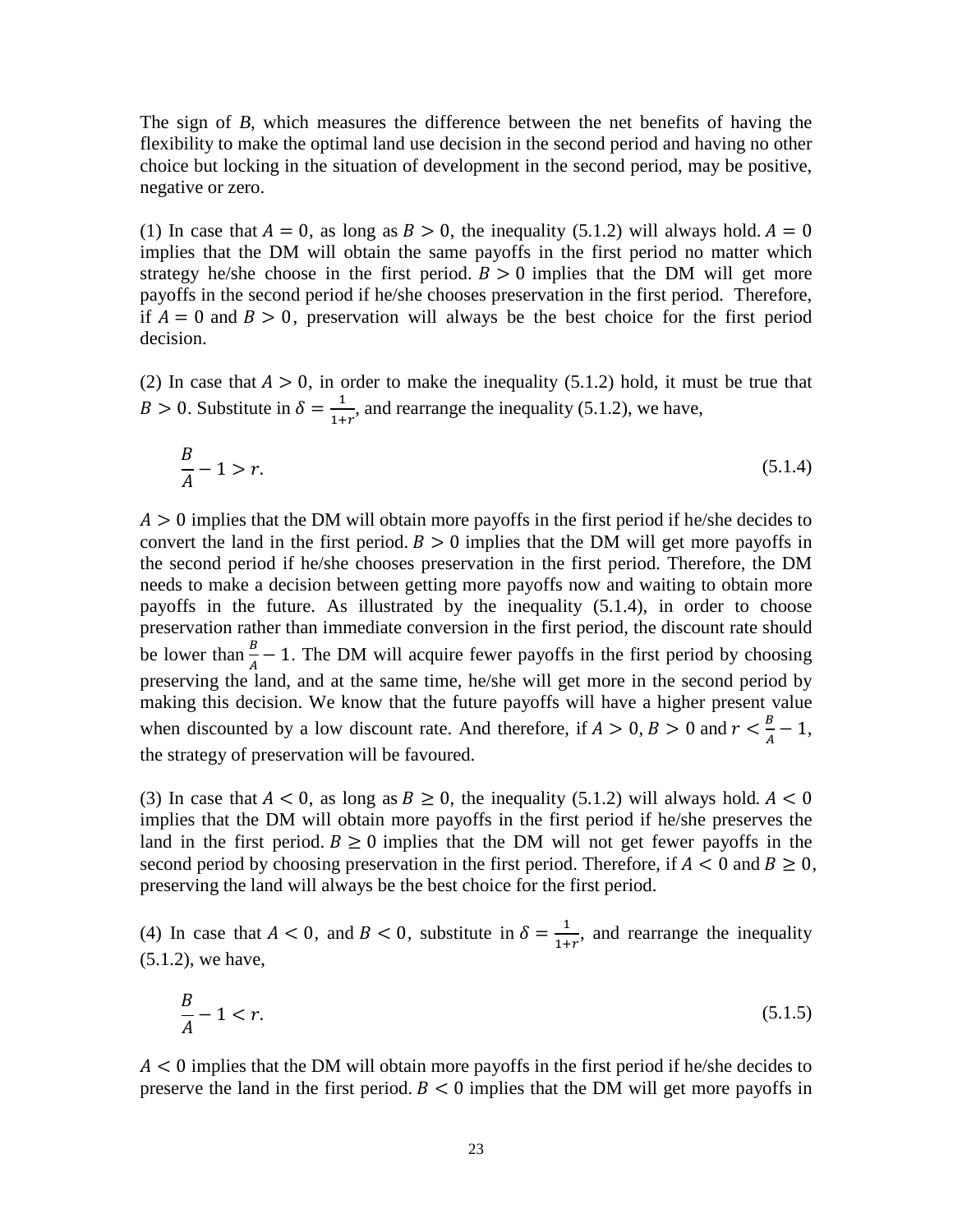The sign of $B$, which measures the difference between the net benefits of having the flexibility to make the optimal land use decision in the second period and having no other choice but locking in the situation of development in the second period, may be positive, negative or zero.

(1) In case that $A = 0$, as long as $B > 0$, the inequality (5.1.2) will always hold. $A = 0$ implies that the DM will obtain the same payoffs in the first period no matter which strategy he/she choose in the first period. $B > 0$ implies that the DM will get more payoffs in the second period if he/she chooses preservation in the first period. Therefore, if $A = 0$ and $B > 0$, preservation will always be the best choice for the first period decision.

(2) In case that $A > 0$, in order to make the inequality (5.1.2) hold, it must be true that $B > 0$. Substitute in $\delta = \frac{1}{1+r}$, and rearrange the inequality (5.1.2), we have,

$$\frac{B}{A} - 1 > r. \tag{5.1.4}$$

$A > 0$ implies that the DM will obtain more payoffs in the first period if he/she decides to convert the land in the first period. $B > 0$ implies that the DM will get more payoffs in the second period if he/she chooses preservation in the first period. Therefore, the DM needs to make a decision between getting more payoffs now and waiting to obtain more payoffs in the future. As illustrated by the inequality (5.1.4), in order to choose preservation rather than immediate conversion in the first period, the discount rate should be lower than $\frac{B}{A} - 1$. The DM will acquire fewer payoffs in the first period by choosing preserving the land, and at the same time, he/she will get more in the second period by making this decision. We know that the future payoffs will have a higher present value when discounted by a low discount rate. And therefore, if $A > 0$, $B > 0$ and $r < \frac{B}{A} - 1$, the strategy of preservation will be favoured.

(3) In case that $A < 0$, as long as $B \geq 0$, the inequality (5.1.2) will always hold. $A < 0$ implies that the DM will obtain more payoffs in the first period if he/she preserves the land in the first period. $B \geq 0$ implies that the DM will not get fewer payoffs in the second period by choosing preservation in the first period. Therefore, if $A < 0$ and $B \geq 0$, preserving the land will always be the best choice for the first period.

(4) In case that $A < 0$, and $B < 0$, substitute in $\delta = \frac{1}{1+r}$, and rearrange the inequality (5.1.2), we have,

$$\frac{B}{A} - 1 < r. \tag{5.1.5}$$

$A < 0$ implies that the DM will obtain more payoffs in the first period if he/she decides to preserve the land in the first period. $B < 0$ implies that the DM will get more payoffs in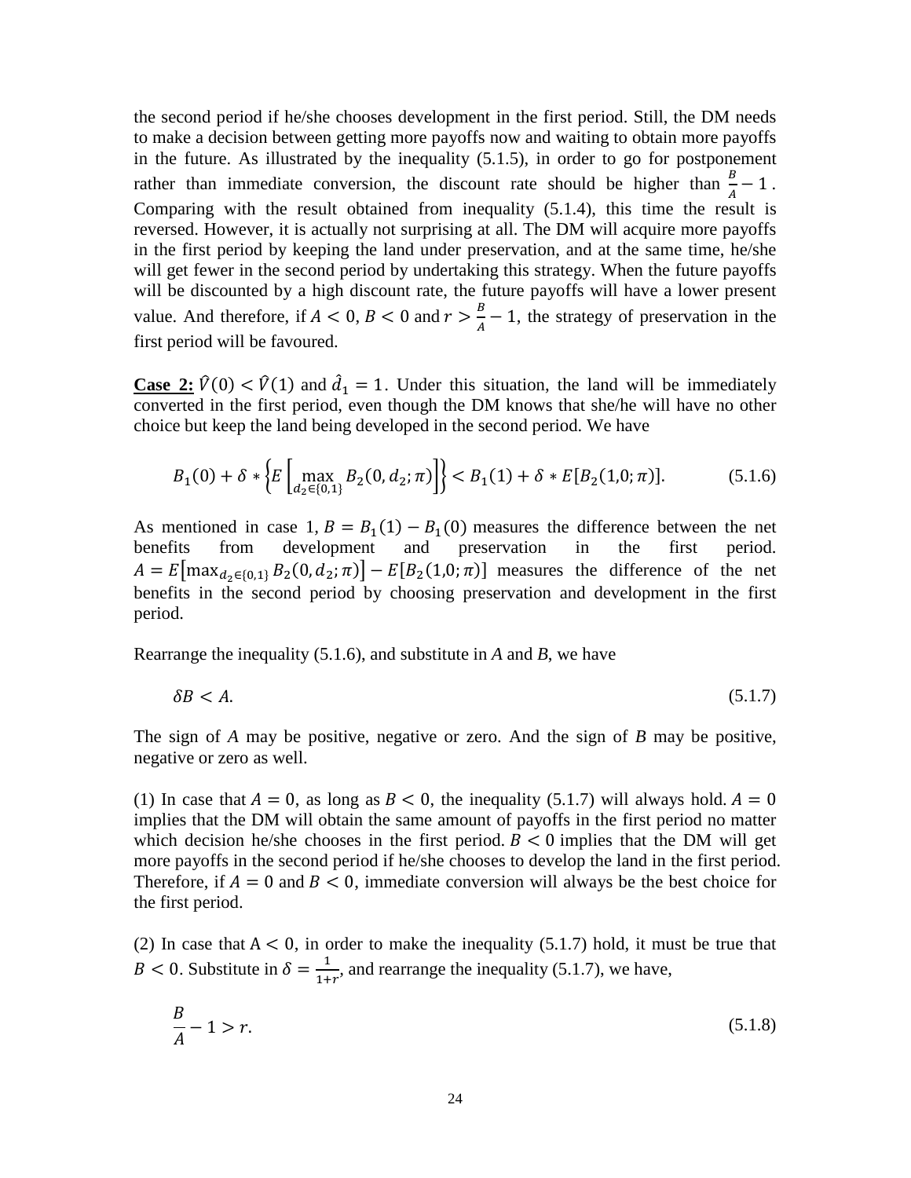the second period if he/she chooses development in the first period. Still, the DM needs to make a decision between getting more payoffs now and waiting to obtain more payoffs in the future. As illustrated by the inequality (5.1.5), in order to go for postponement rather than immediate conversion, the discount rate should be higher than $\frac{B}{A} - 1$. Comparing with the result obtained from inequality (5.1.4), this time the result is reversed. However, it is actually not surprising at all. The DM will acquire more payoffs in the first period by keeping the land under preservation, and at the same time, he/she will get fewer in the second period by undertaking this strategy. When the future payoffs will be discounted by a high discount rate, the future payoffs will have a lower present value. And therefore, if $A < 0$, $B < 0$ and $r > \frac{B}{A} - 1$, the strategy of preservation in the first period will be favoured.

**Case 2:** $\hat{V}(0) < \hat{V}(1)$ and $\hat{d}_1 = 1$. Under this situation, the land will be immediately converted in the first period, even though the DM knows that she/he will have no other choice but keep the land being developed in the second period. We have

$$B_1(0) + \delta * \left\{ E\left[ \max_{d_2 \in \{0,1\}} B_2(0, d_2; \pi) \right] \right\} < B_1(1) + \delta * E[B_2(1,0; \pi)]. \tag{5.1.6}$$

As mentioned in case 1, $B = B_1(1) - B_1(0)$ measures the difference between the net benefits from development and preservation in the first period. $A = E\left[\max_{d_2 \in \{0,1\}} B_2(0, d_2; \pi)\right] - E[B_2(1,0; \pi)]$ measures the difference of the net benefits in the second period by choosing preservation and development in the first period.

Rearrange the inequality (5.1.6), and substitute in *A* and *B*, we have

$$\delta B < A. \tag{5.1.7}$$

The sign of *A* may be positive, negative or zero. And the sign of *B* may be positive, negative or zero as well.

(1) In case that $A = 0$, as long as $B < 0$, the inequality (5.1.7) will always hold. $A = 0$ implies that the DM will obtain the same amount of payoffs in the first period no matter which decision he/she chooses in the first period. $B < 0$ implies that the DM will get more payoffs in the second period if he/she chooses to develop the land in the first period. Therefore, if $A = 0$ and $B < 0$, immediate conversion will always be the best choice for the first period.

(2) In case that $A < 0$, in order to make the inequality (5.1.7) hold, it must be true that $B < 0$. Substitute in $\delta = \frac{1}{1+r}$, and rearrange the inequality (5.1.7), we have,

$$\frac{B}{A} - 1 > r. \tag{5.1.8}$$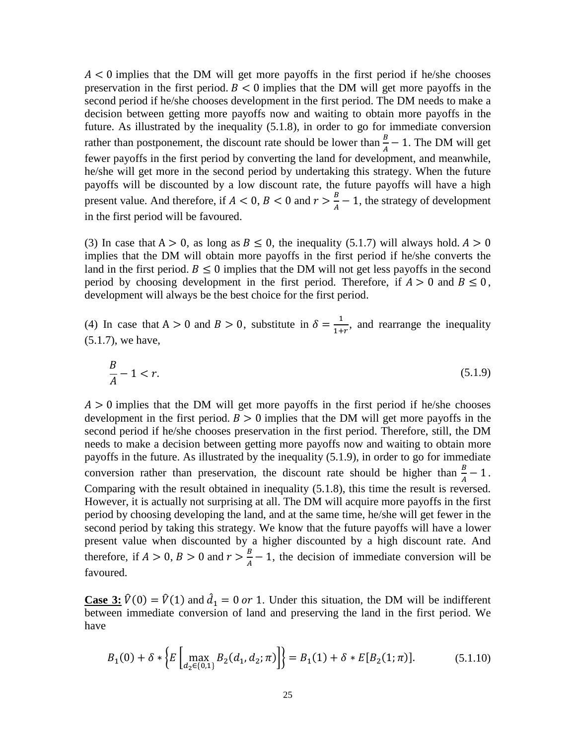$A < 0$ implies that the DM will get more payoffs in the first period if he/she chooses preservation in the first period. $B < 0$ implies that the DM will get more payoffs in the second period if he/she chooses development in the first period. The DM needs to make a decision between getting more payoffs now and waiting to obtain more payoffs in the future. As illustrated by the inequality (5.1.8), in order to go for immediate conversion rather than postponement, the discount rate should be lower than $\frac{B}{A} - 1$. The DM will get fewer payoffs in the first period by converting the land for development, and meanwhile, he/she will get more in the second period by undertaking this strategy. When the future payoffs will be discounted by a low discount rate, the future payoffs will have a high present value. And therefore, if $A < 0$, $B < 0$ and $r > \frac{B}{A} - 1$, the strategy of development in the first period will be favoured.

(3) In case that $\mathrm{A} > 0$, as long as $B \leq 0$, the inequality (5.1.7) will always hold. $A > 0$ implies that the DM will obtain more payoffs in the first period if he/she converts the land in the first period. $B \leq 0$ implies that the DM will not get less payoffs in the second period by choosing development in the first period. Therefore, if $A > 0$ and $B \leq 0$, development will always be the best choice for the first period.

(4) In case that $\mathrm{A} > 0$ and $B > 0$, substitute in $\delta = \frac{1}{1+r}$, and rearrange the inequality (5.1.7), we have,

$$\frac{B}{A} - 1 < r. \tag{5.1.9}$$

$A > 0$ implies that the DM will get more payoffs in the first period if he/she chooses development in the first period. $B > 0$ implies that the DM will get more payoffs in the second period if he/she chooses preservation in the first period. Therefore, still, the DM needs to make a decision between getting more payoffs now and waiting to obtain more payoffs in the future. As illustrated by the inequality (5.1.9), in order to go for immediate conversion rather than preservation, the discount rate should be higher than $\frac{B}{A} - 1$. Comparing with the result obtained in inequality (5.1.8), this time the result is reversed. However, it is actually not surprising at all. The DM will acquire more payoffs in the first period by choosing developing the land, and at the same time, he/she will get fewer in the second period by taking this strategy. We know that the future payoffs will have a lower present value when discounted by a higher discounted by a high discount rate. And therefore, if $A > 0$, $B > 0$ and $r > \frac{B}{A} - 1$, the decision of immediate conversion will be favoured.

**Case 3:** $\hat{V}(0) = \hat{V}(1)$ and $\hat{d}_1 = 0 \text{ or } 1$. Under this situation, the DM will be indifferent between immediate conversion of land and preserving the land in the first period. We have

$$B_1(0) + \delta * \left\{ E\left[ \max_{d_2 \in \{0,1\}} B_2(d_1, d_2; \pi) \right] \right\} = B_1(1) + \delta * E[B_2(1; \pi)]. \tag{5.1.10}$$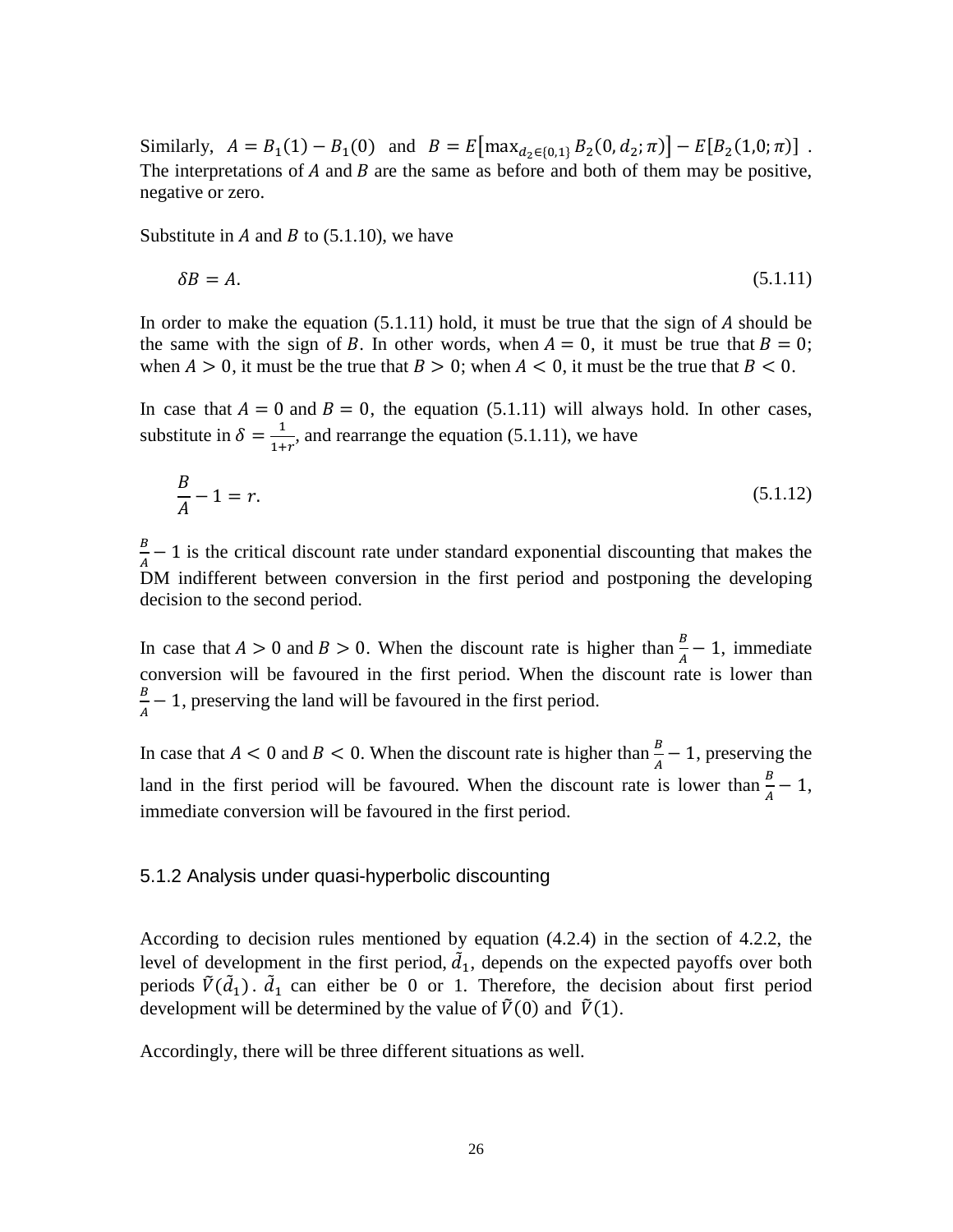Similarly, $A = B_1(1) - B_1(0)$ and $B = E\left[\max_{d_2 \in \{0,1\}} B_2(0, d_2; \pi)\right] - E[B_2(1,0; \pi)]$ . The interpretations of $A$ and $B$ are the same as before and both of them may be positive, negative or zero.

Substitute in $A$ and $B$ to (5.1.10), we have

$$\delta B = A. \tag{5.1.11}$$

In order to make the equation (5.1.11) hold, it must be true that the sign of $A$ should be the same with the sign of $B$. In other words, when $A = 0$, it must be true that $B = 0$; when $A > 0$, it must be the true that $B > 0$; when $A < 0$, it must be the true that $B < 0$.

In case that $A = 0$ and $B = 0$, the equation (5.1.11) will always hold. In other cases, substitute in $\delta = \frac{1}{1+r}$, and rearrange the equation (5.1.11), we have

$$\frac{B}{A} - 1 = r. \tag{5.1.12}$$

$\frac{B}{A} - 1$ is the critical discount rate under standard exponential discounting that makes the DM indifferent between conversion in the first period and postponing the developing decision to the second period.

In case that $A > 0$ and $B > 0$. When the discount rate is higher than $\frac{B}{A} - 1$, immediate conversion will be favoured in the first period. When the discount rate is lower than $\frac{B}{A} - 1$, preserving the land will be favoured in the first period.

In case that $A < 0$ and $B < 0$. When the discount rate is higher than $\frac{B}{A} - 1$, preserving the land in the first period will be favoured. When the discount rate is lower than $\frac{B}{A} - 1$, immediate conversion will be favoured in the first period.

### 5.1.2 Analysis under quasi-hyperbolic discounting

According to decision rules mentioned by equation (4.2.4) in the section of 4.2.2, the level of development in the first period, $\tilde{d}_1$, depends on the expected payoffs over both periods $\tilde{V}(\tilde{d}_1)$. $\tilde{d}_1$ can either be 0 or 1. Therefore, the decision about first period development will be determined by the value of $\tilde{V}(0)$ and $\tilde{V}(1)$.

Accordingly, there will be three different situations as well.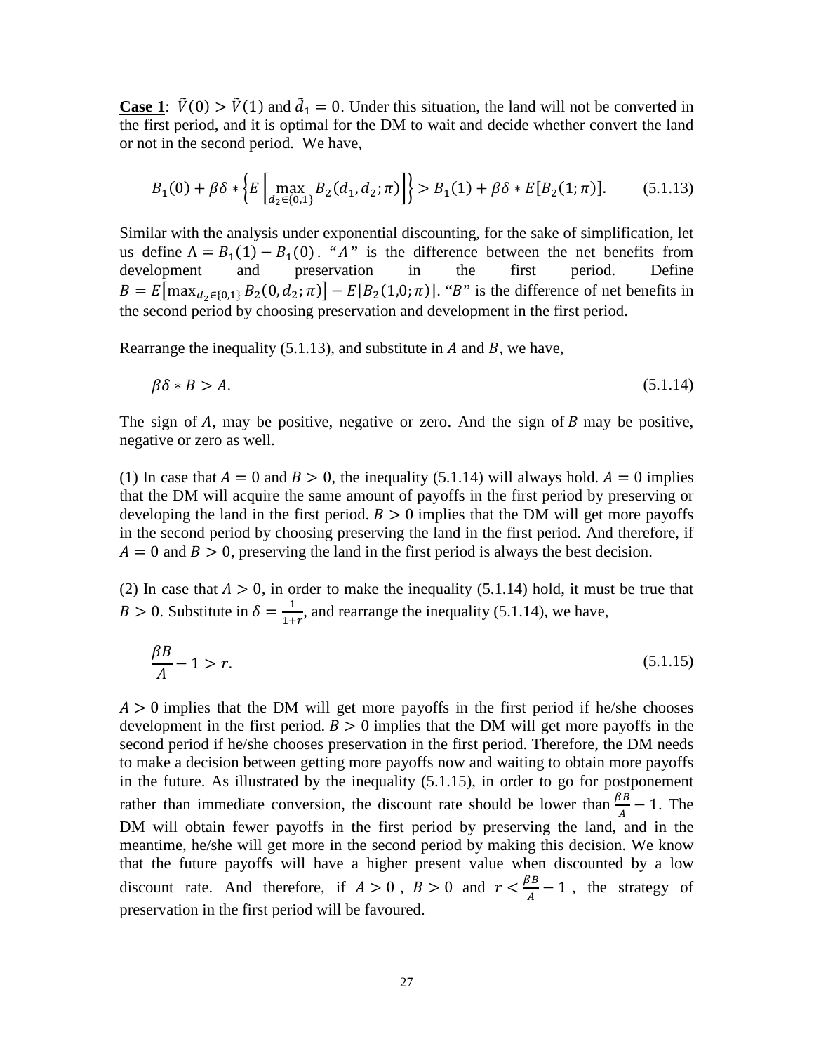**Case 1**: $\tilde{V}(0) > \tilde{V}(1)$ and $\tilde{d}_1 = 0$. Under this situation, the land will not be converted in the first period, and it is optimal for the DM to wait and decide whether convert the land or not in the second period. We have,

$$B_1(0) + \beta\delta * \left\{E\left[\max_{d_2 \in \{0,1\}} B_2(d_1, d_2; \pi)\right]\right\} > B_1(1) + \beta\delta * E[B_2(1; \pi)]. \tag{5.1.13}$$

Similar with the analysis under exponential discounting, for the sake of simplification, let us define $A = B_1(1) - B_1(0)$. "$A$" is the difference between the net benefits from development and preservation in the first period. Define $B = E\left[\max_{d_2 \in \{0,1\}} B_2(0, d_2; \pi)\right] - E[B_2(1,0; \pi)]$. "$B$" is the difference of net benefits in the second period by choosing preservation and development in the first period.

Rearrange the inequality (5.1.13), and substitute in $A$ and $B$, we have,

$$\beta\delta * B > A. \tag{5.1.14}$$

The sign of $A$, may be positive, negative or zero. And the sign of $B$ may be positive, negative or zero as well.

(1) In case that $A = 0$ and $B > 0$, the inequality (5.1.14) will always hold. $A = 0$ implies that the DM will acquire the same amount of payoffs in the first period by preserving or developing the land in the first period. $B > 0$ implies that the DM will get more payoffs in the second period by choosing preserving the land in the first period. And therefore, if $A = 0$ and $B > 0$, preserving the land in the first period is always the best decision.

(2) In case that $A > 0$, in order to make the inequality (5.1.14) hold, it must be true that $B > 0$. Substitute in $\delta = \frac{1}{1+r}$, and rearrange the inequality (5.1.14), we have,

$$\frac{\beta B}{A} - 1 > r. \tag{5.1.15}$$

$A > 0$ implies that the DM will get more payoffs in the first period if he/she chooses development in the first period. $B > 0$ implies that the DM will get more payoffs in the second period if he/she chooses preservation in the first period. Therefore, the DM needs to make a decision between getting more payoffs now and waiting to obtain more payoffs in the future. As illustrated by the inequality (5.1.15), in order to go for postponement rather than immediate conversion, the discount rate should be lower than $\frac{\beta B}{A} - 1$. The DM will obtain fewer payoffs in the first period by preserving the land, and in the meantime, he/she will get more in the second period by making this decision. We know that the future payoffs will have a higher present value when discounted by a low discount rate. And therefore, if $A > 0$, $B > 0$ and $r < \frac{\beta B}{A} - 1$, the strategy of preservation in the first period will be favoured.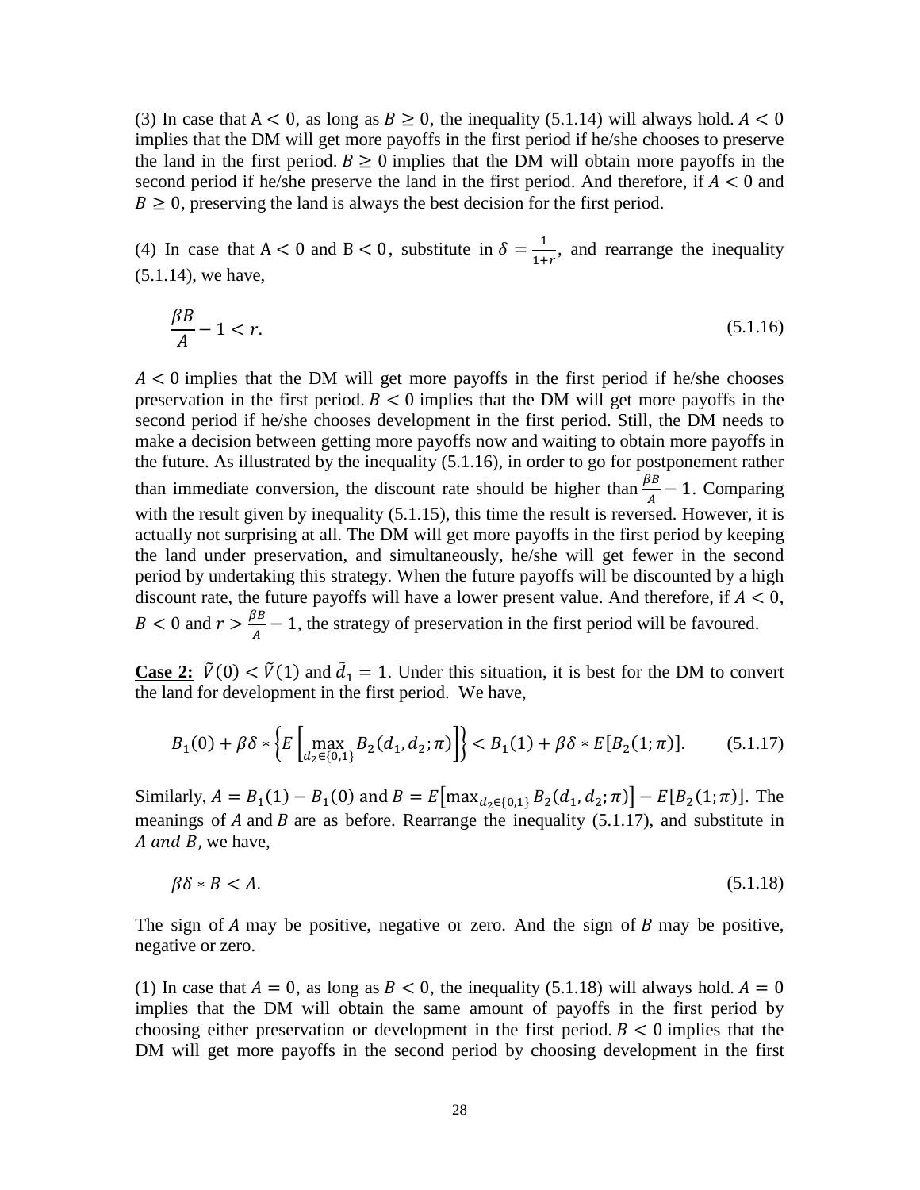(3) In case that $A < 0$, as long as $B \geq 0$, the inequality (5.1.14) will always hold. $A < 0$ implies that the DM will get more payoffs in the first period if he/she chooses to preserve the land in the first period. $B \geq 0$ implies that the DM will obtain more payoffs in the second period if he/she preserve the land in the first period. And therefore, if $A < 0$ and $B \geq 0$, preserving the land is always the best decision for the first period.

(4) In case that $A < 0$ and $B < 0$, substitute in $\delta = \frac{1}{1+r}$, and rearrange the inequality (5.1.14), we have,

$$\frac{\beta B}{A} - 1 < r. \tag{5.1.16}$$

$A < 0$ implies that the DM will get more payoffs in the first period if he/she chooses preservation in the first period. $B < 0$ implies that the DM will get more payoffs in the second period if he/she chooses development in the first period. Still, the DM needs to make a decision between getting more payoffs now and waiting to obtain more payoffs in the future. As illustrated by the inequality (5.1.16), in order to go for postponement rather than immediate conversion, the discount rate should be higher than $\frac{\beta B}{A} - 1$. Comparing with the result given by inequality (5.1.15), this time the result is reversed. However, it is actually not surprising at all. The DM will get more payoffs in the first period by keeping the land under preservation, and simultaneously, he/she will get fewer in the second period by undertaking this strategy. When the future payoffs will be discounted by a high discount rate, the future payoffs will have a lower present value. And therefore, if $A < 0$, $B < 0$ and $r > \frac{\beta B}{A} - 1$, the strategy of preservation in the first period will be favoured.

**Case 2:** $\tilde{V}(0) < \tilde{V}(1)$ and $\tilde{d}_1 = 1$. Under this situation, it is best for the DM to convert the land for development in the first period. We have,

$$B_1(0) + \beta\delta * \left\{E\left[\max_{d_2 \in \{0,1\}} B_2(d_1, d_2; \pi)\right]\right\} < B_1(1) + \beta\delta * E[B_2(1; \pi)]. \tag{5.1.17}$$

Similarly, $A = B_1(1) - B_1(0)$ and $B = E\left[\max_{d_2 \in \{0,1\}} B_2(d_1, d_2; \pi)\right] - E[B_2(1; \pi)]$. The meanings of $A$ and $B$ are as before. Rearrange the inequality (5.1.17), and substitute in $A$ and $B$, we have,

$$\beta\delta * B < A. \tag{5.1.18}$$

The sign of $A$ may be positive, negative or zero. And the sign of $B$ may be positive, negative or zero.

(1) In case that $A = 0$, as long as $B < 0$, the inequality (5.1.18) will always hold. $A = 0$ implies that the DM will obtain the same amount of payoffs in the first period by choosing either preservation or development in the first period. $B < 0$ implies that the DM will get more payoffs in the second period by choosing development in the first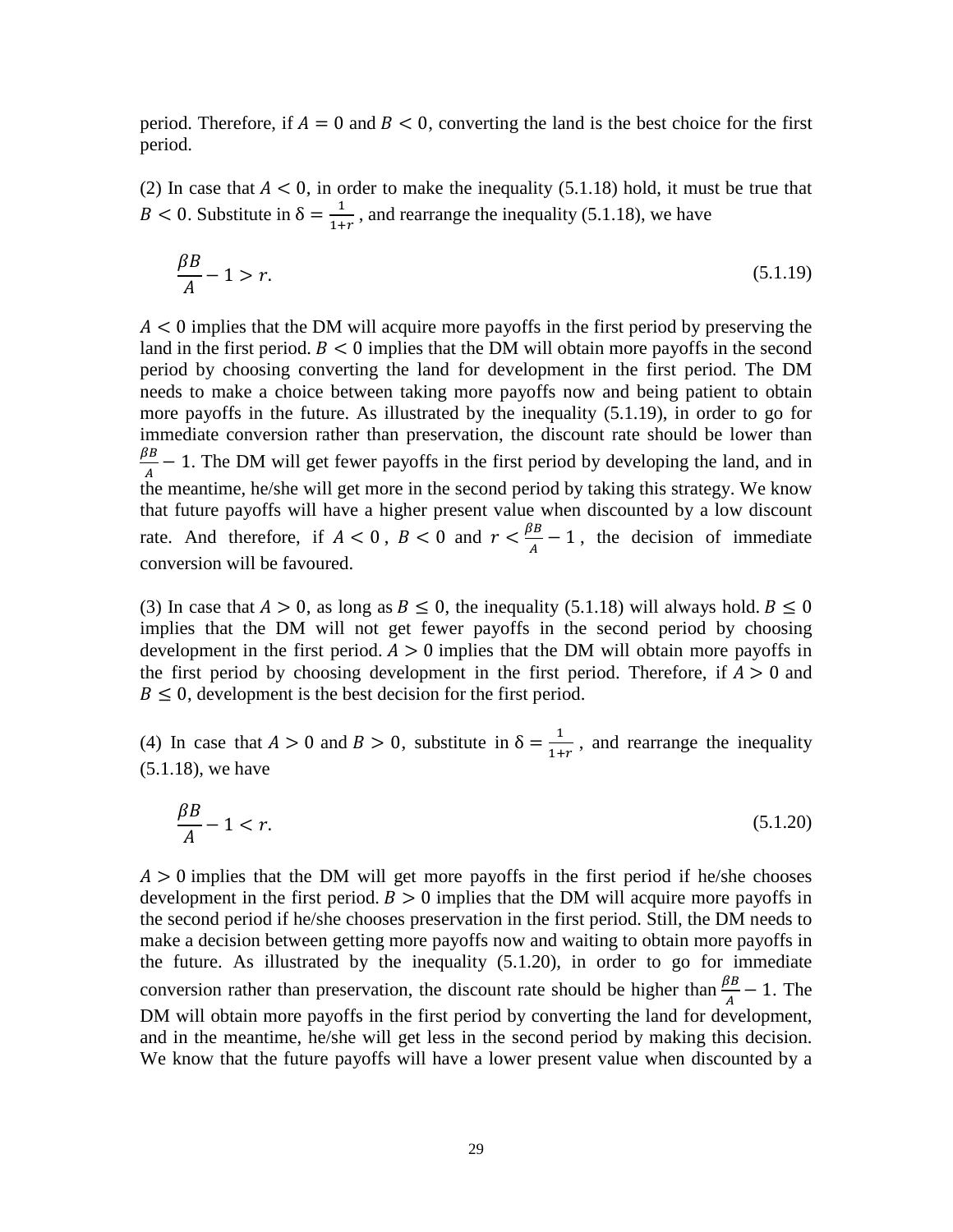period. Therefore, if $A = 0$ and $B < 0$, converting the land is the best choice for the first period.

(2) In case that $A < 0$, in order to make the inequality (5.1.18) hold, it must be true that $B < 0$. Substitute in $\delta = \frac{1}{1+r}$, and rearrange the inequality (5.1.18), we have

$$\frac{\beta B}{A} - 1 > r. \tag{5.1.19}$$

$A < 0$ implies that the DM will acquire more payoffs in the first period by preserving the land in the first period. $B < 0$ implies that the DM will obtain more payoffs in the second period by choosing converting the land for development in the first period. The DM needs to make a choice between taking more payoffs now and being patient to obtain more payoffs in the future. As illustrated by the inequality (5.1.19), in order to go for immediate conversion rather than preservation, the discount rate should be lower than $\frac{\beta B}{A} - 1$. The DM will get fewer payoffs in the first period by developing the land, and in the meantime, he/she will get more in the second period by taking this strategy. We know that future payoffs will have a higher present value when discounted by a low discount rate. And therefore, if $A < 0$, $B < 0$ and $r < \frac{\beta B}{A} - 1$, the decision of immediate conversion will be favoured.

(3) In case that $A > 0$, as long as $B \leq 0$, the inequality (5.1.18) will always hold. $B \leq 0$ implies that the DM will not get fewer payoffs in the second period by choosing development in the first period. $A > 0$ implies that the DM will obtain more payoffs in the first period by choosing development in the first period. Therefore, if $A > 0$ and $B \leq 0$, development is the best decision for the first period.

(4) In case that $A > 0$ and $B > 0$, substitute in $\delta = \frac{1}{1+r}$, and rearrange the inequality (5.1.18), we have

$$\frac{\beta B}{A} - 1 < r. \tag{5.1.20}$$

$A > 0$ implies that the DM will get more payoffs in the first period if he/she chooses development in the first period. $B > 0$ implies that the DM will acquire more payoffs in the second period if he/she chooses preservation in the first period. Still, the DM needs to make a decision between getting more payoffs now and waiting to obtain more payoffs in the future. As illustrated by the inequality (5.1.20), in order to go for immediate conversion rather than preservation, the discount rate should be higher than $\frac{\beta B}{A} - 1$. The DM will obtain more payoffs in the first period by converting the land for development, and in the meantime, he/she will get less in the second period by making this decision. We know that the future payoffs will have a lower present value when discounted by a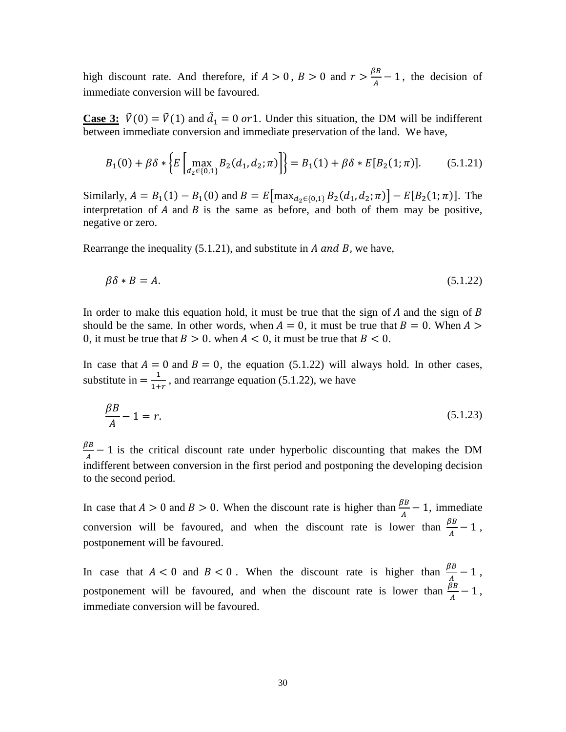high discount rate. And therefore, if $A > 0$, $B > 0$ and $r > \frac{\beta B}{A} - 1$, the decision of immediate conversion will be favoured.

**Case 3:** $\tilde{V}(0) = \tilde{V}(1)$ and $\tilde{d}_1 = 0\ or 1$. Under this situation, the DM will be indifferent between immediate conversion and immediate preservation of the land. We have,

$$B_1(0) + \beta\delta * \left\{E\left[\max_{d_2 \in \{0,1\}} B_2(d_1, d_2; \pi)\right]\right\} = B_1(1) + \beta\delta * E[B_2(1; \pi)]. \qquad (5.1.21)$$

Similarly, $A = B_1(1) - B_1(0)$ and $B = E\left[\max_{d_2 \in \{0,1\}} B_2(d_1, d_2; \pi)\right] - E[B_2(1; \pi)]$. The interpretation of $A$ and $B$ is the same as before, and both of them may be positive, negative or zero.

Rearrange the inequality (5.1.21), and substitute in $A\ and\ B$, we have,

$$\beta\delta * B = A. \qquad (5.1.22)$$

In order to make this equation hold, it must be true that the sign of $A$ and the sign of $B$ should be the same. In other words, when $A = 0$, it must be true that $B = 0$. When $A > 0$, it must be true that $B > 0$. when $A < 0$, it must be true that $B < 0$.

In case that $A = 0$ and $B = 0$, the equation (5.1.22) will always hold. In other cases, substitute in $= \frac{1}{1+r}$, and rearrange equation (5.1.22), we have

$$\frac{\beta B}{A} - 1 = r. \qquad (5.1.23)$$

$\frac{\beta B}{A} - 1$ is the critical discount rate under hyperbolic discounting that makes the DM indifferent between conversion in the first period and postponing the developing decision to the second period.

In case that $A > 0$ and $B > 0$. When the discount rate is higher than $\frac{\beta B}{A} - 1$, immediate conversion will be favoured, and when the discount rate is lower than $\frac{\beta B}{A} - 1$, postponement will be favoured.

In case that $A < 0$ and $B < 0$. When the discount rate is higher than $\frac{\beta B}{A} - 1$, postponement will be favoured, and when the discount rate is lower than $\frac{\beta B}{A} - 1$, immediate conversion will be favoured.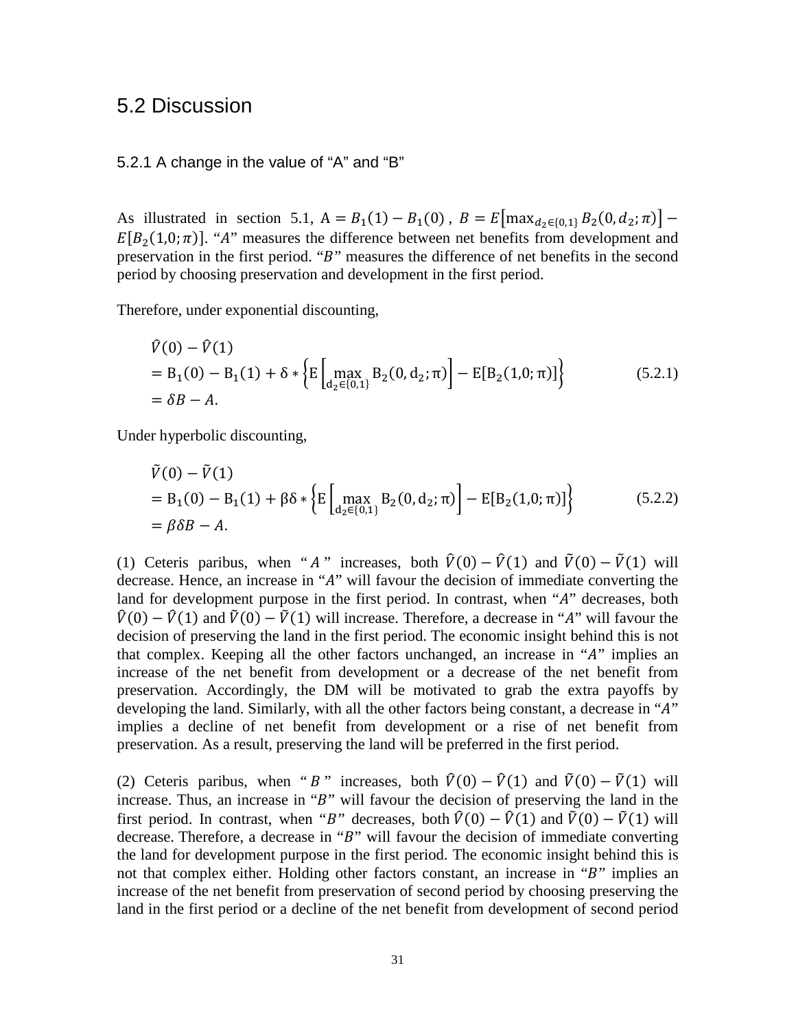## 5.2 Discussion

### 5.2.1 A change in the value of "A" and "B"

As illustrated in section 5.1, $\mathrm{A} = B_1(1) - B_1(0)$ , $B = E\left[\max_{d_2 \in \{0,1\}} B_2(0, d_2; \pi)\right] - E[B_2(1,0; \pi)]$. "$A$" measures the difference between net benefits from development and preservation in the first period. "$B$" measures the difference of net benefits in the second period by choosing preservation and development in the first period.

Therefore, under exponential discounting,

$$
\begin{aligned}
&\hat{V}(0) - \hat{V}(1) \\
&= \mathrm{B}_1(0) - \mathrm{B}_1(1) + \delta * \left\{ \mathrm{E}\left[\max_{\mathrm{d}_2 \in \{0,1\}} \mathrm{B}_2(0, \mathrm{d}_2; \pi)\right] - \mathrm{E}[\mathrm{B}_2(1,0; \pi)] \right\} \qquad (5.2.1) \\
&= \delta B - A.
\end{aligned}
$$

Under hyperbolic discounting,

$$
\begin{aligned}
&\tilde{V}(0) - \tilde{V}(1) \\
&= \mathrm{B}_1(0) - \mathrm{B}_1(1) + \beta\delta * \left\{ \mathrm{E}\left[\max_{\mathrm{d}_2 \in \{0,1\}} \mathrm{B}_2(0, \mathrm{d}_2; \pi)\right] - \mathrm{E}[\mathrm{B}_2(1,0; \pi)] \right\} \qquad (5.2.2) \\
&= \beta\delta B - A.
\end{aligned}
$$

(1) Ceteris paribus, when "$A$" increases, both $\hat{V}(0) - \hat{V}(1)$ and $\tilde{V}(0) - \tilde{V}(1)$ will decrease. Hence, an increase in "$A$" will favour the decision of immediate converting the land for development purpose in the first period. In contrast, when "$A$" decreases, both $\hat{V}(0) - \hat{V}(1)$ and $\tilde{V}(0) - \tilde{V}(1)$ will increase. Therefore, a decrease in "$A$" will favour the decision of preserving the land in the first period. The economic insight behind this is not that complex. Keeping all the other factors unchanged, an increase in "$A$" implies an increase of the net benefit from development or a decrease of the net benefit from preservation. Accordingly, the DM will be motivated to grab the extra payoffs by developing the land. Similarly, with all the other factors being constant, a decrease in "$A$" implies a decline of net benefit from development or a rise of net benefit from preservation. As a result, preserving the land will be preferred in the first period.

(2) Ceteris paribus, when "$B$" increases, both $\hat{V}(0) - \hat{V}(1)$ and $\tilde{V}(0) - \tilde{V}(1)$ will increase. Thus, an increase in "$B$" will favour the decision of preserving the land in the first period. In contrast, when "$B$" decreases, both $\hat{V}(0) - \hat{V}(1)$ and $\tilde{V}(0) - \tilde{V}(1)$ will decrease. Therefore, a decrease in "$B$" will favour the decision of immediate converting the land for development purpose in the first period. The economic insight behind this is not that complex either. Holding other factors constant, an increase in "$B$" implies an increase of the net benefit from preservation of second period by choosing preserving the land in the first period or a decline of the net benefit from development of second period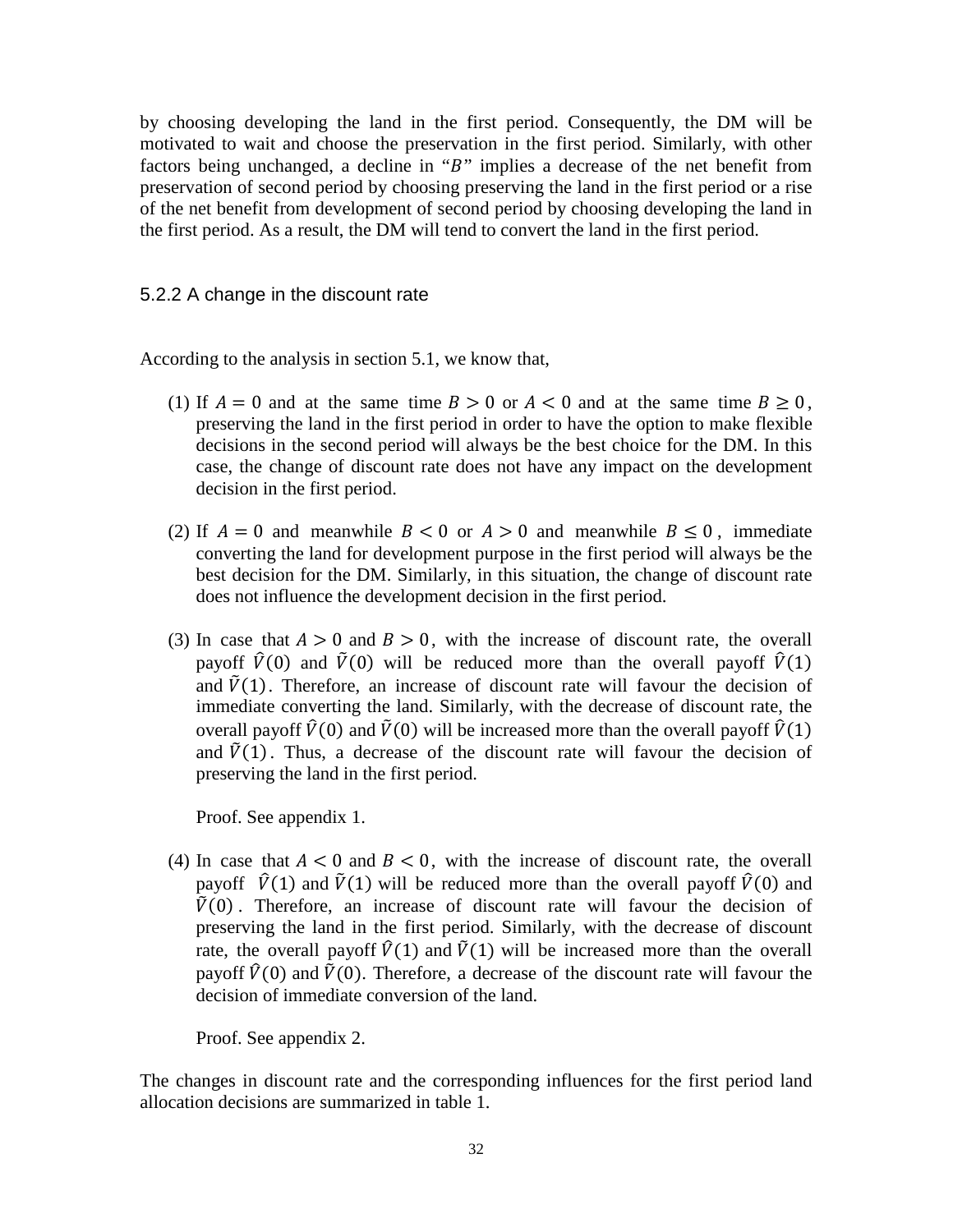by choosing developing the land in the first period. Consequently, the DM will be motivated to wait and choose the preservation in the first period. Similarly, with other factors being unchanged, a decline in "$B$" implies a decrease of the net benefit from preservation of second period by choosing preserving the land in the first period or a rise of the net benefit from development of second period by choosing developing the land in the first period. As a result, the DM will tend to convert the land in the first period.

### 5.2.2 A change in the discount rate

According to the analysis in section 5.1, we know that,

(1) If $A = 0$ and at the same time $B > 0$ or $A < 0$ and at the same time $B \geq 0$, preserving the land in the first period in order to have the option to make flexible decisions in the second period will always be the best choice for the DM. In this case, the change of discount rate does not have any impact on the development decision in the first period.

(2) If $A = 0$ and meanwhile $B < 0$ or $A > 0$ and meanwhile $B \leq 0$, immediate converting the land for development purpose in the first period will always be the best decision for the DM. Similarly, in this situation, the change of discount rate does not influence the development decision in the first period.

(3) In case that $A > 0$ and $B > 0$, with the increase of discount rate, the overall payoff $\hat{V}(0)$ and $\tilde{V}(0)$ will be reduced more than the overall payoff $\hat{V}(1)$ and $\tilde{V}(1)$. Therefore, an increase of discount rate will favour the decision of immediate converting the land. Similarly, with the decrease of discount rate, the overall payoff $\hat{V}(0)$ and $\tilde{V}(0)$ will be increased more than the overall payoff $\hat{V}(1)$ and $\tilde{V}(1)$. Thus, a decrease of the discount rate will favour the decision of preserving the land in the first period.

   Proof. See appendix 1.

(4) In case that $A < 0$ and $B < 0$, with the increase of discount rate, the overall payoff $\hat{V}(1)$ and $\tilde{V}(1)$ will be reduced more than the overall payoff $\hat{V}(0)$ and $\tilde{V}(0)$. Therefore, an increase of discount rate will favour the decision of preserving the land in the first period. Similarly, with the decrease of discount rate, the overall payoff $\hat{V}(1)$ and $\tilde{V}(1)$ will be increased more than the overall payoff $\hat{V}(0)$ and $\tilde{V}(0)$. Therefore, a decrease of the discount rate will favour the decision of immediate conversion of the land.

   Proof. See appendix 2.

The changes in discount rate and the corresponding influences for the first period land allocation decisions are summarized in table 1.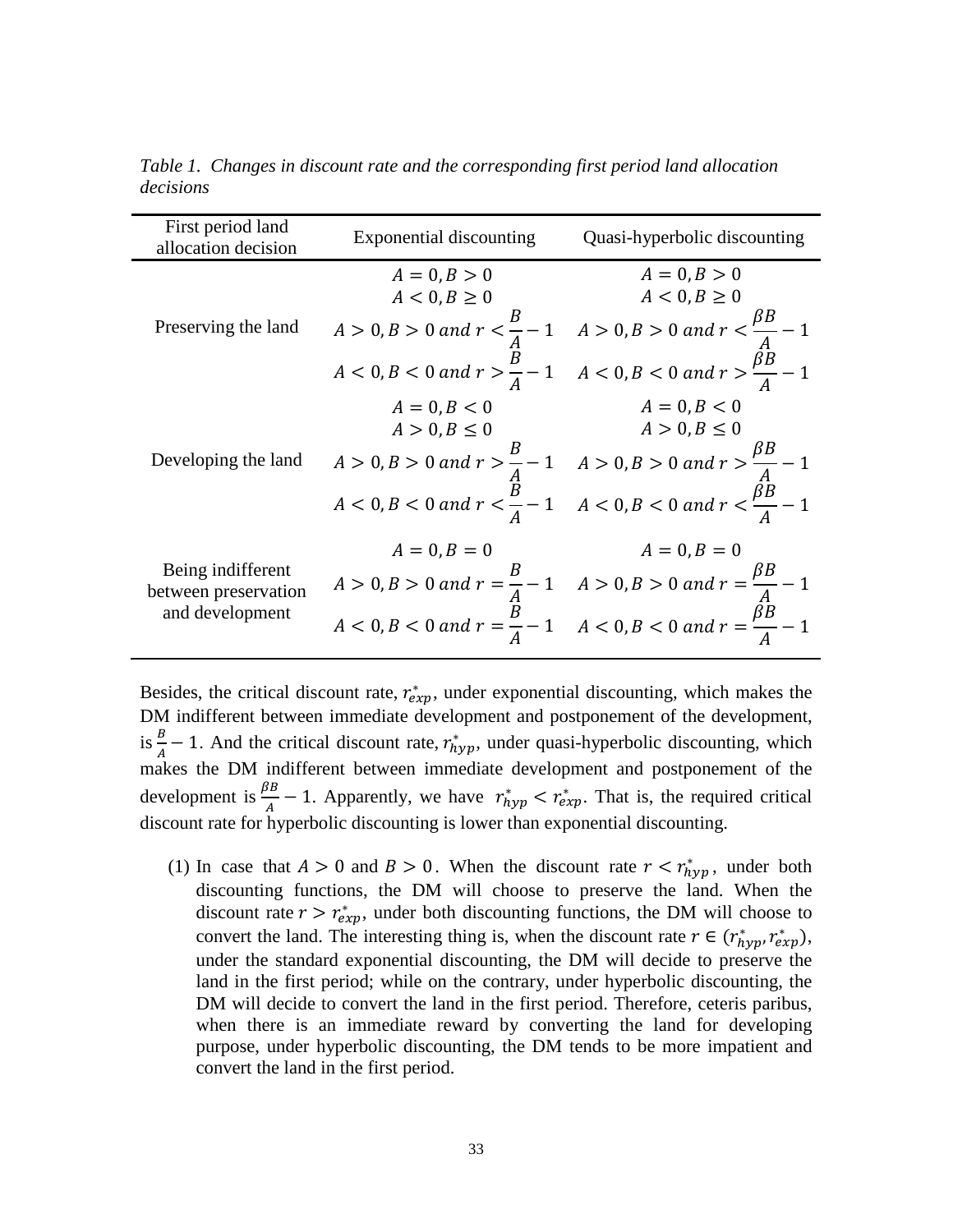*Table 1. Changes in discount rate and the corresponding first period land allocation decisions*

| First period land allocation decision | Exponential discounting | Quasi-hyperbolic discounting |
|---|---|---|
| Preserving the land | $A = 0, B > 0$<br>$A < 0, B \geq 0$<br>$A > 0, B > 0$ *and* $r < \frac{B}{A} - 1$<br>$A < 0, B < 0$ *and* $r > \frac{B}{A} - 1$ | $A = 0, B > 0$<br>$A < 0, B \geq 0$<br>$A > 0, B > 0$ *and* $r < \frac{\beta B}{A} - 1$<br>$A < 0, B < 0$ *and* $r > \frac{\beta B}{A} - 1$ |
| Developing the land | $A = 0, B < 0$<br>$A > 0, B \leq 0$<br>$A > 0, B > 0$ *and* $r > \frac{B}{A} - 1$<br>$A < 0, B < 0$ *and* $r < \frac{B}{A} - 1$ | $A = 0, B < 0$<br>$A > 0, B \leq 0$<br>$A > 0, B > 0$ *and* $r > \frac{\beta B}{A} - 1$<br>$A < 0, B < 0$ *and* $r < \frac{\beta B}{A} - 1$ |
| Being indifferent between preservation and development | $A = 0, B = 0$<br>$A > 0, B > 0$ *and* $r = \frac{B}{A} - 1$<br>$A < 0, B < 0$ *and* $r = \frac{B}{A} - 1$ | $A = 0, B = 0$<br>$A > 0, B > 0$ *and* $r = \frac{\beta B}{A} - 1$<br>$A < 0, B < 0$ *and* $r = \frac{\beta B}{A} - 1$ |

Besides, the critical discount rate, $r_{exp}^{*}$, under exponential discounting, which makes the DM indifferent between immediate development and postponement of the development, is $\frac{B}{A} - 1$. And the critical discount rate, $r_{hyp}^{*}$, under quasi-hyperbolic discounting, which makes the DM indifferent between immediate development and postponement of the development is $\frac{\beta B}{A} - 1$. Apparently, we have $r_{hyp}^{*} < r_{exp}^{*}$. That is, the required critical discount rate for hyperbolic discounting is lower than exponential discounting.

(1) In case that $A > 0$ and $B > 0$. When the discount rate $r < r_{hyp}^{*}$, under both discounting functions, the DM will choose to preserve the land. When the discount rate $r > r_{exp}^{*}$, under both discounting functions, the DM will choose to convert the land. The interesting thing is, when the discount rate $r \in (r_{hyp}^{*}, r_{exp}^{*})$, under the standard exponential discounting, the DM will decide to preserve the land in the first period; while on the contrary, under hyperbolic discounting, the DM will decide to convert the land in the first period. Therefore, ceteris paribus, when there is an immediate reward by converting the land for developing purpose, under hyperbolic discounting, the DM tends to be more impatient and convert the land in the first period.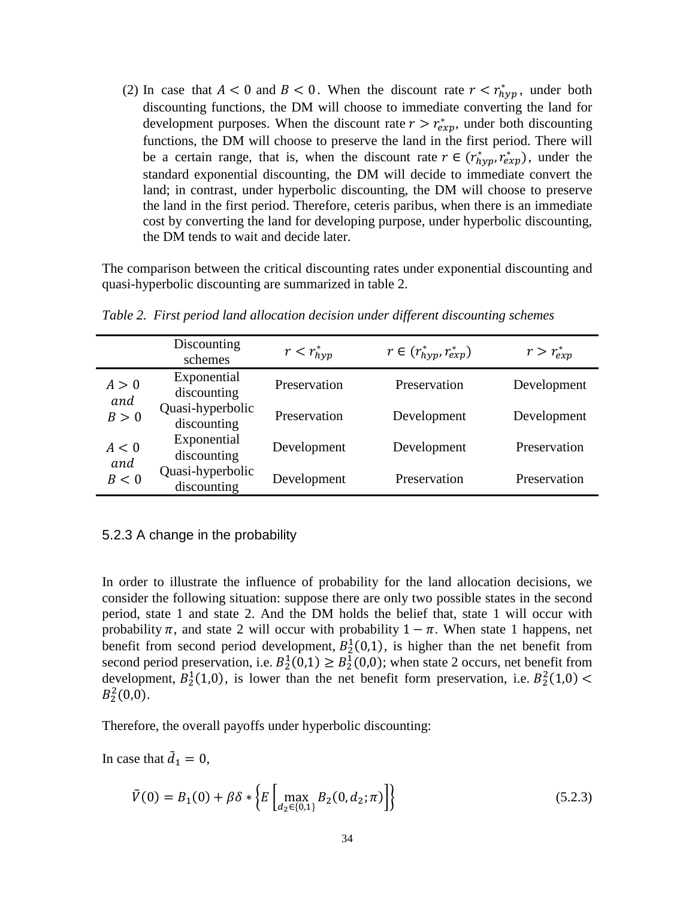(2) In case that $A < 0$ and $B < 0$. When the discount rate $r < r^*_{hyp}$, under both discounting functions, the DM will choose to immediate converting the land for development purposes. When the discount rate $r > r^*_{exp}$, under both discounting functions, the DM will choose to preserve the land in the first period. There will be a certain range, that is, when the discount rate $r \in (r^*_{hyp}, r^*_{exp})$, under the standard exponential discounting, the DM will decide to immediate convert the land; in contrast, under hyperbolic discounting, the DM will choose to preserve the land in the first period. Therefore, ceteris paribus, when there is an immediate cost by converting the land for developing purpose, under hyperbolic discounting, the DM tends to wait and decide later.

The comparison between the critical discounting rates under exponential discounting and quasi-hyperbolic discounting are summarized in table 2.

*Table 2. First period land allocation decision under different discounting schemes*

| | Discounting schemes | $r < r^*_{hyp}$ | $r \in (r^*_{hyp}, r^*_{exp})$ | $r > r^*_{exp}$ |
|---|---|---|---|---|
| $A > 0$ and $B > 0$ | Exponential discounting | Preservation | Preservation | Development |
| | Quasi-hyperbolic discounting | Preservation | Development | Development |
| $A < 0$ and $B < 0$ | Exponential discounting | Development | Development | Preservation |
| | Quasi-hyperbolic discounting | Development | Preservation | Preservation |

### 5.2.3 A change in the probability

In order to illustrate the influence of probability for the land allocation decisions, we consider the following situation: suppose there are only two possible states in the second period, state 1 and state 2. And the DM holds the belief that, state 1 will occur with probability $\pi$, and state 2 will occur with probability $1 - \pi$. When state 1 happens, net benefit from second period development, $B_2^1(0,1)$, is higher than the net benefit from second period preservation, i.e. $B_2^1(0,1) \geq B_2^1(0,0)$; when state 2 occurs, net benefit from development, $B_2^1(1,0)$, is lower than the net benefit form preservation, i.e. $B_2^2(1,0) < B_2^2(0,0)$.

Therefore, the overall payoffs under hyperbolic discounting:

In case that $\tilde{d}_1 = 0$,

$$\tilde{V}(0) = B_1(0) + \beta\delta * \left\{ E\left[ \max_{d_2 \in \{0,1\}} B_2(0, d_2; \pi) \right] \right\} \tag{5.2.3}$$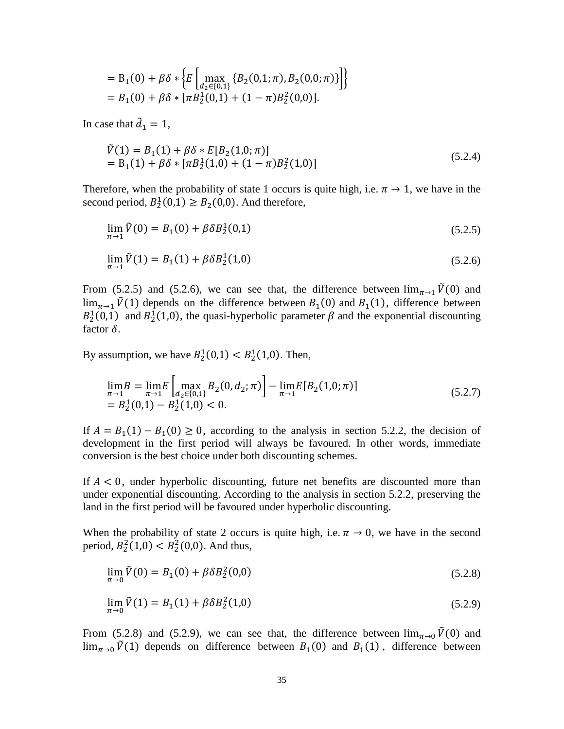$$
\begin{aligned}
&= \mathrm{B}_1(0) + \beta\delta * \left\{ E\left[ \max_{d_2 \in \{0,1\}} \{B_2(0,1;\pi), B_2(0,0;\pi)\} \right] \right\} \\
&= B_1(0) + \beta\delta * [\pi B_2^1(0,1) + (1-\pi) B_2^2(0,0)].
\end{aligned}
$$

In case that $\tilde{d}_1 = 1$,

$$
\begin{aligned}
\tilde{V}(1) &= B_1(1) + \beta\delta * E[B_2(1,0;\pi)] \\
&= \mathrm{B}_1(1) + \beta\delta * [\pi B_2^1(1,0) + (1-\pi) B_2^2(1,0)]
\end{aligned} \tag{5.2.4}
$$

Therefore, when the probability of state 1 occurs is quite high, i.e. $\pi \to 1$, we have in the second period, $B_2^1(0,1) \geq B_2(0,0)$. And therefore,

$$
\lim_{\pi \to 1} \tilde{V}(0) = B_1(0) + \beta\delta B_2^1(0,1) \tag{5.2.5}
$$

$$
\lim_{\pi \to 1} \tilde{V}(1) = B_1(1) + \beta\delta B_2^1(1,0) \tag{5.2.6}
$$

From (5.2.5) and (5.2.6), we can see that, the difference between $\lim_{\pi \to 1} \tilde{V}(0)$ and $\lim_{\pi \to 1} \tilde{V}(1)$ depends on the difference between $B_1(0)$ and $B_1(1)$, difference between $B_2^1(0,1)$ and $B_2^1(1,0)$, the quasi-hyperbolic parameter $\beta$ and the exponential discounting factor $\delta$.

By assumption, we have $B_2^1(0,1) < B_2^1(1,0)$. Then,

$$
\begin{aligned}
\lim_{\pi \to 1} B &= \lim_{\pi \to 1} E\left[ \max_{d_2 \in \{0,1\}} B_2(0, d_2; \pi) \right] - \lim_{\pi \to 1} E[B_2(1,0;\pi)] \\
&= B_2^1(0,1) - B_2^1(1,0) < 0.
\end{aligned} \tag{5.2.7}
$$

If $A = B_1(1) - B_1(0) \geq 0$, according to the analysis in section 5.2.2, the decision of development in the first period will always be favoured. In other words, immediate conversion is the best choice under both discounting schemes.

If $A < 0$, under hyperbolic discounting, future net benefits are discounted more than under exponential discounting. According to the analysis in section 5.2.2, preserving the land in the first period will be favoured under hyperbolic discounting.

When the probability of state 2 occurs is quite high, i.e. $\pi \to 0$, we have in the second period, $B_2^2(1,0) < B_2^2(0,0)$. And thus,

$$
\lim_{\pi \to 0} \tilde{V}(0) = B_1(0) + \beta\delta B_2^2(0,0) \tag{5.2.8}
$$

$$
\lim_{\pi \to 0} \tilde{V}(1) = B_1(1) + \beta\delta B_2^2(1,0) \tag{5.2.9}
$$

From (5.2.8) and (5.2.9), we can see that, the difference between $\lim_{\pi \to 0} \tilde{V}(0)$ and $\lim_{\pi \to 0} \tilde{V}(1)$ depends on difference between $B_1(0)$ and $B_1(1)$, difference between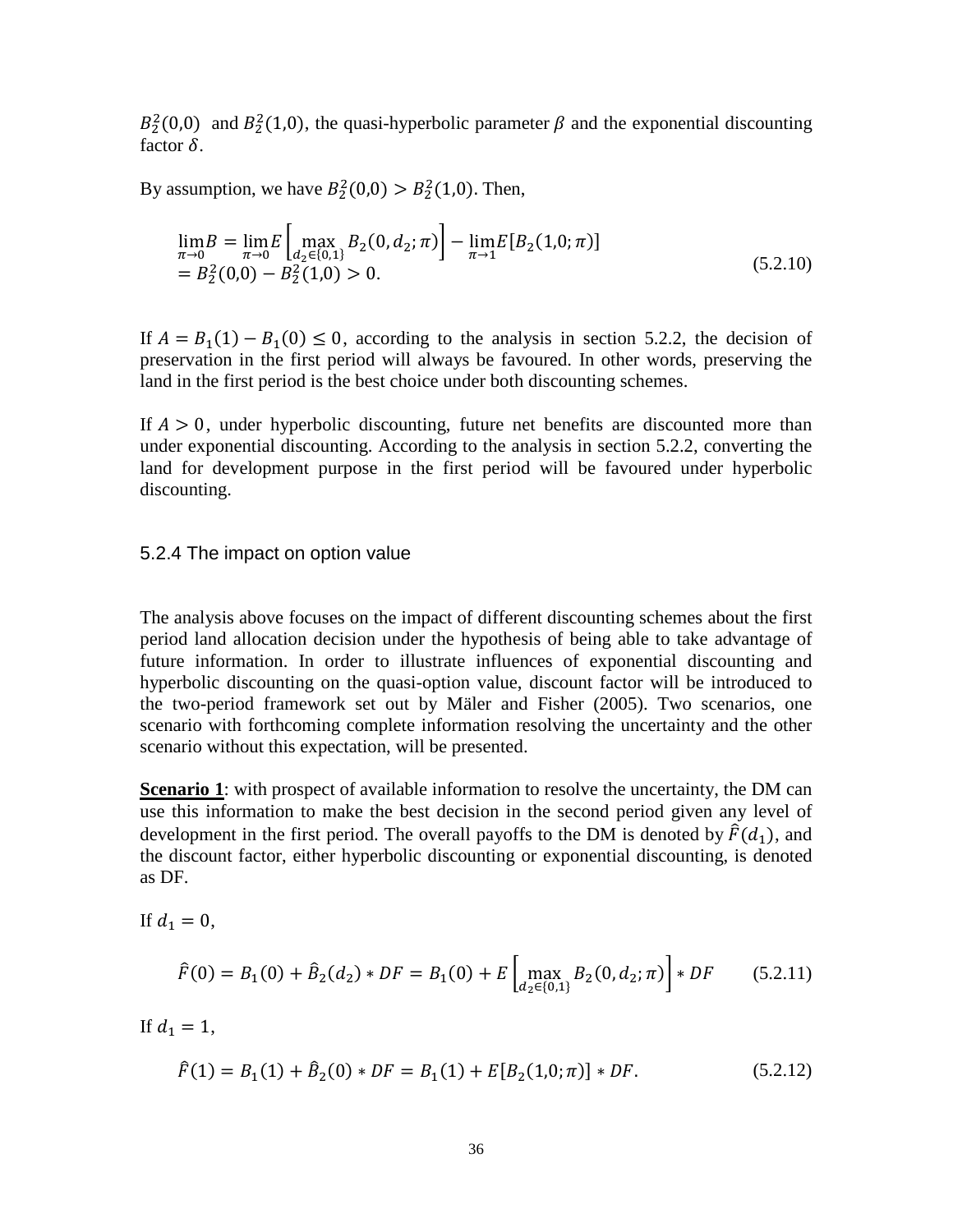$B_2^2(0,0)$ and $B_2^2(1,0)$, the quasi-hyperbolic parameter $\beta$ and the exponential discounting factor $\delta$.

By assumption, we have $B_2^2(0,0) > B_2^2(1,0)$. Then,

$$\begin{aligned}\lim_{\pi \to 0} B &= \lim_{\pi \to 0} E\left[\max_{d_2 \in \{0,1\}} B_2(0, d_2; \pi)\right] - \lim_{\pi \to 1} E[B_2(1,0;\pi)] \\ &= B_2^2(0,0) - B_2^2(1,0) > 0.\end{aligned} \tag{5.2.10}$$

If $A = B_1(1) - B_1(0) \leq 0$, according to the analysis in section 5.2.2, the decision of preservation in the first period will always be favoured. In other words, preserving the land in the first period is the best choice under both discounting schemes.

If $A > 0$, under hyperbolic discounting, future net benefits are discounted more than under exponential discounting. According to the analysis in section 5.2.2, converting the land for development purpose in the first period will be favoured under hyperbolic discounting.

### 5.2.4 The impact on option value

The analysis above focuses on the impact of different discounting schemes about the first period land allocation decision under the hypothesis of being able to take advantage of future information. In order to illustrate influences of exponential discounting and hyperbolic discounting on the quasi-option value, discount factor will be introduced to the two-period framework set out by Mäler and Fisher (2005). Two scenarios, one scenario with forthcoming complete information resolving the uncertainty and the other scenario without this expectation, will be presented.

**Scenario 1**: with prospect of available information to resolve the uncertainty, the DM can use this information to make the best decision in the second period given any level of development in the first period. The overall payoffs to the DM is denoted by $\hat{F}(d_1)$, and the discount factor, either hyperbolic discounting or exponential discounting, is denoted as DF.

If $d_1 = 0$,

$$\hat{F}(0) = B_1(0) + \hat{B}_2(d_2) * DF = B_1(0) + E\left[\max_{d_2 \in \{0,1\}} B_2(0, d_2; \pi)\right] * DF \tag{5.2.11}$$

If $d_1 = 1$,

$$\hat{F}(1) = B_1(1) + \hat{B}_2(0) * DF = B_1(1) + E[B_2(1,0;\pi)] * DF. \tag{5.2.12}$$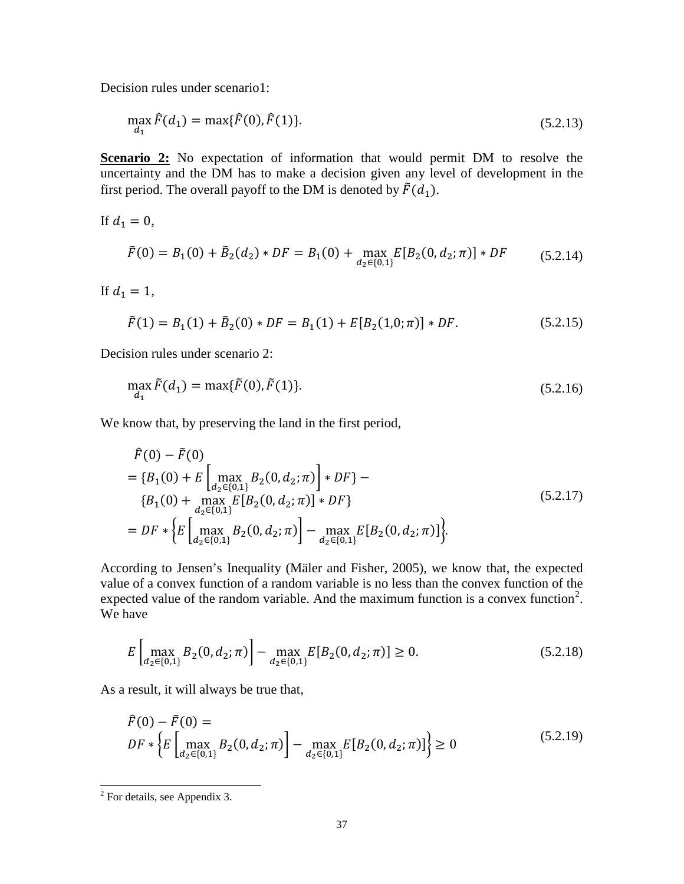Decision rules under scenario1:

$$\max_{d_1} \hat{F}(d_1) = \max\{\hat{F}(0), \hat{F}(1)\}. \tag{5.2.13}$$

**<u>Scenario 2:</u>** No expectation of information that would permit DM to resolve the uncertainty and the DM has to make a decision given any level of development in the first period. The overall payoff to the DM is denoted by $\tilde{F}(d_1)$.

If $d_1 = 0$,

$$\tilde{F}(0) = B_1(0) + \tilde{B}_2(d_2) * DF = B_1(0) + \max_{d_2 \in \{0,1\}} E[B_2(0, d_2; \pi)] * DF \tag{5.2.14}$$

If $d_1 = 1$,

$$\tilde{F}(1) = B_1(1) + \tilde{B}_2(0) * DF = B_1(1) + E[B_2(1,0; \pi)] * DF. \tag{5.2.15}$$

Decision rules under scenario 2:

$$\max_{d_1} \tilde{F}(d_1) = \max\{\tilde{F}(0), \tilde{F}(1)\}. \tag{5.2.16}$$

We know that, by preserving the land in the first period,

$$\begin{aligned}
&\hat{F}(0) - \tilde{F}(0) \\
&= \{B_1(0) + E\left[\max_{d_2 \in \{0,1\}} B_2(0, d_2; \pi)\right] * DF\} - \\
&\quad \{B_1(0) + \max_{d_2 \in \{0,1\}} E[B_2(0, d_2; \pi)] * DF\} \\
&= DF * \left\{E\left[\max_{d_2 \in \{0,1\}} B_2(0, d_2; \pi)\right] - \max_{d_2 \in \{0,1\}} E[B_2(0, d_2; \pi)]\right\}.
\end{aligned} \tag{5.2.17}$$

According to Jensen's Inequality (Mäler and Fisher, 2005), we know that, the expected value of a convex function of a random variable is no less than the convex function of the expected value of the random variable. And the maximum function is a convex function[2]. We have

$$E\left[\max_{d_2 \in \{0,1\}} B_2(0, d_2; \pi)\right] - \max_{d_2 \in \{0,1\}} E[B_2(0, d_2; \pi)] \geq 0. \tag{5.2.18}$$

As a result, it will always be true that,

$$\begin{aligned}
&\hat{F}(0) - \tilde{F}(0) = \\
&DF * \left\{E\left[\max_{d_2 \in \{0,1\}} B_2(0, d_2; \pi)\right] - \max_{d_2 \in \{0,1\}} E[B_2(0, d_2; \pi)]\right\} \geq 0
\end{aligned} \tag{5.2.19}$$

---

[2] For details, see Appendix 3.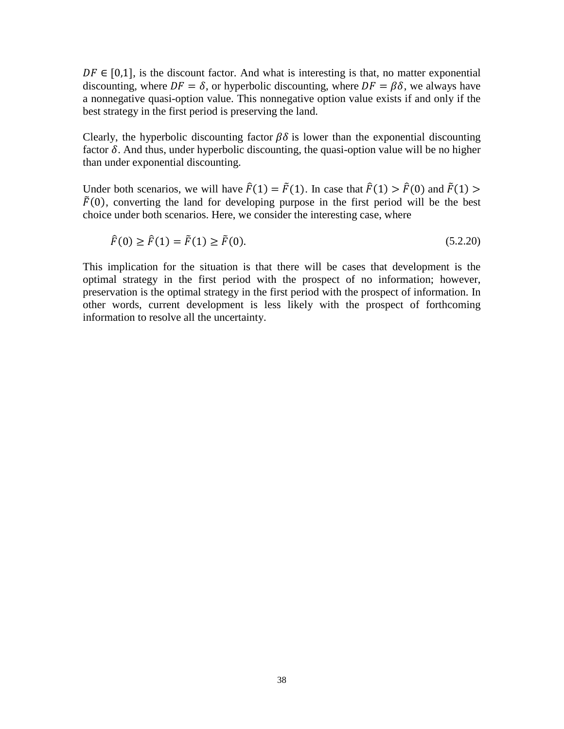$DF \in [0,1]$, is the discount factor. And what is interesting is that, no matter exponential discounting, where $DF = \delta$, or hyperbolic discounting, where $DF = \beta\delta$, we always have a nonnegative quasi-option value. This nonnegative option value exists if and only if the best strategy in the first period is preserving the land.

Clearly, the hyperbolic discounting factor $\beta\delta$ is lower than the exponential discounting factor $\delta$. And thus, under hyperbolic discounting, the quasi-option value will be no higher than under exponential discounting.

Under both scenarios, we will have $\hat{F}(1) = \tilde{F}(1)$. In case that $\hat{F}(1) > \hat{F}(0)$ and $\tilde{F}(1) > \tilde{F}(0)$, converting the land for developing purpose in the first period will be the best choice under both scenarios. Here, we consider the interesting case, where

$$\hat{F}(0) \geq \hat{F}(1) = \tilde{F}(1) \geq \tilde{F}(0). \tag{5.2.20}$$

This implication for the situation is that there will be cases that development is the optimal strategy in the first period with the prospect of no information; however, preservation is the optimal strategy in the first period with the prospect of information. In other words, current development is less likely with the prospect of forthcoming information to resolve all the uncertainty.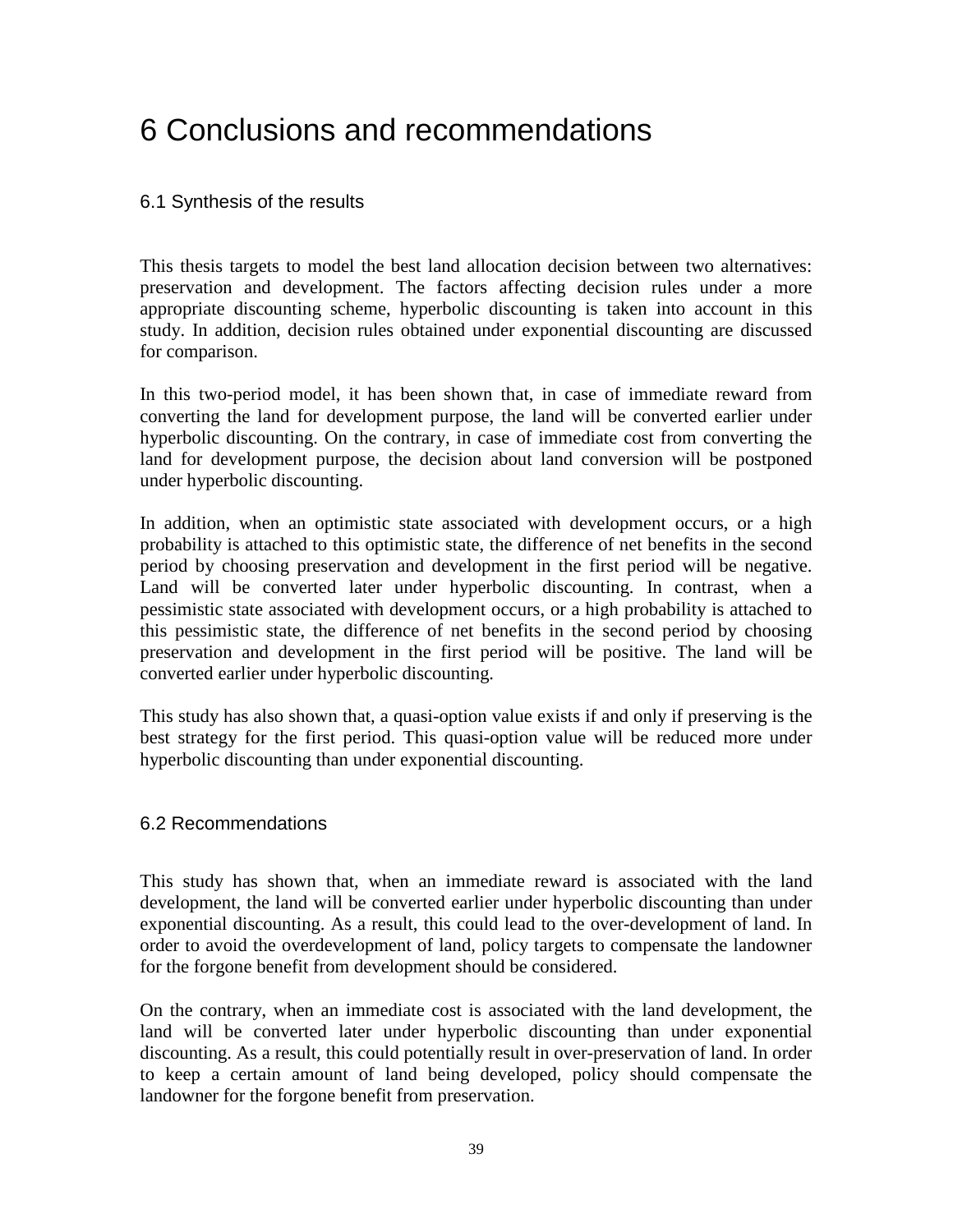# 6 Conclusions and recommendations

## 6.1 Synthesis of the results

This thesis targets to model the best land allocation decision between two alternatives: preservation and development. The factors affecting decision rules under a more appropriate discounting scheme, hyperbolic discounting is taken into account in this study. In addition, decision rules obtained under exponential discounting are discussed for comparison.

In this two-period model, it has been shown that, in case of immediate reward from converting the land for development purpose, the land will be converted earlier under hyperbolic discounting. On the contrary, in case of immediate cost from converting the land for development purpose, the decision about land conversion will be postponed under hyperbolic discounting.

In addition, when an optimistic state associated with development occurs, or a high probability is attached to this optimistic state, the difference of net benefits in the second period by choosing preservation and development in the first period will be negative. Land will be converted later under hyperbolic discounting. In contrast, when a pessimistic state associated with development occurs, or a high probability is attached to this pessimistic state, the difference of net benefits in the second period by choosing preservation and development in the first period will be positive. The land will be converted earlier under hyperbolic discounting.

This study has also shown that, a quasi-option value exists if and only if preserving is the best strategy for the first period. This quasi-option value will be reduced more under hyperbolic discounting than under exponential discounting.

## 6.2 Recommendations

This study has shown that, when an immediate reward is associated with the land development, the land will be converted earlier under hyperbolic discounting than under exponential discounting. As a result, this could lead to the over-development of land. In order to avoid the overdevelopment of land, policy targets to compensate the landowner for the forgone benefit from development should be considered.

On the contrary, when an immediate cost is associated with the land development, the land will be converted later under hyperbolic discounting than under exponential discounting. As a result, this could potentially result in over-preservation of land. In order to keep a certain amount of land being developed, policy should compensate the landowner for the forgone benefit from preservation.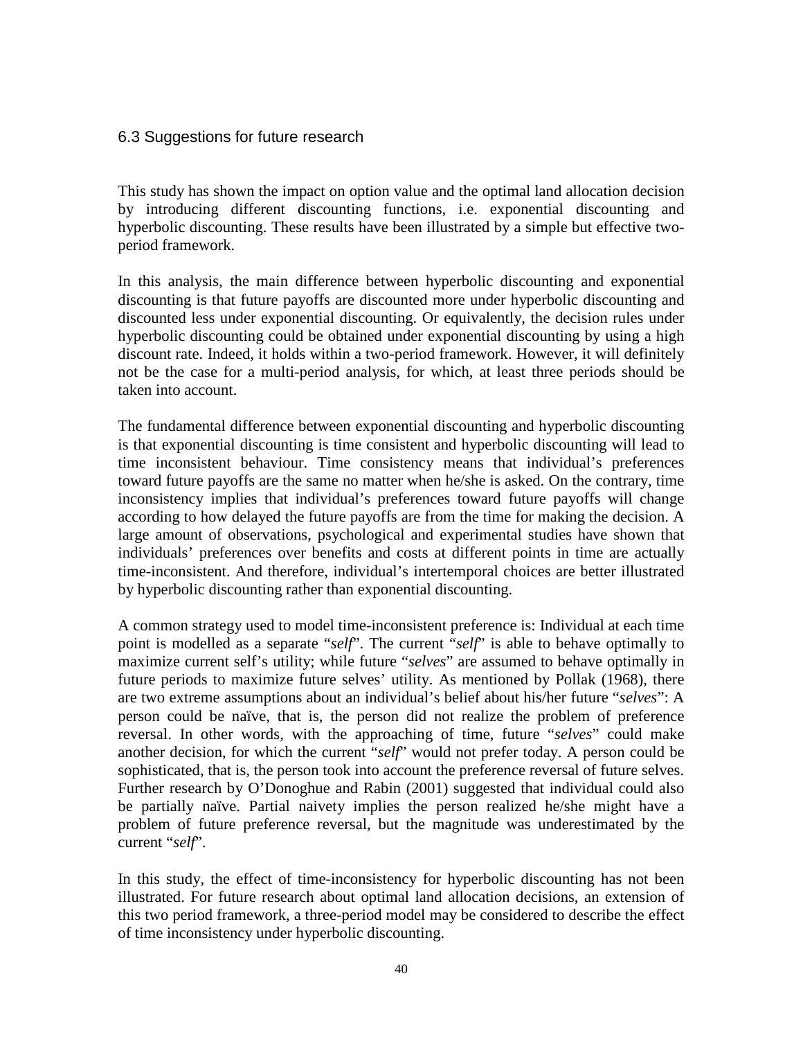## 6.3 Suggestions for future research

This study has shown the impact on option value and the optimal land allocation decision by introducing different discounting functions, i.e. exponential discounting and hyperbolic discounting. These results have been illustrated by a simple but effective two-period framework.

In this analysis, the main difference between hyperbolic discounting and exponential discounting is that future payoffs are discounted more under hyperbolic discounting and discounted less under exponential discounting. Or equivalently, the decision rules under hyperbolic discounting could be obtained under exponential discounting by using a high discount rate. Indeed, it holds within a two-period framework. However, it will definitely not be the case for a multi-period analysis, for which, at least three periods should be taken into account.

The fundamental difference between exponential discounting and hyperbolic discounting is that exponential discounting is time consistent and hyperbolic discounting will lead to time inconsistent behaviour. Time consistency means that individual's preferences toward future payoffs are the same no matter when he/she is asked. On the contrary, time inconsistency implies that individual's preferences toward future payoffs will change according to how delayed the future payoffs are from the time for making the decision. A large amount of observations, psychological and experimental studies have shown that individuals' preferences over benefits and costs at different points in time are actually time-inconsistent. And therefore, individual's intertemporal choices are better illustrated by hyperbolic discounting rather than exponential discounting.

A common strategy used to model time-inconsistent preference is: Individual at each time point is modelled as a separate "*self*". The current "*self*" is able to behave optimally to maximize current self's utility; while future "*selves*" are assumed to behave optimally in future periods to maximize future selves' utility. As mentioned by Pollak (1968), there are two extreme assumptions about an individual's belief about his/her future "*selves*": A person could be naïve, that is, the person did not realize the problem of preference reversal. In other words, with the approaching of time, future "*selves*" could make another decision, for which the current "*self*" would not prefer today. A person could be sophisticated, that is, the person took into account the preference reversal of future selves. Further research by O'Donoghue and Rabin (2001) suggested that individual could also be partially naïve. Partial naivety implies the person realized he/she might have a problem of future preference reversal, but the magnitude was underestimated by the current "*self*".

In this study, the effect of time-inconsistency for hyperbolic discounting has not been illustrated. For future research about optimal land allocation decisions, an extension of this two period framework, a three-period model may be considered to describe the effect of time inconsistency under hyperbolic discounting.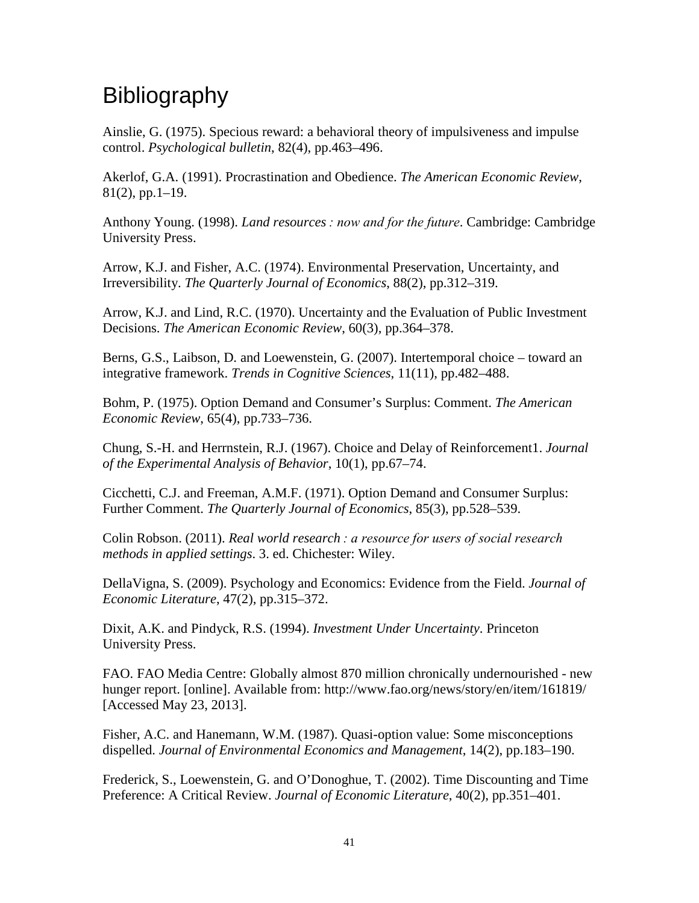# Bibliography

Ainslie, G. (1975). Specious reward: a behavioral theory of impulsiveness and impulse control. *Psychological bulletin*, 82(4), pp.463–496.

Akerlof, G.A. (1991). Procrastination and Obedience. *The American Economic Review*, 81(2), pp.1–19.

Anthony Young. (1998). *Land resources : now and for the future*. Cambridge: Cambridge University Press.

Arrow, K.J. and Fisher, A.C. (1974). Environmental Preservation, Uncertainty, and Irreversibility. *The Quarterly Journal of Economics*, 88(2), pp.312–319.

Arrow, K.J. and Lind, R.C. (1970). Uncertainty and the Evaluation of Public Investment Decisions. *The American Economic Review*, 60(3), pp.364–378.

Berns, G.S., Laibson, D. and Loewenstein, G. (2007). Intertemporal choice – toward an integrative framework. *Trends in Cognitive Sciences*, 11(11), pp.482–488.

Bohm, P. (1975). Option Demand and Consumer's Surplus: Comment. *The American Economic Review*, 65(4), pp.733–736.

Chung, S.-H. and Herrnstein, R.J. (1967). Choice and Delay of Reinforcement1. *Journal of the Experimental Analysis of Behavior*, 10(1), pp.67–74.

Cicchetti, C.J. and Freeman, A.M.F. (1971). Option Demand and Consumer Surplus: Further Comment. *The Quarterly Journal of Economics*, 85(3), pp.528–539.

Colin Robson. (2011). *Real world research : a resource for users of social research methods in applied settings*. 3. ed. Chichester: Wiley.

DellaVigna, S. (2009). Psychology and Economics: Evidence from the Field. *Journal of Economic Literature*, 47(2), pp.315–372.

Dixit, A.K. and Pindyck, R.S. (1994). *Investment Under Uncertainty*. Princeton University Press.

FAO. FAO Media Centre: Globally almost 870 million chronically undernourished - new hunger report. [online]. Available from: http://www.fao.org/news/story/en/item/161819/ [Accessed May 23, 2013].

Fisher, A.C. and Hanemann, W.M. (1987). Quasi-option value: Some misconceptions dispelled. *Journal of Environmental Economics and Management*, 14(2), pp.183–190.

Frederick, S., Loewenstein, G. and O'Donoghue, T. (2002). Time Discounting and Time Preference: A Critical Review. *Journal of Economic Literature*, 40(2), pp.351–401.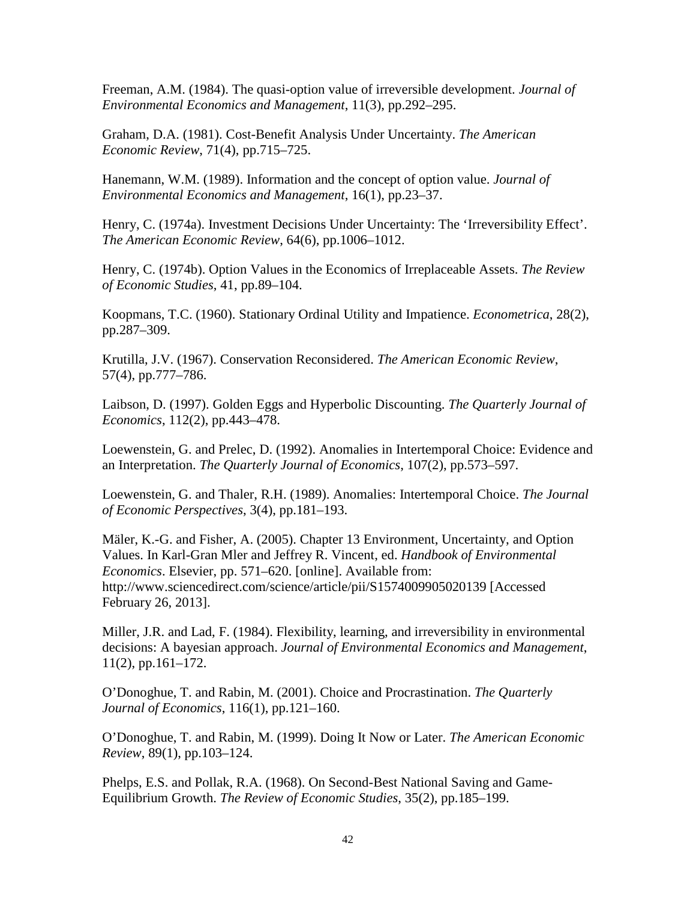Freeman, A.M. (1984). The quasi-option value of irreversible development. *Journal of Environmental Economics and Management*, 11(3), pp.292–295.

Graham, D.A. (1981). Cost-Benefit Analysis Under Uncertainty. *The American Economic Review*, 71(4), pp.715–725.

Hanemann, W.M. (1989). Information and the concept of option value. *Journal of Environmental Economics and Management*, 16(1), pp.23–37.

Henry, C. (1974a). Investment Decisions Under Uncertainty: The 'Irreversibility Effect'. *The American Economic Review*, 64(6), pp.1006–1012.

Henry, C. (1974b). Option Values in the Economics of Irreplaceable Assets. *The Review of Economic Studies*, 41, pp.89–104.

Koopmans, T.C. (1960). Stationary Ordinal Utility and Impatience. *Econometrica*, 28(2), pp.287–309.

Krutilla, J.V. (1967). Conservation Reconsidered. *The American Economic Review*, 57(4), pp.777–786.

Laibson, D. (1997). Golden Eggs and Hyperbolic Discounting. *The Quarterly Journal of Economics*, 112(2), pp.443–478.

Loewenstein, G. and Prelec, D. (1992). Anomalies in Intertemporal Choice: Evidence and an Interpretation. *The Quarterly Journal of Economics*, 107(2), pp.573–597.

Loewenstein, G. and Thaler, R.H. (1989). Anomalies: Intertemporal Choice. *The Journal of Economic Perspectives*, 3(4), pp.181–193.

Mäler, K.-G. and Fisher, A. (2005). Chapter 13 Environment, Uncertainty, and Option Values. In Karl-Gran Mler and Jeffrey R. Vincent, ed. *Handbook of Environmental Economics*. Elsevier, pp. 571–620. [online]. Available from: http://www.sciencedirect.com/science/article/pii/S1574009905020139 [Accessed February 26, 2013].

Miller, J.R. and Lad, F. (1984). Flexibility, learning, and irreversibility in environmental decisions: A bayesian approach. *Journal of Environmental Economics and Management*, 11(2), pp.161–172.

O'Donoghue, T. and Rabin, M. (2001). Choice and Procrastination. *The Quarterly Journal of Economics*, 116(1), pp.121–160.

O'Donoghue, T. and Rabin, M. (1999). Doing It Now or Later. *The American Economic Review*, 89(1), pp.103–124.

Phelps, E.S. and Pollak, R.A. (1968). On Second-Best National Saving and Game-Equilibrium Growth. *The Review of Economic Studies*, 35(2), pp.185–199.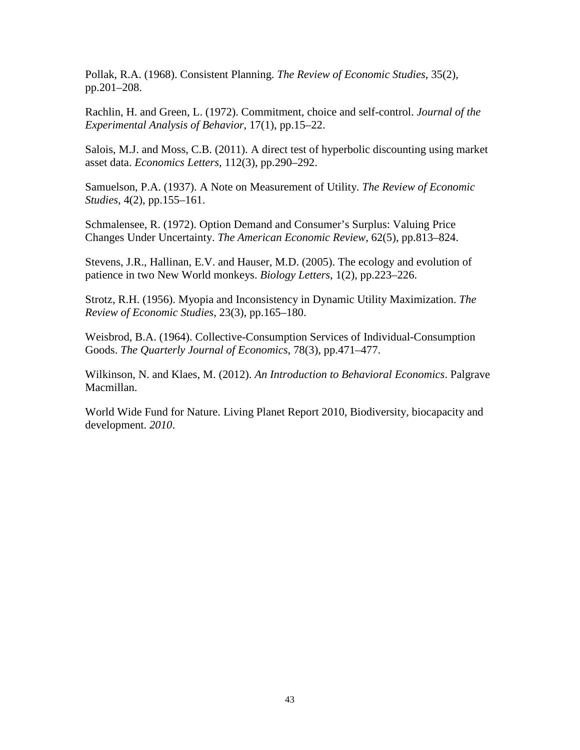Pollak, R.A. (1968). Consistent Planning. *The Review of Economic Studies*, 35(2), pp.201–208.

Rachlin, H. and Green, L. (1972). Commitment, choice and self-control. *Journal of the Experimental Analysis of Behavior*, 17(1), pp.15–22.

Salois, M.J. and Moss, C.B. (2011). A direct test of hyperbolic discounting using market asset data. *Economics Letters*, 112(3), pp.290–292.

Samuelson, P.A. (1937). A Note on Measurement of Utility. *The Review of Economic Studies*, 4(2), pp.155–161.

Schmalensee, R. (1972). Option Demand and Consumer's Surplus: Valuing Price Changes Under Uncertainty. *The American Economic Review*, 62(5), pp.813–824.

Stevens, J.R., Hallinan, E.V. and Hauser, M.D. (2005). The ecology and evolution of patience in two New World monkeys. *Biology Letters*, 1(2), pp.223–226.

Strotz, R.H. (1956). Myopia and Inconsistency in Dynamic Utility Maximization. *The Review of Economic Studies*, 23(3), pp.165–180.

Weisbrod, B.A. (1964). Collective-Consumption Services of Individual-Consumption Goods. *The Quarterly Journal of Economics*, 78(3), pp.471–477.

Wilkinson, N. and Klaes, M. (2012). *An Introduction to Behavioral Economics*. Palgrave Macmillan.

World Wide Fund for Nature. Living Planet Report 2010, Biodiversity, biocapacity and development. *2010*.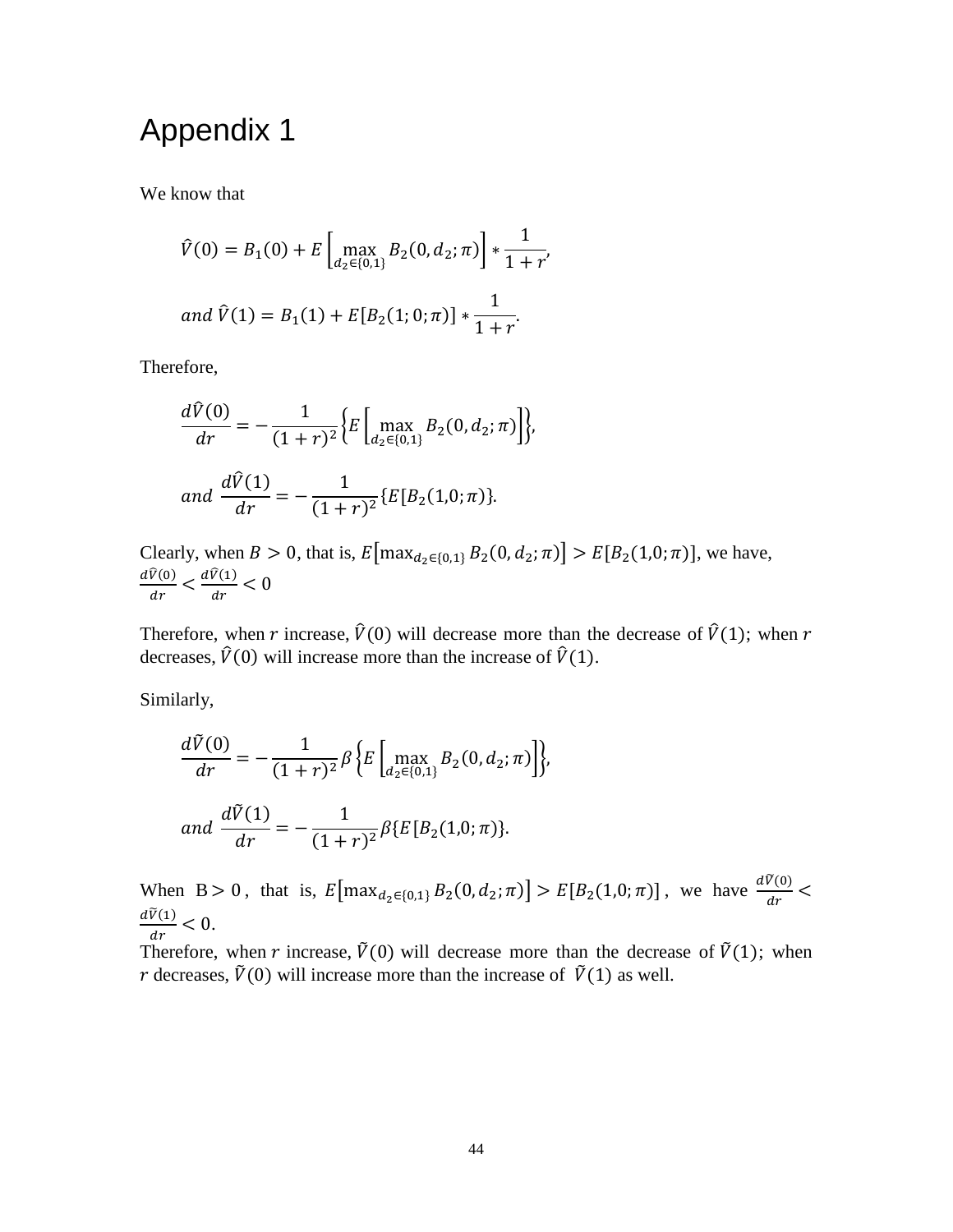# Appendix 1

We know that

$$\hat{V}(0) = B_1(0) + E\left[\max_{d_2 \in \{0,1\}} B_2(0, d_2; \pi)\right] * \frac{1}{1+r},$$

$$and\ \hat{V}(1) = B_1(1) + E[B_2(1; 0; \pi)] * \frac{1}{1+r}.$$

Therefore,

$$\frac{d\hat{V}(0)}{dr} = -\frac{1}{(1+r)^2}\left\{E\left[\max_{d_2 \in \{0,1\}} B_2(0, d_2; \pi)\right]\right\},$$

$$and\ \frac{d\hat{V}(1)}{dr} = -\frac{1}{(1+r)^2}\{E[B_2(1,0; \pi)\}.$$

Clearly, when $B > 0$, that is, $E\left[\max_{d_2 \in \{0,1\}} B_2(0, d_2; \pi)\right] > E[B_2(1,0; \pi)]$, we have, $\frac{d\hat{V}(0)}{dr} < \frac{d\hat{V}(1)}{dr} < 0$

Therefore, when $r$ increase, $\hat{V}(0)$ will decrease more than the decrease of $\hat{V}(1)$; when $r$ decreases, $\hat{V}(0)$ will increase more than the increase of $\hat{V}(1)$.

Similarly,

$$\frac{d\tilde{V}(0)}{dr} = -\frac{1}{(1+r)^2}\beta\left\{E\left[\max_{d_2 \in \{0,1\}} B_2(0, d_2; \pi)\right]\right\},$$

$$and\ \frac{d\tilde{V}(1)}{dr} = -\frac{1}{(1+r)^2}\beta\{E[B_2(1,0; \pi)\}.$$

When $B > 0$, that is, $E\left[\max_{d_2 \in \{0,1\}} B_2(0, d_2; \pi)\right] > E[B_2(1,0; \pi)]$, we have $\frac{d\tilde{V}(0)}{dr} < \frac{d\tilde{V}(1)}{dr} < 0$.

Therefore, when $r$ increase, $\tilde{V}(0)$ will decrease more than the decrease of $\tilde{V}(1)$; when $r$ decreases, $\tilde{V}(0)$ will increase more than the increase of $\tilde{V}(1)$ as well.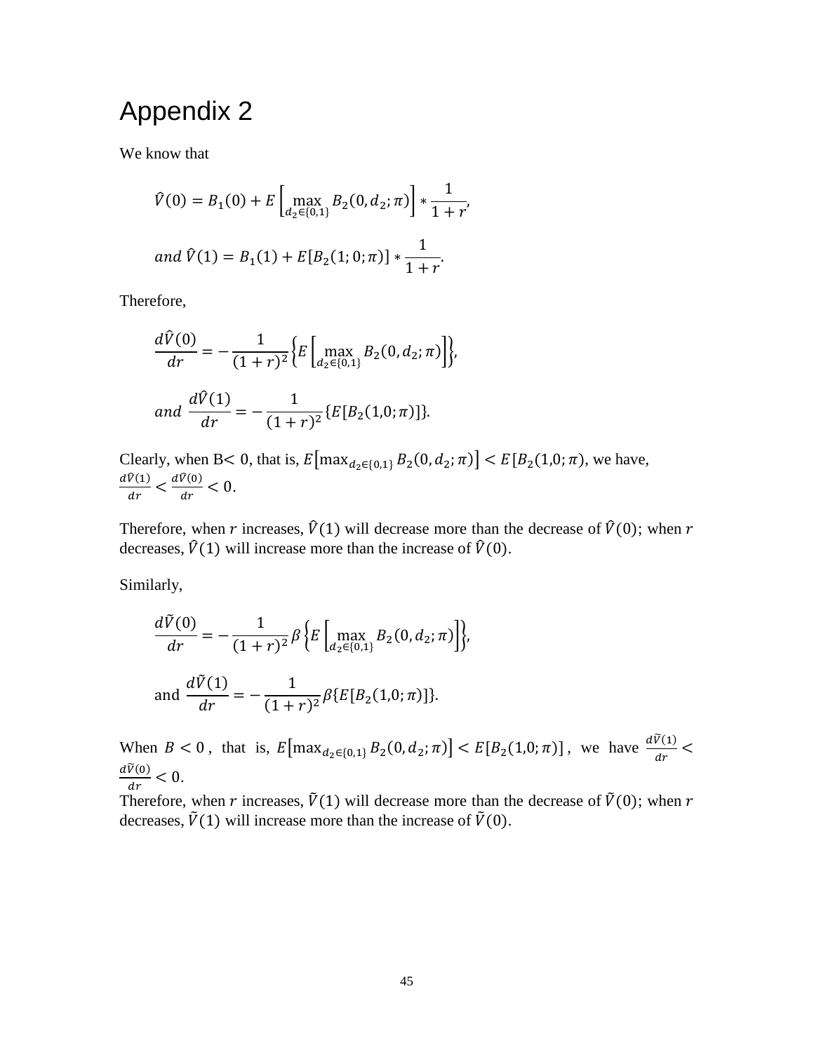# Appendix 2

We know that

$$\hat{V}(0) = B_1(0) + E\left[\max_{d_2 \in \{0,1\}} B_2(0, d_2; \pi)\right] * \frac{1}{1+r},$$

$$and\ \hat{V}(1) = B_1(1) + E[B_2(1; 0; \pi)] * \frac{1}{1+r}.$$

Therefore,

$$\frac{d\hat{V}(0)}{dr} = -\frac{1}{(1+r)^2}\left\{E\left[\max_{d_2 \in \{0,1\}} B_2(0, d_2; \pi)\right]\right\},$$

$$and\ \frac{d\hat{V}(1)}{dr} = -\frac{1}{(1+r)^2}\{E[B_2(1,0; \pi)]\}.$$

Clearly, when B$<$ 0, that is, $E\left[\max_{d_2 \in \{0,1\}} B_2(0, d_2; \pi)\right] < E[B_2(1,0; \pi)$, we have, $\frac{d\hat{V}(1)}{dr} < \frac{d\hat{V}(0)}{dr} < 0$.

Therefore, when $r$ increases, $\hat{V}(1)$ will decrease more than the decrease of $\hat{V}(0)$; when $r$ decreases, $\hat{V}(1)$ will increase more than the increase of $\hat{V}(0)$.

Similarly,

$$\frac{d\tilde{V}(0)}{dr} = -\frac{1}{(1+r)^2}\beta\left\{E\left[\max_{d_2 \in \{0,1\}} B_2(0, d_2; \pi)\right]\right\},$$

$$\text{and } \frac{d\tilde{V}(1)}{dr} = -\frac{1}{(1+r)^2}\beta\{E[B_2(1,0; \pi)]\}.$$

When $B < 0$, that is, $E\left[\max_{d_2 \in \{0,1\}} B_2(0, d_2; \pi)\right] < E[B_2(1,0; \pi)]$, we have $\frac{d\tilde{V}(1)}{dr} < \frac{d\tilde{V}(0)}{dr} < 0$.

Therefore, when $r$ increases, $\tilde{V}(1)$ will decrease more than the decrease of $\tilde{V}(0)$; when $r$ decreases, $\tilde{V}(1)$ will increase more than the increase of $\tilde{V}(0)$.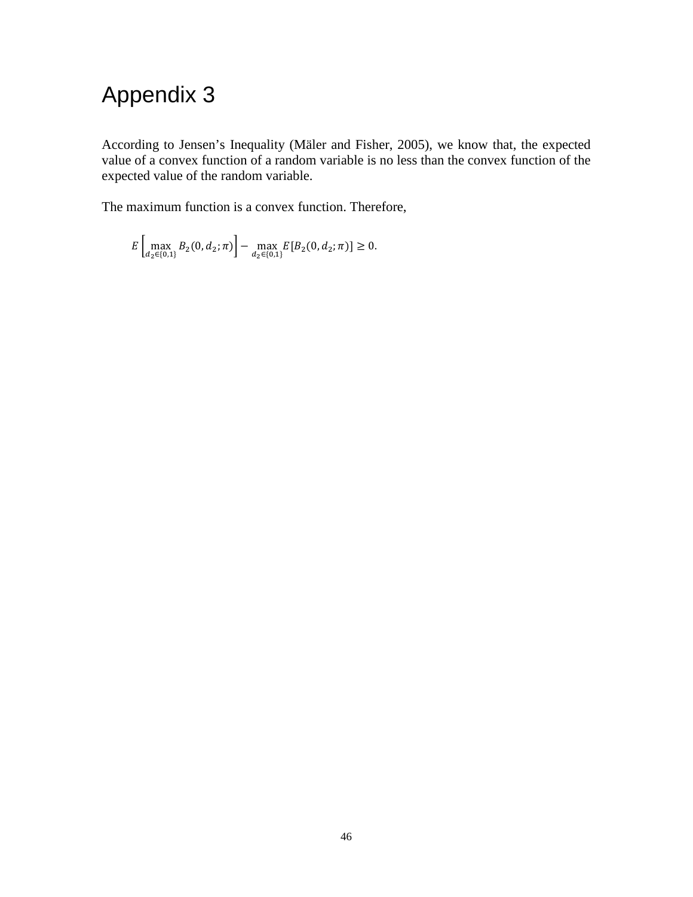# Appendix 3

According to Jensen's Inequality (Mäler and Fisher, 2005), we know that, the expected value of a convex function of a random variable is no less than the convex function of the expected value of the random variable.

The maximum function is a convex function. Therefore,

$$E\left[\max_{d_2\in\{0,1\}} B_2(0, d_2; \pi)\right] - \max_{d_2\in\{0,1\}} E[B_2(0, d_2; \pi)] \geq 0.$$